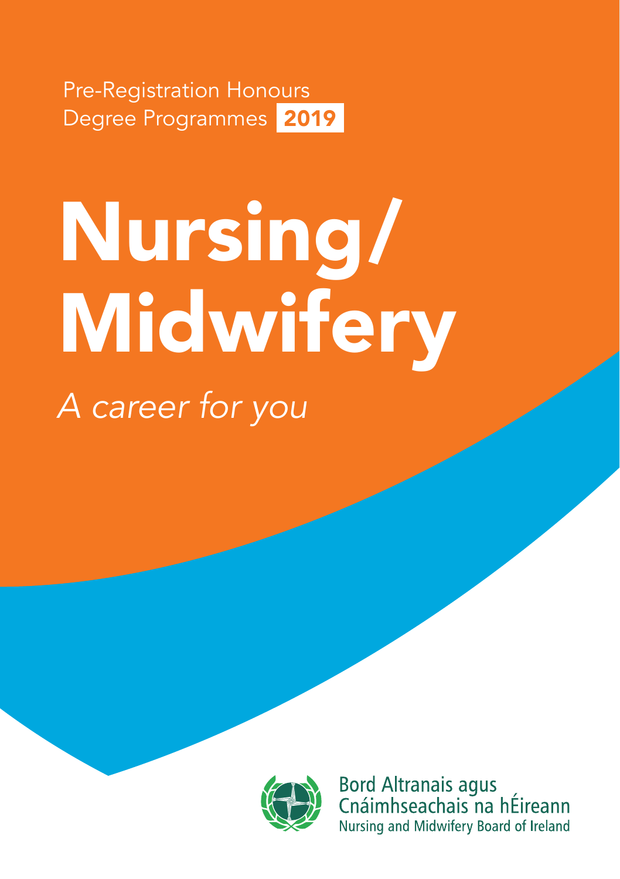Pre-Registration Honours Degree Programmes **2019**

# Nursing/ Midwifery

*A career for you*

Bord Altranais agus Cnáimhseachais na hÉireann
Nursing and Midwifery Board of Ireland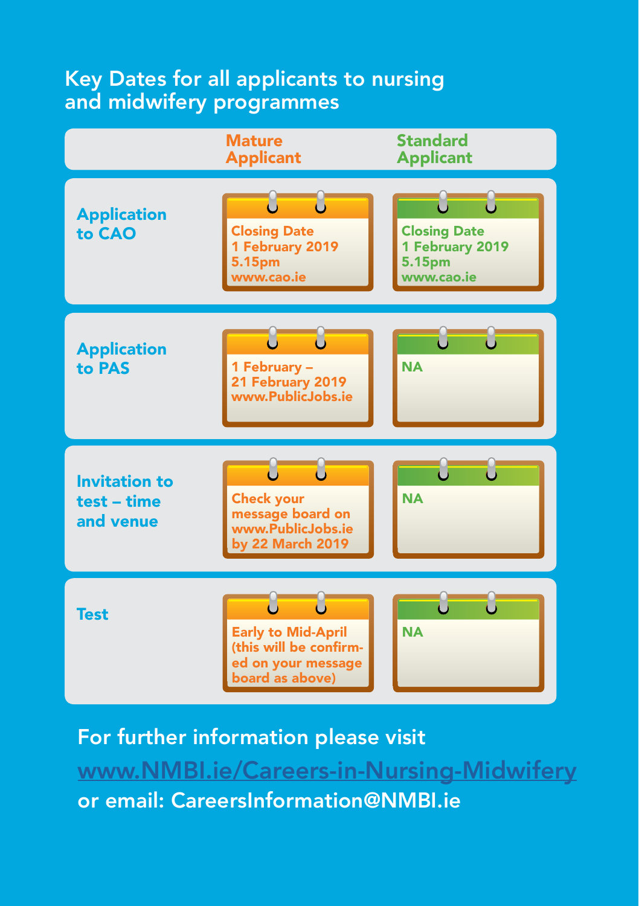## Key Dates for all applicants to nursing and midwifery programmes

| | Mature Applicant | Standard Applicant |
|---|---|---|
| Application to CAO | Closing Date 1 February 2019 5.15pm www.cao.ie | Closing Date 1 February 2019 5.15pm www.cao.ie |
| Application to PAS | 1 February – 21 February 2019 www.PublicJobs.ie | NA |
| Invitation to test – time and venue | Check your message board on www.PublicJobs.ie by 22 March 2019 | NA |
| Test | Early to Mid-April (this will be confirmed on your message board as above) | NA |

For further information please visit www.NMBI.ie/Careers-in-Nursing-Midwifery or email: CareersInformation@NMBI.ie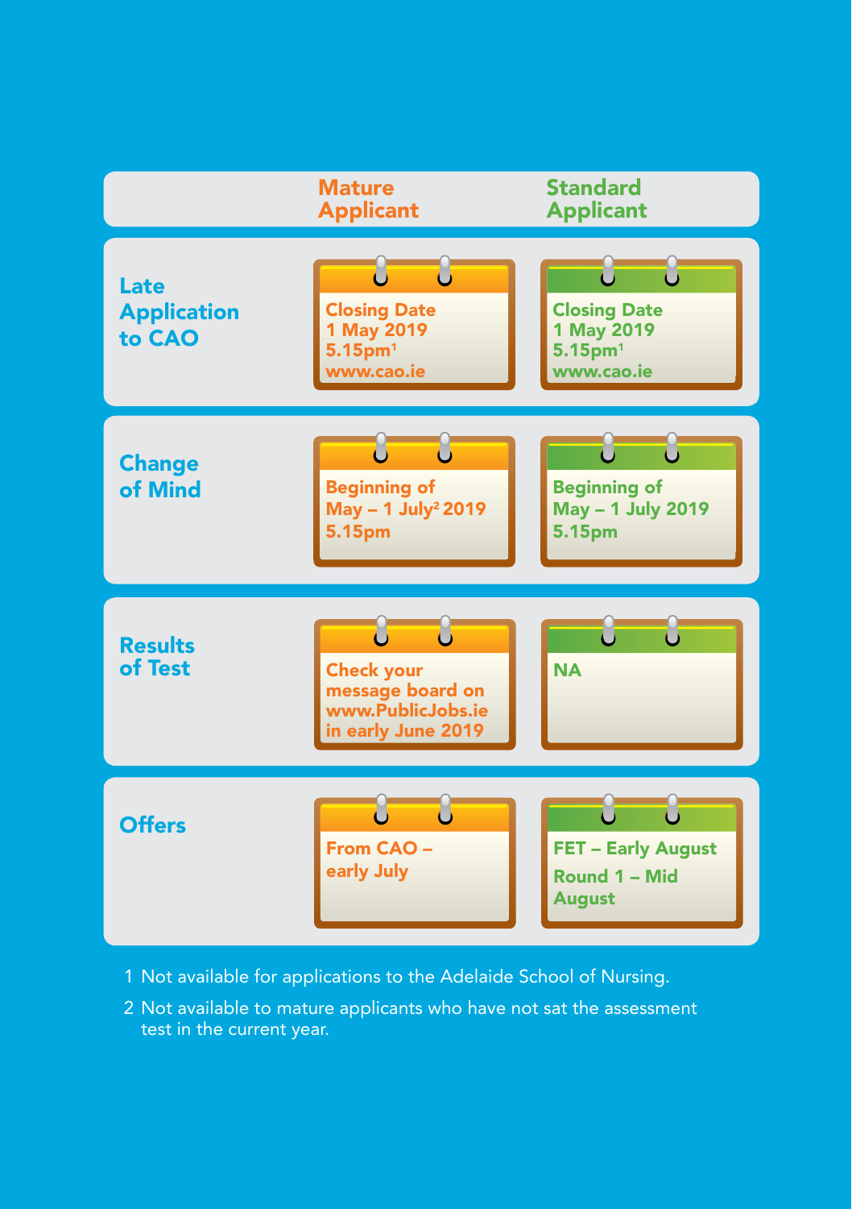| | Mature Applicant | Standard Applicant |
|---|---|---|
| **Late Application to CAO** | Closing Date 1 May 2019 5.15pm[1] www.cao.ie | Closing Date 1 May 2019 5.15pm[1] www.cao.ie |
| **Change of Mind** | Beginning of May – 1 July[2] 2019 5.15pm | Beginning of May – 1 July 2019 5.15pm |
| **Results of Test** | Check your message board on www.PublicJobs.ie in early June 2019 | NA |
| **Offers** | From CAO – early July | FET – Early August<br>Round 1 – Mid August |

1 Not available for applications to the Adelaide School of Nursing.

2 Not available to mature applicants who have not sat the assessment test in the current year.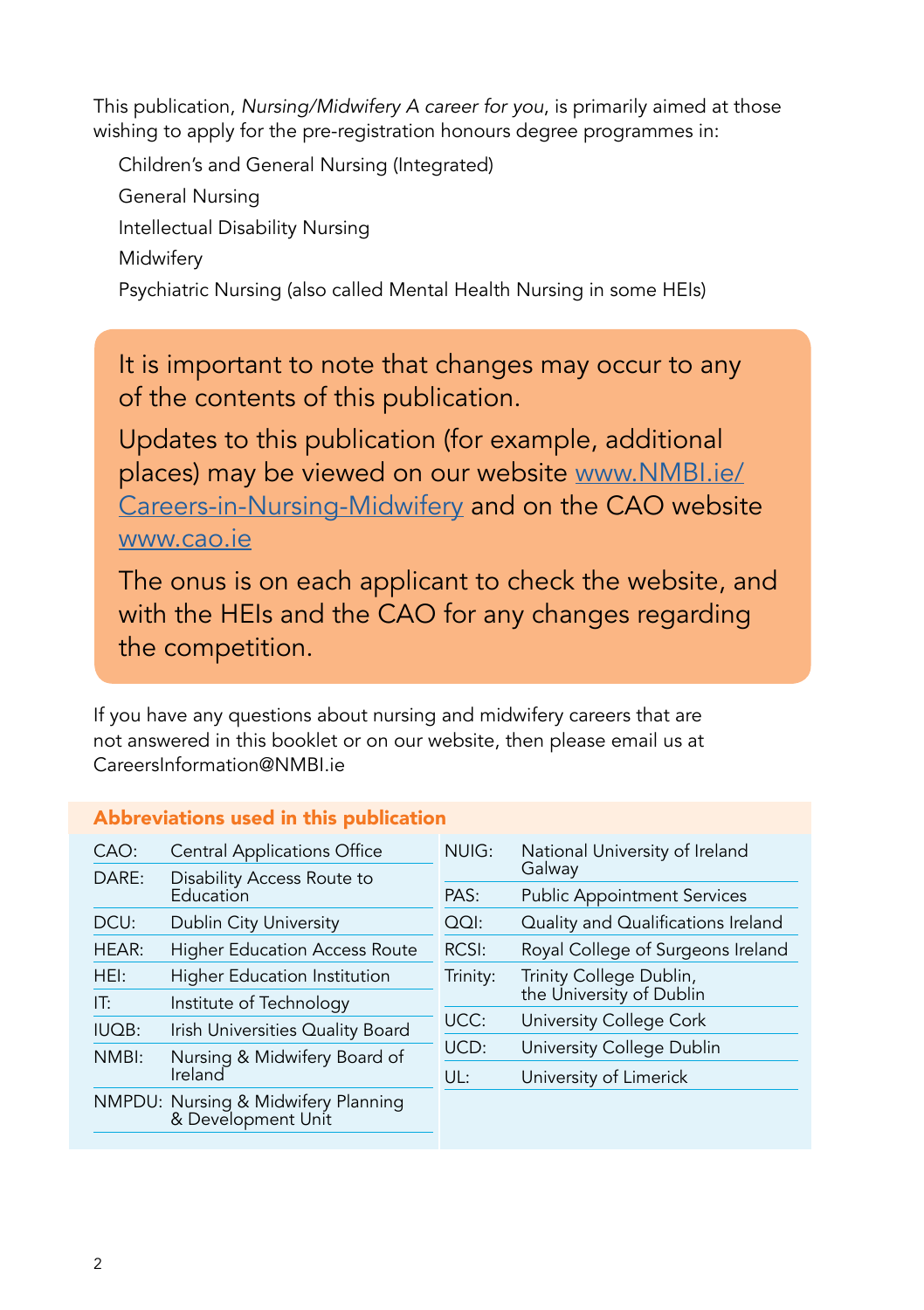This publication, *Nursing/Midwifery A career for you*, is primarily aimed at those wishing to apply for the pre-registration honours degree programmes in:

- Children's and General Nursing (Integrated)
- General Nursing
- Intellectual Disability Nursing
- Midwifery
- Psychiatric Nursing (also called Mental Health Nursing in some HEIs)

> It is important to note that changes may occur to any of the contents of this publication.
>
> Updates to this publication (for example, additional places) may be viewed on our website www.NMBI.ie/Careers-in-Nursing-Midwifery and on the CAO website www.cao.ie
>
> The onus is on each applicant to check the website, and with the HEIs and the CAO for any changes regarding the competition.

If you have any questions about nursing and midwifery careers that are not answered in this booklet or on our website, then please email us at CareersInformation@NMBI.ie

## Abbreviations used in this publication

| Abbreviation | Meaning |
|---|---|
| CAO: | Central Applications Office |
| DARE: | Disability Access Route to Education |
| DCU: | Dublin City University |
| HEAR: | Higher Education Access Route |
| HEI: | Higher Education Institution |
| IT: | Institute of Technology |
| IUQB: | Irish Universities Quality Board |
| NMBI: | Nursing & Midwifery Board of Ireland |
| NMPDU: | Nursing & Midwifery Planning & Development Unit |
| NUIG: | National University of Ireland Galway |
| PAS: | Public Appointment Services |
| QQI: | Quality and Qualifications Ireland |
| RCSI: | Royal College of Surgeons Ireland |
| Trinity: | Trinity College Dublin, the University of Dublin |
| UCC: | University College Cork |
| UCD: | University College Dublin |
| UL: | University of Limerick |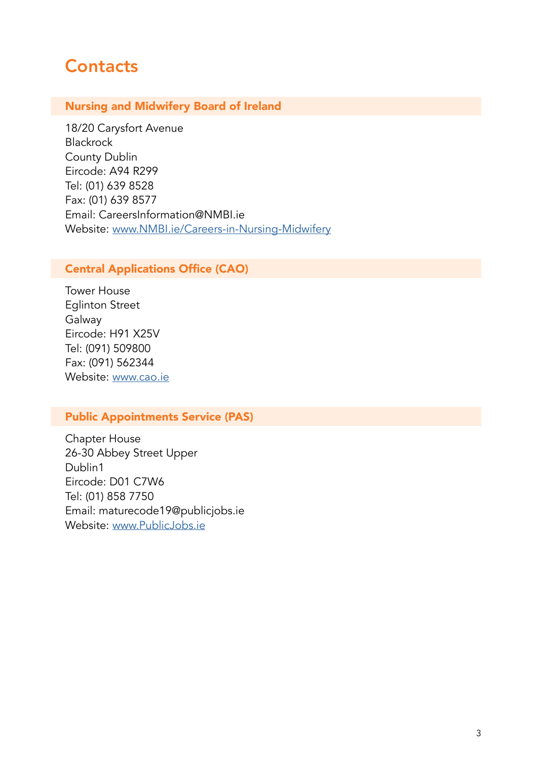# Contacts

## Nursing and Midwifery Board of Ireland

18/20 Carysfort Avenue
Blackrock
County Dublin
Eircode: A94 R299
Tel: (01) 639 8528
Fax: (01) 639 8577
Email: CareersInformation@NMBI.ie
Website: www.NMBI.ie/Careers-in-Nursing-Midwifery

## Central Applications Office (CAO)

Tower House
Eglinton Street
Galway
Eircode: H91 X25V
Tel: (091) 509800
Fax: (091) 562344
Website: www.cao.ie

## Public Appointments Service (PAS)

Chapter House
26-30 Abbey Street Upper
Dublin1
Eircode: D01 C7W6
Tel: (01) 858 7750
Email: maturecode19@publicjobs.ie
Website: www.PublicJobs.ie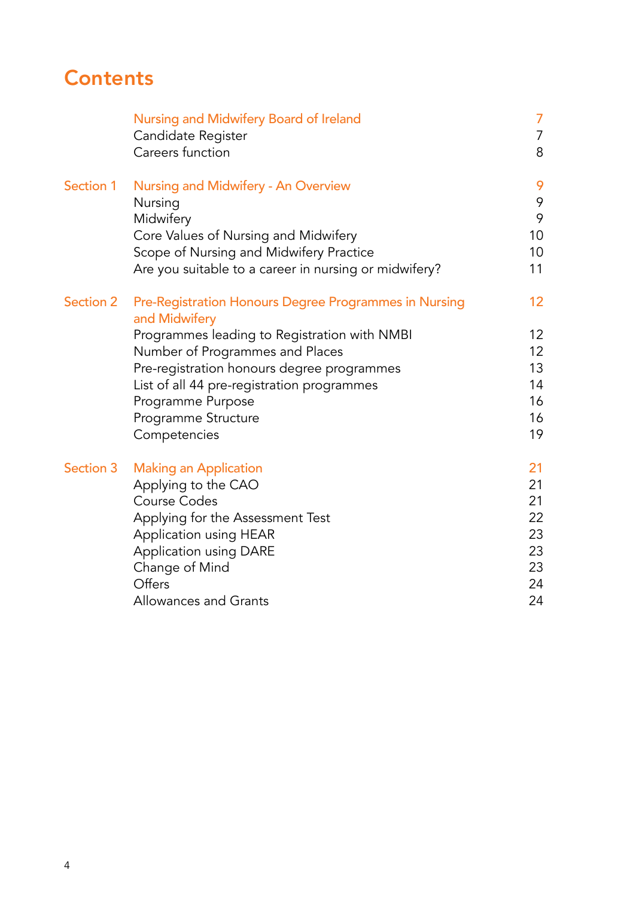# Contents

| | | |
|---|---|---|
| | **Nursing and Midwifery Board of Ireland** | **7** |
| | Candidate Register | 7 |
| | Careers function | 8 |
| **Section 1** | **Nursing and Midwifery - An Overview** | **9** |
| | Nursing | 9 |
| | Midwifery | 9 |
| | Core Values of Nursing and Midwifery | 10 |
| | Scope of Nursing and Midwifery Practice | 10 |
| | Are you suitable to a career in nursing or midwifery? | 11 |
| **Section 2** | **Pre-Registration Honours Degree Programmes in Nursing and Midwifery** | **12** |
| | Programmes leading to Registration with NMBI | 12 |
| | Number of Programmes and Places | 12 |
| | Pre-registration honours degree programmes | 13 |
| | List of all 44 pre-registration programmes | 14 |
| | Programme Purpose | 16 |
| | Programme Structure | 16 |
| | Competencies | 19 |
| **Section 3** | **Making an Application** | **21** |
| | Applying to the CAO | 21 |
| | Course Codes | 21 |
| | Applying for the Assessment Test | 22 |
| | Application using HEAR | 23 |
| | Application using DARE | 23 |
| | Change of Mind | 23 |
| | Offers | 24 |
| | Allowances and Grants | 24 |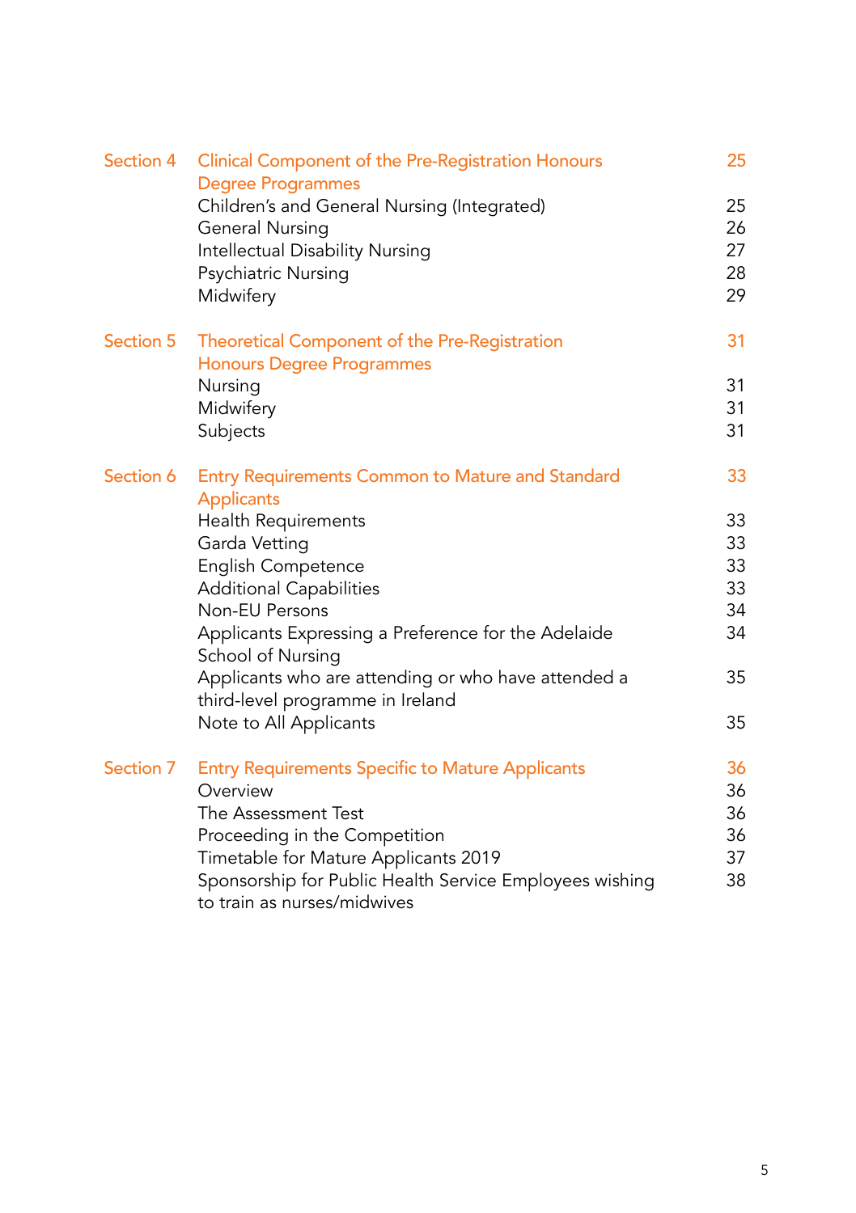| | | |
|---|---|---|
| Section 4 | Clinical Component of the Pre-Registration Honours Degree Programmes | 25 |
| | Children's and General Nursing (Integrated) | 25 |
| | General Nursing | 26 |
| | Intellectual Disability Nursing | 27 |
| | Psychiatric Nursing | 28 |
| | Midwifery | 29 |
| Section 5 | Theoretical Component of the Pre-Registration Honours Degree Programmes | 31 |
| | Nursing | 31 |
| | Midwifery | 31 |
| | Subjects | 31 |
| Section 6 | Entry Requirements Common to Mature and Standard Applicants | 33 |
| | Health Requirements | 33 |
| | Garda Vetting | 33 |
| | English Competence | 33 |
| | Additional Capabilities | 33 |
| | Non-EU Persons | 34 |
| | Applicants Expressing a Preference for the Adelaide School of Nursing | 34 |
| | Applicants who are attending or who have attended a third-level programme in Ireland | 35 |
| | Note to All Applicants | 35 |
| Section 7 | Entry Requirements Specific to Mature Applicants | 36 |
| | Overview | 36 |
| | The Assessment Test | 36 |
| | Proceeding in the Competition | 36 |
| | Timetable for Mature Applicants 2019 | 37 |
| | Sponsorship for Public Health Service Employees wishing to train as nurses/midwives | 38 |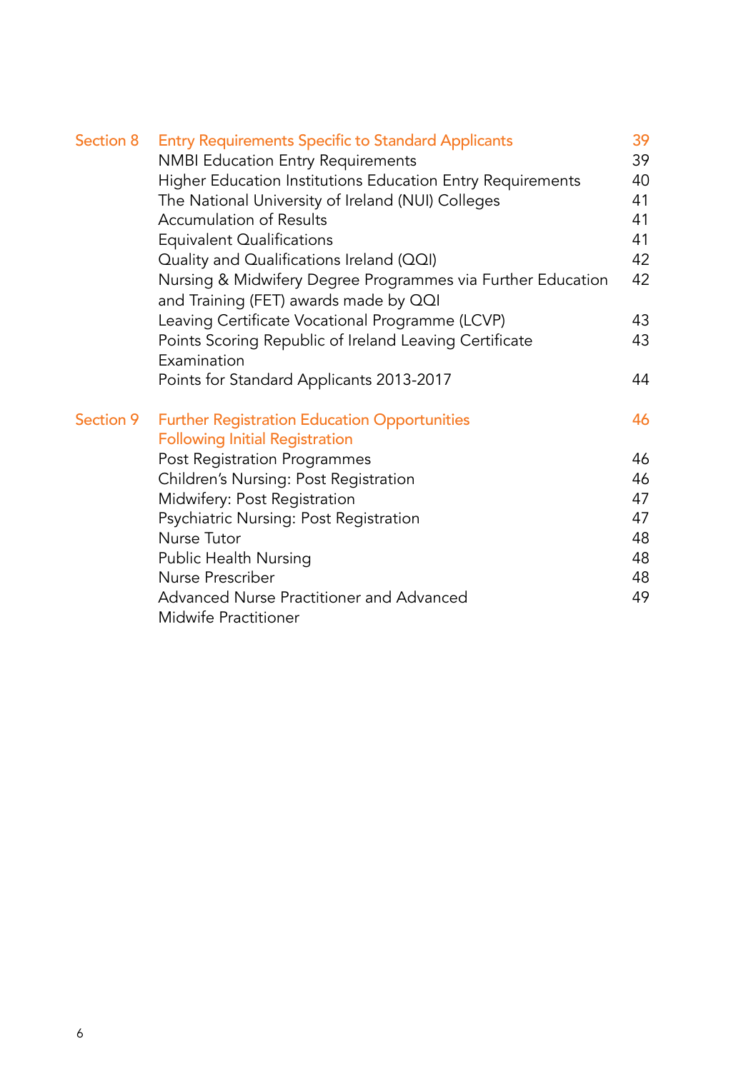| Section | Title | Page |
|---|---|---|
| Section 8 | **Entry Requirements Specific to Standard Applicants** | 39 |
| | NMBI Education Entry Requirements | 39 |
| | Higher Education Institutions Education Entry Requirements | 40 |
| | The National University of Ireland (NUI) Colleges | 41 |
| | Accumulation of Results | 41 |
| | Equivalent Qualifications | 41 |
| | Quality and Qualifications Ireland (QQI) | 42 |
| | Nursing & Midwifery Degree Programmes via Further Education and Training (FET) awards made by QQI | 42 |
| | Leaving Certificate Vocational Programme (LCVP) | 43 |
| | Points Scoring Republic of Ireland Leaving Certificate Examination | 43 |
| | Points for Standard Applicants 2013-2017 | 44 |
| Section 9 | **Further Registration Education Opportunities Following Initial Registration** | 46 |
| | Post Registration Programmes | 46 |
| | Children's Nursing: Post Registration | 46 |
| | Midwifery: Post Registration | 47 |
| | Psychiatric Nursing: Post Registration | 47 |
| | Nurse Tutor | 48 |
| | Public Health Nursing | 48 |
| | Nurse Prescriber | 48 |
| | Advanced Nurse Practitioner and Advanced Midwife Practitioner | 49 |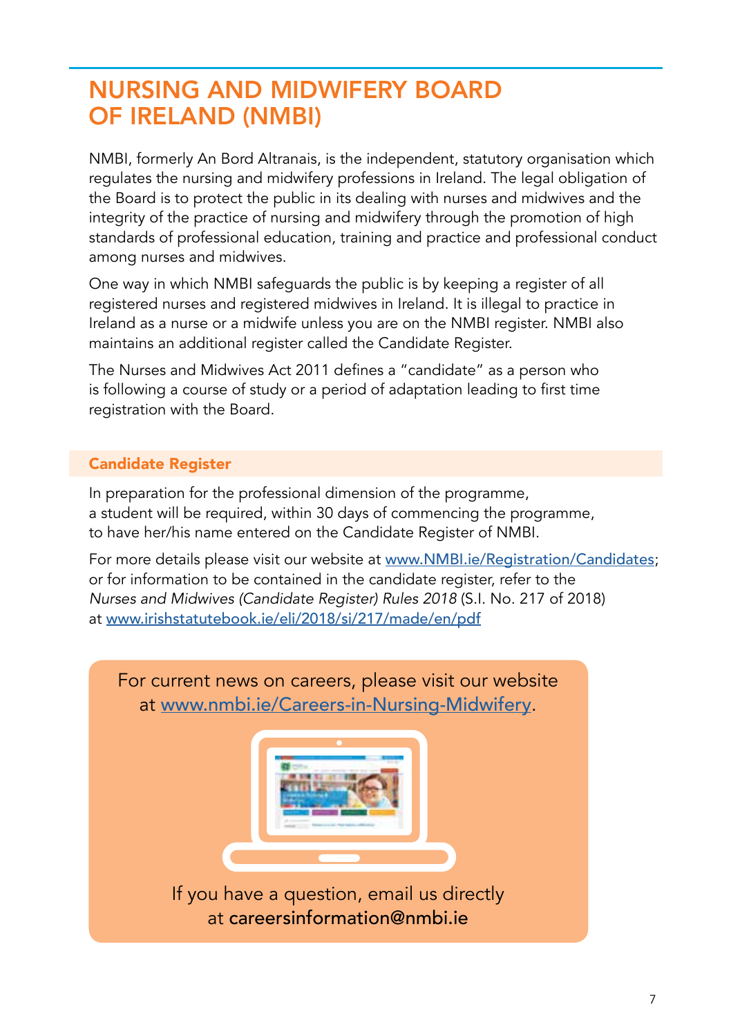# NURSING AND MIDWIFERY BOARD OF IRELAND (NMBI)

NMBI, formerly An Bord Altranais, is the independent, statutory organisation which regulates the nursing and midwifery professions in Ireland. The legal obligation of the Board is to protect the public in its dealing with nurses and midwives and the integrity of the practice of nursing and midwifery through the promotion of high standards of professional education, training and practice and professional conduct among nurses and midwives.

One way in which NMBI safeguards the public is by keeping a register of all registered nurses and registered midwives in Ireland. It is illegal to practice in Ireland as a nurse or a midwife unless you are on the NMBI register. NMBI also maintains an additional register called the Candidate Register.

The Nurses and Midwives Act 2011 defines a "candidate" as a person who is following a course of study or a period of adaptation leading to first time registration with the Board.

## Candidate Register

In preparation for the professional dimension of the programme, a student will be required, within 30 days of commencing the programme, to have her/his name entered on the Candidate Register of NMBI.

For more details please visit our website at www.NMBI.ie/Registration/Candidates; or for information to be contained in the candidate register, refer to the *Nurses and Midwives (Candidate Register) Rules 2018* (S.I. No. 217 of 2018) at www.irishstatutebook.ie/eli/2018/si/217/made/en/pdf

For current news on careers, please visit our website at www.nmbi.ie/Careers-in-Nursing-Midwifery.

If you have a question, email us directly at careersinformation@nmbi.ie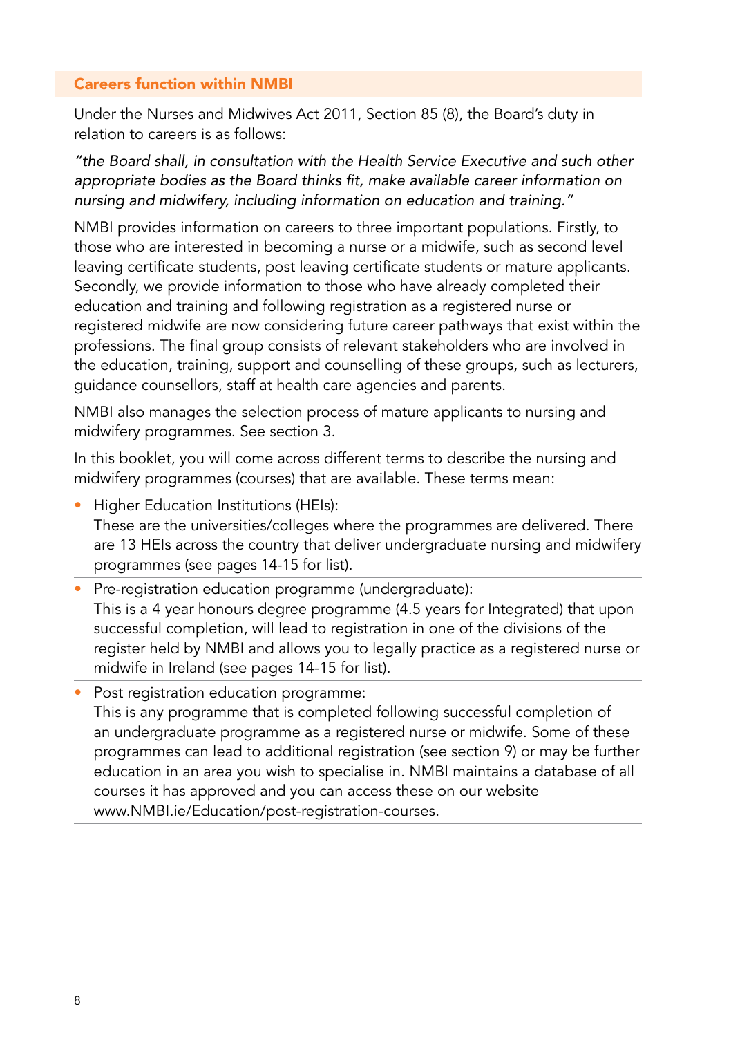## Careers function within NMBI

Under the Nurses and Midwives Act 2011, Section 85 (8), the Board's duty in relation to careers is as follows:

*"the Board shall, in consultation with the Health Service Executive and such other appropriate bodies as the Board thinks fit, make available career information on nursing and midwifery, including information on education and training."*

NMBI provides information on careers to three important populations. Firstly, to those who are interested in becoming a nurse or a midwife, such as second level leaving certificate students, post leaving certificate students or mature applicants. Secondly, we provide information to those who have already completed their education and training and following registration as a registered nurse or registered midwife are now considering future career pathways that exist within the professions. The final group consists of relevant stakeholders who are involved in the education, training, support and counselling of these groups, such as lecturers, guidance counsellors, staff at health care agencies and parents.

NMBI also manages the selection process of mature applicants to nursing and midwifery programmes. See section 3.

In this booklet, you will come across different terms to describe the nursing and midwifery programmes (courses) that are available. These terms mean:

- Higher Education Institutions (HEIs):
  These are the universities/colleges where the programmes are delivered. There are 13 HEIs across the country that deliver undergraduate nursing and midwifery programmes (see pages 14-15 for list).
- Pre-registration education programme (undergraduate):
  This is a 4 year honours degree programme (4.5 years for Integrated) that upon successful completion, will lead to registration in one of the divisions of the register held by NMBI and allows you to legally practice as a registered nurse or midwife in Ireland (see pages 14-15 for list).
- Post registration education programme:
  This is any programme that is completed following successful completion of an undergraduate programme as a registered nurse or midwife. Some of these programmes can lead to additional registration (see section 9) or may be further education in an area you wish to specialise in. NMBI maintains a database of all courses it has approved and you can access these on our website www.NMBI.ie/Education/post-registration-courses.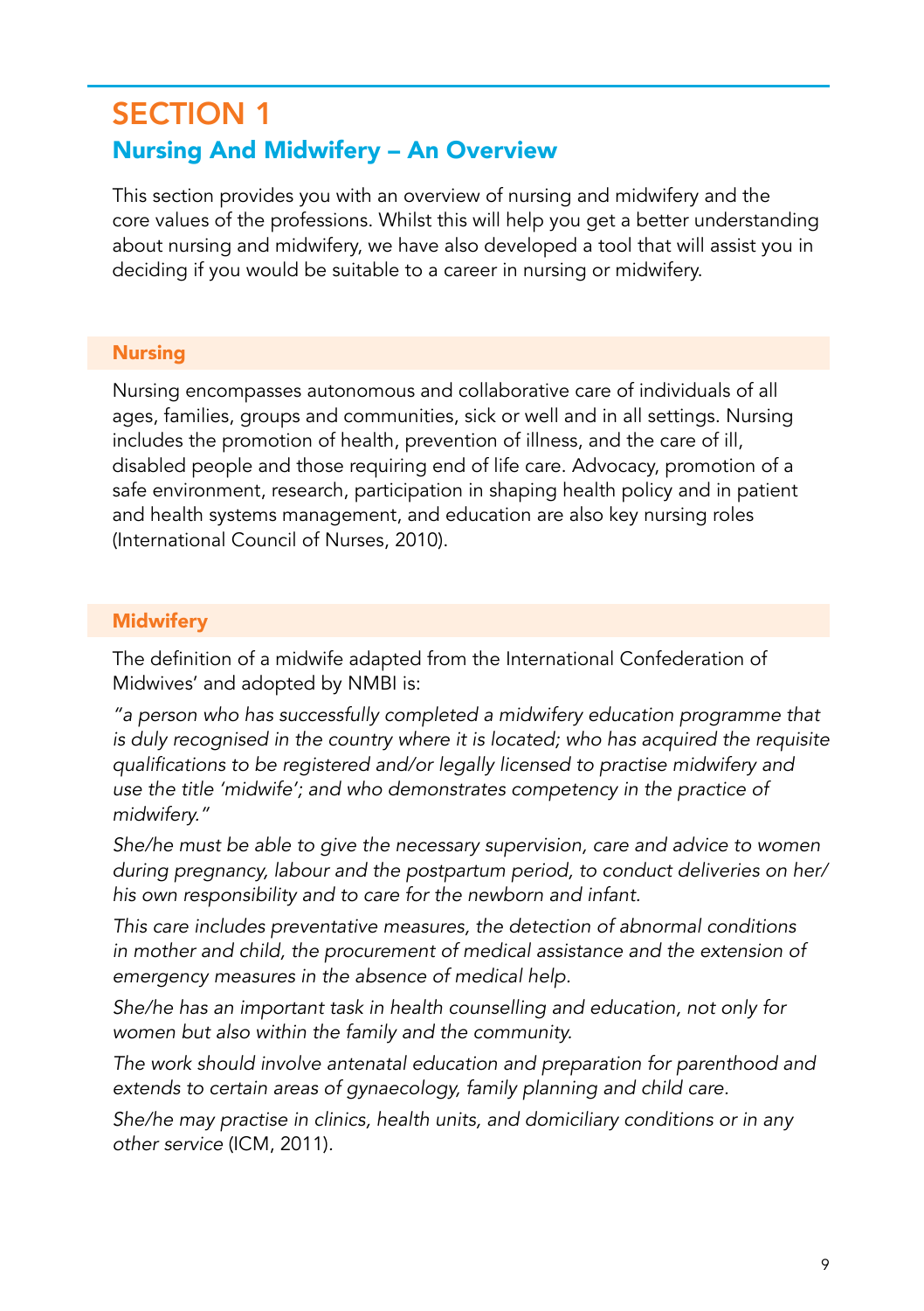# SECTION 1

## Nursing And Midwifery – An Overview

This section provides you with an overview of nursing and midwifery and the core values of the professions. Whilst this will help you get a better understanding about nursing and midwifery, we have also developed a tool that will assist you in deciding if you would be suitable to a career in nursing or midwifery.

### Nursing

Nursing encompasses autonomous and collaborative care of individuals of all ages, families, groups and communities, sick or well and in all settings. Nursing includes the promotion of health, prevention of illness, and the care of ill, disabled people and those requiring end of life care. Advocacy, promotion of a safe environment, research, participation in shaping health policy and in patient and health systems management, and education are also key nursing roles (International Council of Nurses, 2010).

### Midwifery

The definition of a midwife adapted from the International Confederation of Midwives' and adopted by NMBI is:

*"a person who has successfully completed a midwifery education programme that is duly recognised in the country where it is located; who has acquired the requisite qualifications to be registered and/or legally licensed to practise midwifery and use the title 'midwife'; and who demonstrates competency in the practice of midwifery."*

*She/he must be able to give the necessary supervision, care and advice to women during pregnancy, labour and the postpartum period, to conduct deliveries on her/his own responsibility and to care for the newborn and infant.*

*This care includes preventative measures, the detection of abnormal conditions in mother and child, the procurement of medical assistance and the extension of emergency measures in the absence of medical help.*

*She/he has an important task in health counselling and education, not only for women but also within the family and the community.*

*The work should involve antenatal education and preparation for parenthood and extends to certain areas of gynaecology, family planning and child care.*

*She/he may practise in clinics, health units, and domiciliary conditions or in any other service* (ICM, 2011).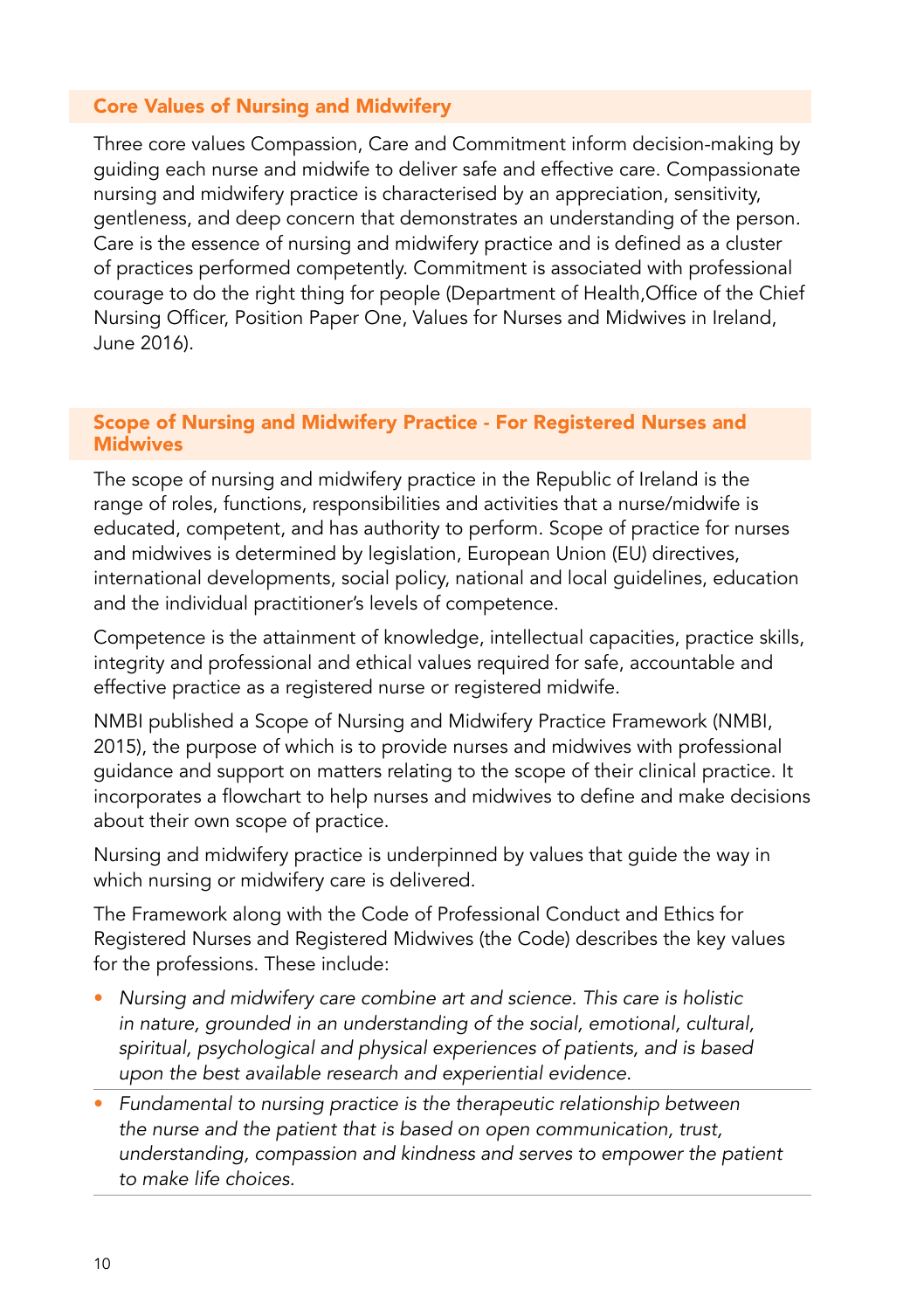## Core Values of Nursing and Midwifery

Three core values Compassion, Care and Commitment inform decision-making by guiding each nurse and midwife to deliver safe and effective care. Compassionate nursing and midwifery practice is characterised by an appreciation, sensitivity, gentleness, and deep concern that demonstrates an understanding of the person. Care is the essence of nursing and midwifery practice and is defined as a cluster of practices performed competently. Commitment is associated with professional courage to do the right thing for people (Department of Health,Office of the Chief Nursing Officer, Position Paper One, Values for Nurses and Midwives in Ireland, June 2016).

## Scope of Nursing and Midwifery Practice - For Registered Nurses and Midwives

The scope of nursing and midwifery practice in the Republic of Ireland is the range of roles, functions, responsibilities and activities that a nurse/midwife is educated, competent, and has authority to perform. Scope of practice for nurses and midwives is determined by legislation, European Union (EU) directives, international developments, social policy, national and local guidelines, education and the individual practitioner's levels of competence.

Competence is the attainment of knowledge, intellectual capacities, practice skills, integrity and professional and ethical values required for safe, accountable and effective practice as a registered nurse or registered midwife.

NMBI published a Scope of Nursing and Midwifery Practice Framework (NMBI, 2015), the purpose of which is to provide nurses and midwives with professional guidance and support on matters relating to the scope of their clinical practice. It incorporates a flowchart to help nurses and midwives to define and make decisions about their own scope of practice.

Nursing and midwifery practice is underpinned by values that guide the way in which nursing or midwifery care is delivered.

The Framework along with the Code of Professional Conduct and Ethics for Registered Nurses and Registered Midwives (the Code) describes the key values for the professions. These include:

- *Nursing and midwifery care combine art and science. This care is holistic in nature, grounded in an understanding of the social, emotional, cultural, spiritual, psychological and physical experiences of patients, and is based upon the best available research and experiential evidence.*
- *Fundamental to nursing practice is the therapeutic relationship between the nurse and the patient that is based on open communication, trust, understanding, compassion and kindness and serves to empower the patient to make life choices.*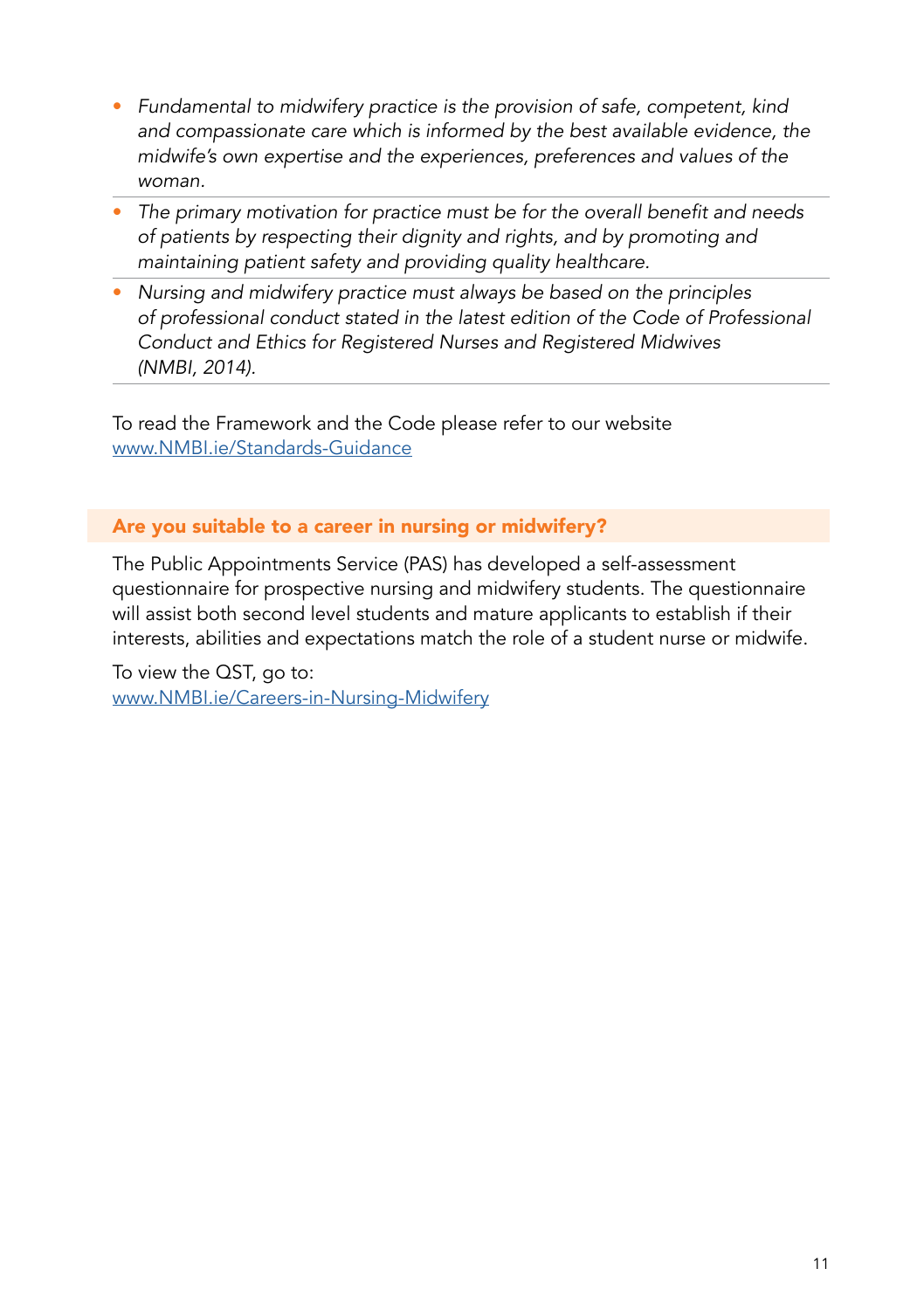- *Fundamental to midwifery practice is the provision of safe, competent, kind and compassionate care which is informed by the best available evidence, the midwife's own expertise and the experiences, preferences and values of the woman.*
- *The primary motivation for practice must be for the overall benefit and needs of patients by respecting their dignity and rights, and by promoting and maintaining patient safety and providing quality healthcare.*
- *Nursing and midwifery practice must always be based on the principles of professional conduct stated in the latest edition of the Code of Professional Conduct and Ethics for Registered Nurses and Registered Midwives (NMBI, 2014).*

To read the Framework and the Code please refer to our website [www.NMBI.ie/Standards-Guidance](www.NMBI.ie/Standards-Guidance)

## Are you suitable to a career in nursing or midwifery?

The Public Appointments Service (PAS) has developed a self-assessment questionnaire for prospective nursing and midwifery students. The questionnaire will assist both second level students and mature applicants to establish if their interests, abilities and expectations match the role of a student nurse or midwife.

To view the QST, go to:
[www.NMBI.ie/Careers-in-Nursing-Midwifery](www.NMBI.ie/Careers-in-Nursing-Midwifery)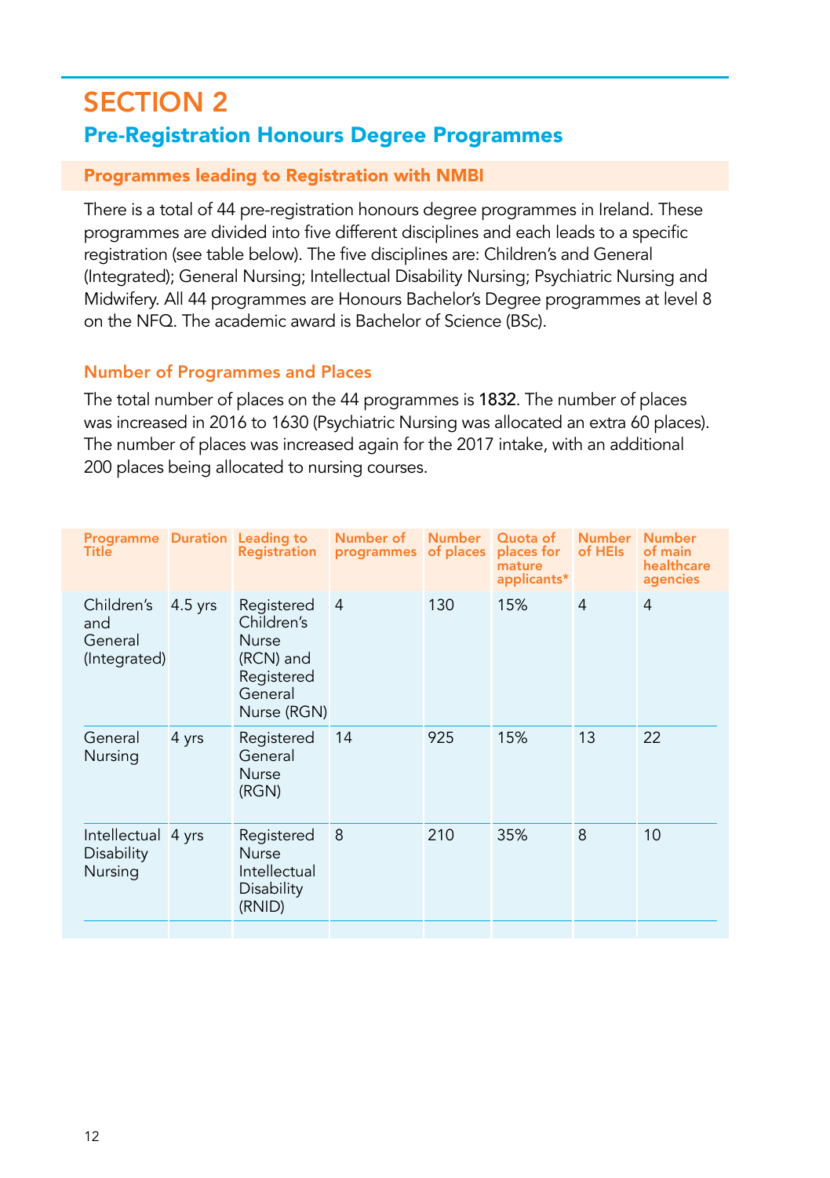# SECTION 2

## Pre-Registration Honours Degree Programmes

### Programmes leading to Registration with NMBI

There is a total of 44 pre-registration honours degree programmes in Ireland. These programmes are divided into five different disciplines and each leads to a specific registration (see table below). The five disciplines are: Children's and General (Integrated); General Nursing; Intellectual Disability Nursing; Psychiatric Nursing and Midwifery. All 44 programmes are Honours Bachelor's Degree programmes at level 8 on the NFQ. The academic award is Bachelor of Science (BSc).

### Number of Programmes and Places

The total number of places on the 44 programmes is **1832**. The number of places was increased in 2016 to 1630 (Psychiatric Nursing was allocated an extra 60 places). The number of places was increased again for the 2017 intake, with an additional 200 places being allocated to nursing courses.

| Programme Title | Duration | Leading to Registration | Number of programmes | Number of places | Quota of places for mature applicants* | Number of HEIs | Number of main healthcare agencies |
|---|---|---|---|---|---|---|---|
| Children's and General (Integrated) | 4.5 yrs | Registered Children's Nurse (RCN) and Registered General Nurse (RGN) | 4 | 130 | 15% | 4 | 4 |
| General Nursing | 4 yrs | Registered General Nurse (RGN) | 14 | 925 | 15% | 13 | 22 |
| Intellectual Disability Nursing | 4 yrs | Registered Nurse Intellectual Disability (RNID) | 8 | 210 | 35% | 8 | 10 |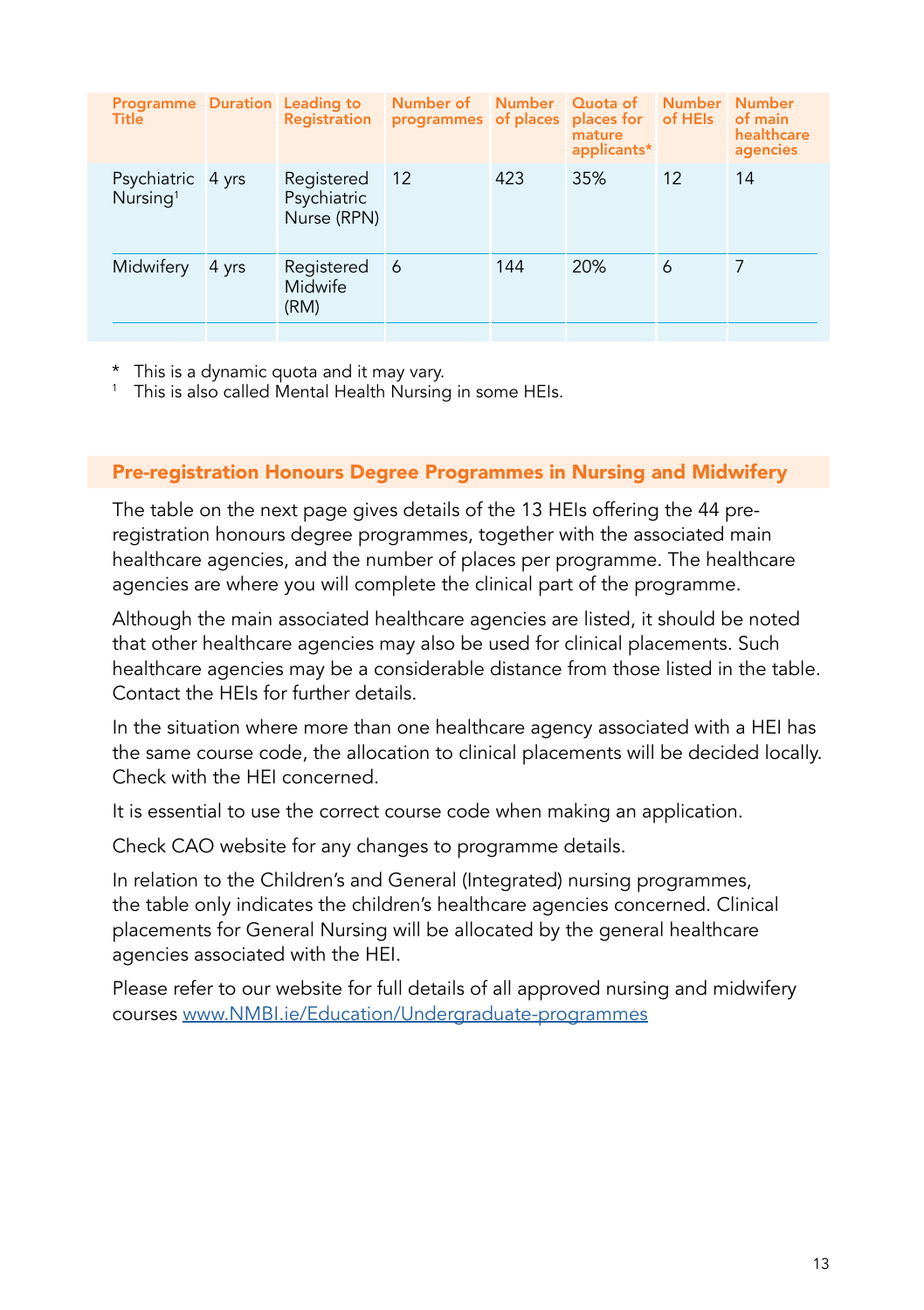| Programme Title | Duration | Leading to Registration | Number of programmes | Number of places | Quota of places for mature applicants* | Number of HEIs | Number of main healthcare agencies |
|---|---|---|---|---|---|---|---|
| Psychiatric Nursing[1] | 4 yrs | Registered Psychiatric Nurse (RPN) | 12 | 423 | 35% | 12 | 14 |
| Midwifery | 4 yrs | Registered Midwife (RM) | 6 | 144 | 20% | 6 | 7 |

* This is a dynamic quota and it may vary.

[1] This is also called Mental Health Nursing in some HEIs.

## Pre-registration Honours Degree Programmes in Nursing and Midwifery

The table on the next page gives details of the 13 HEIs offering the 44 pre-registration honours degree programmes, together with the associated main healthcare agencies, and the number of places per programme. The healthcare agencies are where you will complete the clinical part of the programme.

Although the main associated healthcare agencies are listed, it should be noted that other healthcare agencies may also be used for clinical placements. Such healthcare agencies may be a considerable distance from those listed in the table. Contact the HEIs for further details.

In the situation where more than one healthcare agency associated with a HEI has the same course code, the allocation to clinical placements will be decided locally. Check with the HEI concerned.

It is essential to use the correct course code when making an application.

Check CAO website for any changes to programme details.

In relation to the Children's and General (Integrated) nursing programmes, the table only indicates the children's healthcare agencies concerned. Clinical placements for General Nursing will be allocated by the general healthcare agencies associated with the HEI.

Please refer to our website for full details of all approved nursing and midwifery courses [www.NMBI.ie/Education/Undergraduate-programmes](http://www.NMBI.ie/Education/Undergraduate-programmes)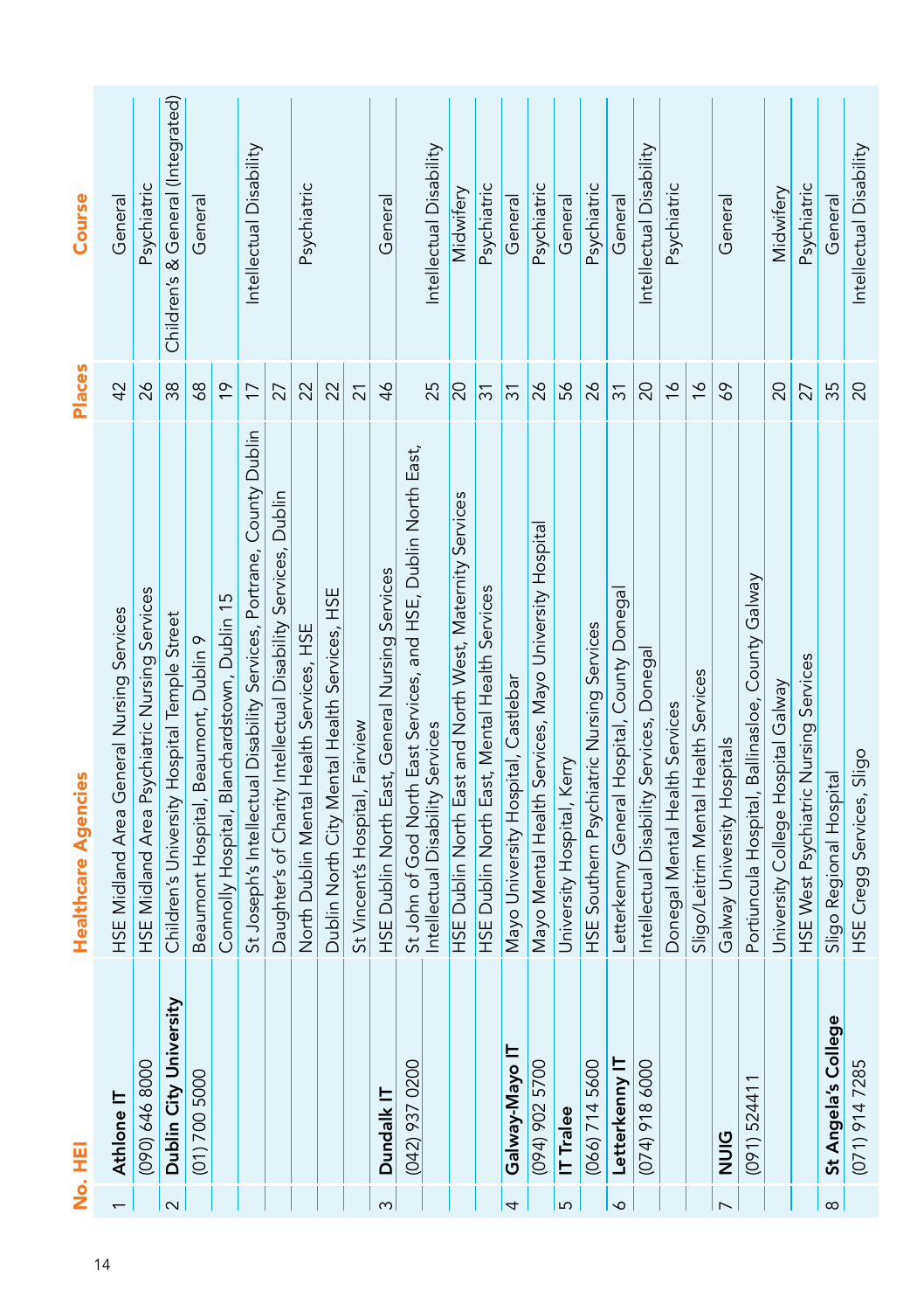| No. | HEI | Healthcare Agencies | Places | Course |
|---|---|---|---|---|
| 1 | **Athlone IT** | HSE Midland Area General Nursing Services | 42 | General |
| | (090) 646 8000 | HSE Midland Area Psychiatric Nursing Services | 26 | Psychiatric |
| 2 | **Dublin City University** | Children's University Hospital Temple Street | 38 | Children's & General (Integrated) |
| | (01) 700 5000 | Beaumont Hospital, Beaumont, Dublin 9 | 68 | General |
| | | Connolly Hospital, Blanchardstown, Dublin 15 | 19 | |
| | | St Joseph's Intellectual Disability Services, Portrane, County Dublin | 17 | Intellectual Disability |
| | | Daughter's of Charity Intellectual Disability Services, Dublin | 27 | |
| | | North Dublin Mental Health Services, HSE | 22 | Psychiatric |
| | | Dublin North City Mental Health Services, HSE | 22 | |
| | | St Vincent's Hospital, Fairview | 21 | |
| 3 | **Dundalk IT** | HSE Dublin North East, General Nursing Services | 46 | General |
| | (042) 937 0200 | St John of God North East Services, and HSE, Dublin North East, Intellectual Disability Services | 25 | Intellectual Disability |
| | | HSE Dublin North East and North West, Maternity Services | 20 | Midwifery |
| | | HSE Dublin North East, Mental Health Services | 31 | Psychiatric |
| 4 | **Galway-Mayo IT** | Mayo University Hospital, Castlebar | 31 | General |
| | (094) 902 5700 | Mayo Mental Health Services, Mayo University Hospital | 26 | Psychiatric |
| 5 | **IT Tralee** | University Hospital, Kerry | 56 | General |
| | (066) 714 5600 | HSE Southern Psychiatric Nursing Services | 26 | Psychiatric |
| 6 | **Letterkenny IT** | Letterkenny General Hospital, County Donegal | 31 | General |
| | (074) 918 6000 | Intellectual Disability Services, Donegal | 20 | Intellectual Disability |
| | | Donegal Mental Health Services | 16 | Psychiatric |
| | | Sligo/Leitrim Mental Health Services | 16 | |
| 7 | **NUIG** | Galway University Hospitals | 69 | General |
| | (091) 524411 | Portiuncula Hospital, Ballinasloe, County Galway | | |
| | | University College Hospital Galway | 20 | Midwifery |
| | | HSE West Psychiatric Nursing Services | 27 | Psychiatric |
| 8 | **St Angela's College** | Sligo Regional Hospital | 35 | General |
| | (071) 914 7285 | HSE Cregg Services, Sligo | 20 | Intellectual Disability |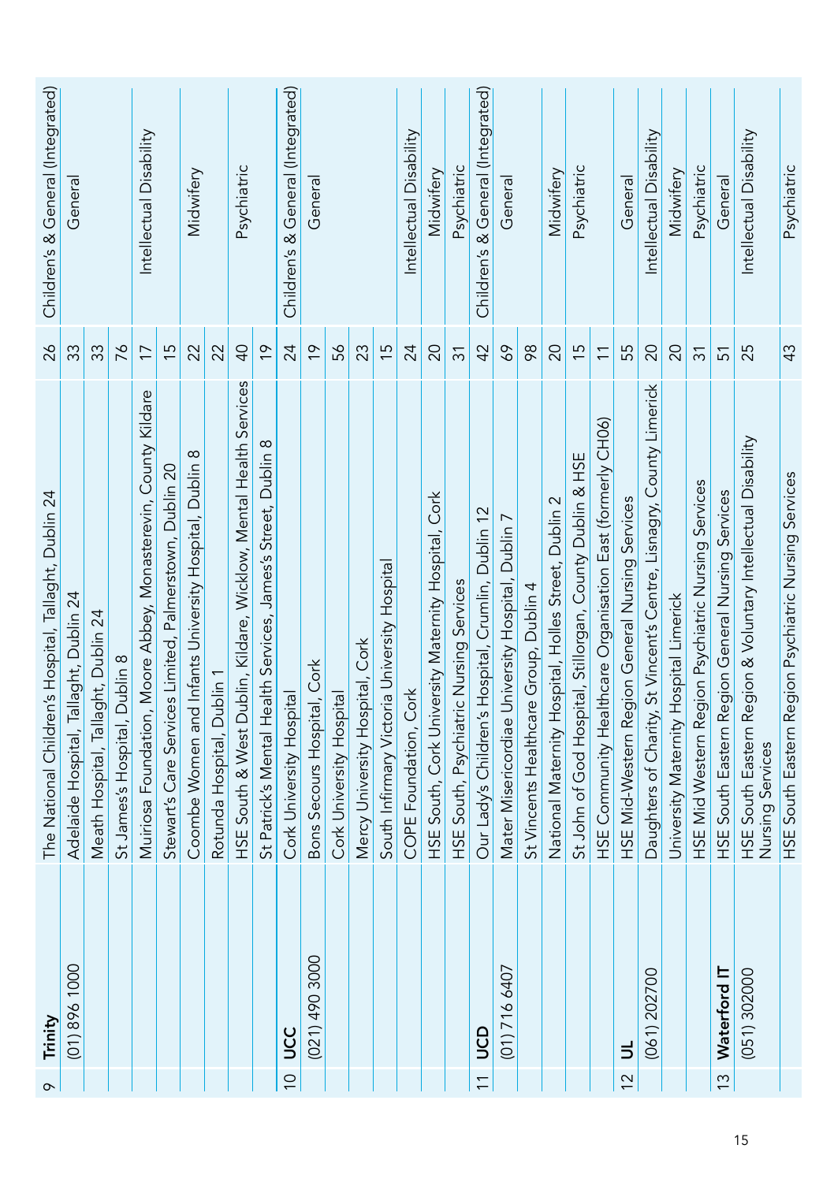| | | | | |
|---|---|---|---|---|
| 9 | **Trinity** | The National Children's Hospital, Tallaght, Dublin 24 | 26 | Children's & General (Integrated) |
| | (01) 896 1000 | Adelaide Hospital, Tallaght, Dublin 24 | 33 | General |
| | | Meath Hospital, Tallaght, Dublin 24 | 33 | |
| | | St James's Hospital, Dublin 8 | 76 | |
| | | Muiriosa Foundation, Moore Abbey, Monasterevin, County Kildare | 17 | Intellectual Disability |
| | | Stewart's Care Services Limited, Palmerstown, Dublin 20 | 15 | |
| | | Coombe Women and Infants University Hospital, Dublin 8 | 22 | Midwifery |
| | | Rotunda Hospital, Dublin 1 | 22 | |
| | | HSE South & West Dublin, Kildare, Wicklow, Mental Health Services | 40 | Psychiatric |
| | | St Patrick's Mental Health Services, James's Street, Dublin 8 | 19 | |
| 10 | **UCC** | Cork University Hospital | 24 | Children's & General (Integrated) |
| | (021) 490 3000 | Bons Secours Hospital, Cork | 19 | General |
| | | Cork University Hospital | 56 | |
| | | Mercy University Hospital, Cork | 23 | |
| | | South Infirmary Victoria University Hospital | 15 | |
| | | COPE Foundation, Cork | 24 | Intellectual Disability |
| | | HSE South, Cork University Maternity Hospital, Cork | 20 | Midwifery |
| | | HSE South, Psychiatric Nursing Services | 31 | Psychiatric |
| 11 | **UCD** | Our Lady's Children's Hospital, Crumlin, Dublin 12 | 42 | Children's & General (Integrated) |
| | (01) 716 6407 | Mater Misericordiae University Hospital, Dublin 7 | 69 | General |
| | | St Vincents Healthcare Group, Dublin 4 | 98 | |
| | | National Maternity Hospital, Holles Street, Dublin 2 | 20 | Midwifery |
| | | St John of God Hospital, Stillorgan, County Dublin & HSE | 15 | Psychiatric |
| | | HSE Community Healthcare Organisation East (formerly CH06) | 11 | |
| 12 | **UL** | HSE Mid-Western Region General Nursing Services | 55 | General |
| | (061) 202700 | Daughters of Charity, St Vincent's Centre, Lisnagry, County Limerick | 20 | Intellectual Disability |
| | | University Maternity Hospital Limerick | 20 | Midwifery |
| | | HSE Mid Western Region Psychiatric Nursing Services | 31 | Psychiatric |
| 13 | **Waterford IT** | HSE South Eastern Region General Nursing Services | 51 | General |
| | (051) 302000 | HSE South Eastern Region & Voluntary Intellectual Disability Nursing Services | 25 | Intellectual Disability |
| | | HSE South Eastern Region Psychiatric Nursing Services | 43 | Psychiatric |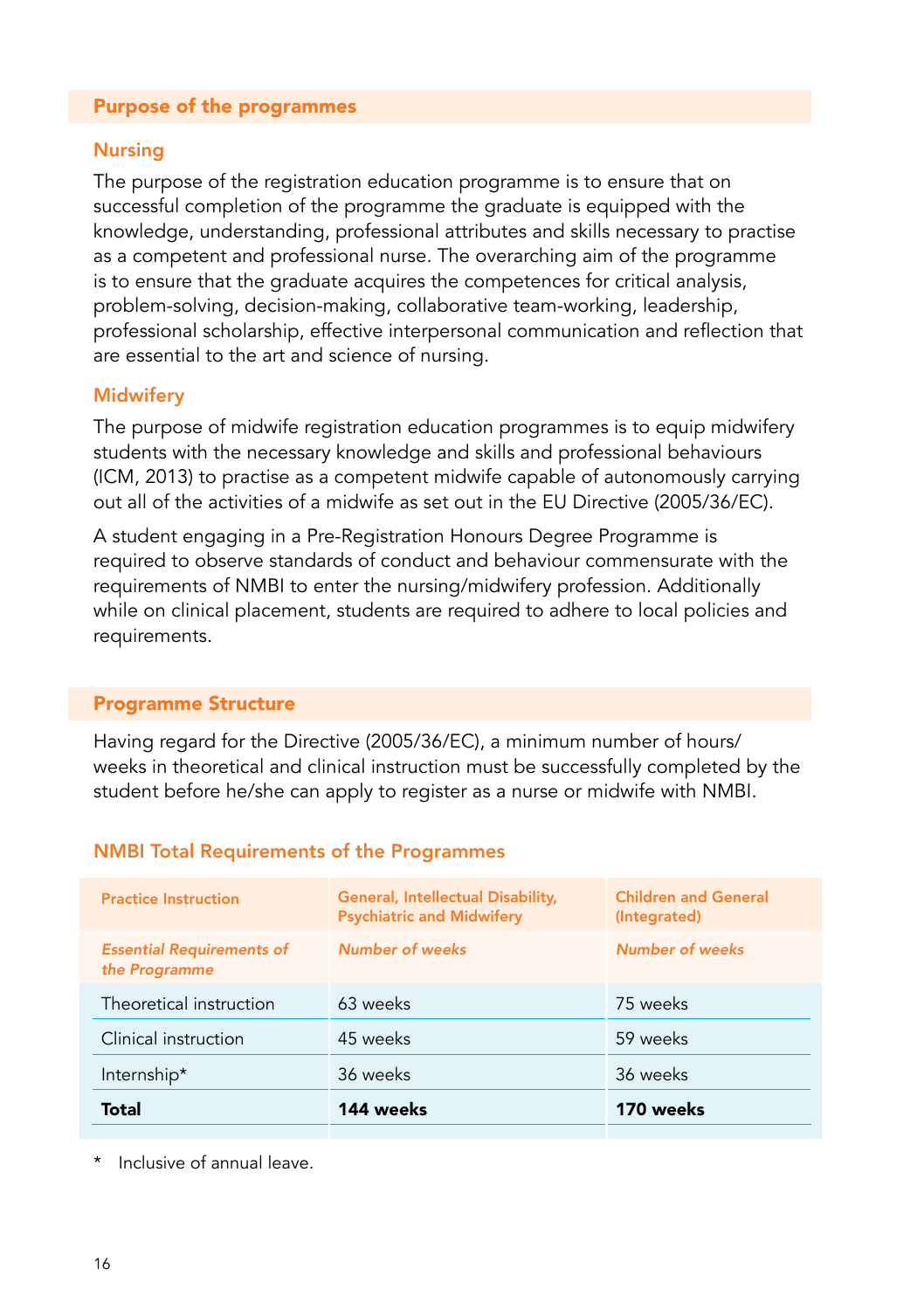## Purpose of the programmes

### Nursing

The purpose of the registration education programme is to ensure that on successful completion of the programme the graduate is equipped with the knowledge, understanding, professional attributes and skills necessary to practise as a competent and professional nurse. The overarching aim of the programme is to ensure that the graduate acquires the competences for critical analysis, problem-solving, decision-making, collaborative team-working, leadership, professional scholarship, effective interpersonal communication and reflection that are essential to the art and science of nursing.

### Midwifery

The purpose of midwife registration education programmes is to equip midwifery students with the necessary knowledge and skills and professional behaviours (ICM, 2013) to practise as a competent midwife capable of autonomously carrying out all of the activities of a midwife as set out in the EU Directive (2005/36/EC).

A student engaging in a Pre-Registration Honours Degree Programme is required to observe standards of conduct and behaviour commensurate with the requirements of NMBI to enter the nursing/midwifery profession. Additionally while on clinical placement, students are required to adhere to local policies and requirements.

## Programme Structure

Having regard for the Directive (2005/36/EC), a minimum number of hours/weeks in theoretical and clinical instruction must be successfully completed by the student before he/she can apply to register as a nurse or midwife with NMBI.

### NMBI Total Requirements of the Programmes

| Practice Instruction | General, Intellectual Disability, Psychiatric and Midwifery | Children and General (Integrated) |
|---|---|---|
| *Essential Requirements of the Programme* | *Number of weeks* | *Number of weeks* |
| Theoretical instruction | 63 weeks | 75 weeks |
| Clinical instruction | 45 weeks | 59 weeks |
| Internship* | 36 weeks | 36 weeks |
| **Total** | **144 weeks** | **170 weeks** |

\* Inclusive of annual leave.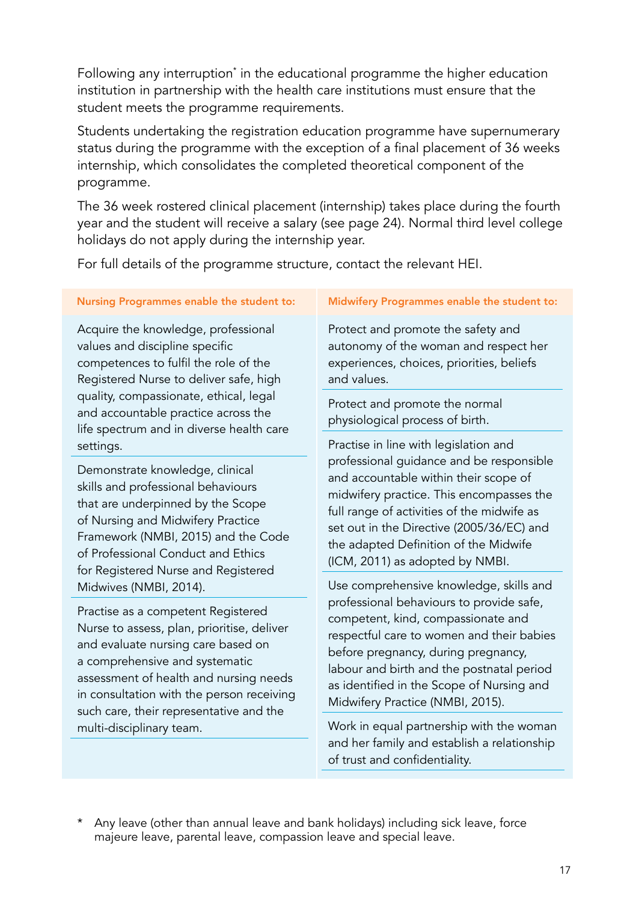Following any interruption* in the educational programme the higher education institution in partnership with the health care institutions must ensure that the student meets the programme requirements.

Students undertaking the registration education programme have supernumerary status during the programme with the exception of a final placement of 36 weeks internship, which consolidates the completed theoretical component of the programme.

The 36 week rostered clinical placement (internship) takes place during the fourth year and the student will receive a salary (see page 24). Normal third level college holidays do not apply during the internship year.

For full details of the programme structure, contact the relevant HEI.

| Nursing Programmes enable the student to: | Midwifery Programmes enable the student to: |
|---|---|
| Acquire the knowledge, professional values and discipline specific competences to fulfil the role of the Registered Nurse to deliver safe, high quality, compassionate, ethical, legal and accountable practice across the life spectrum and in diverse health care settings. | Protect and promote the safety and autonomy of the woman and respect her experiences, choices, priorities, beliefs and values. |
| Demonstrate knowledge, clinical skills and professional behaviours that are underpinned by the Scope of Nursing and Midwifery Practice Framework (NMBI, 2015) and the Code of Professional Conduct and Ethics for Registered Nurse and Registered Midwives (NMBI, 2014). | Protect and promote the normal physiological process of birth. |
| Practise as a competent Registered Nurse to assess, plan, prioritise, deliver and evaluate nursing care based on a comprehensive and systematic assessment of health and nursing needs in consultation with the person receiving such care, their representative and the multi-disciplinary team. | Practise in line with legislation and professional guidance and be responsible and accountable within their scope of midwifery practice. This encompasses the full range of activities of the midwife as set out in the Directive (2005/36/EC) and the adapted Definition of the Midwife (ICM, 2011) as adopted by NMBI. |
| | Use comprehensive knowledge, skills and professional behaviours to provide safe, competent, kind, compassionate and respectful care to women and their babies before pregnancy, during pregnancy, labour and birth and the postnatal period as identified in the Scope of Nursing and Midwifery Practice (NMBI, 2015). |
| | Work in equal partnership with the woman and her family and establish a relationship of trust and confidentiality. |

\* Any leave (other than annual leave and bank holidays) including sick leave, force majeure leave, parental leave, compassion leave and special leave.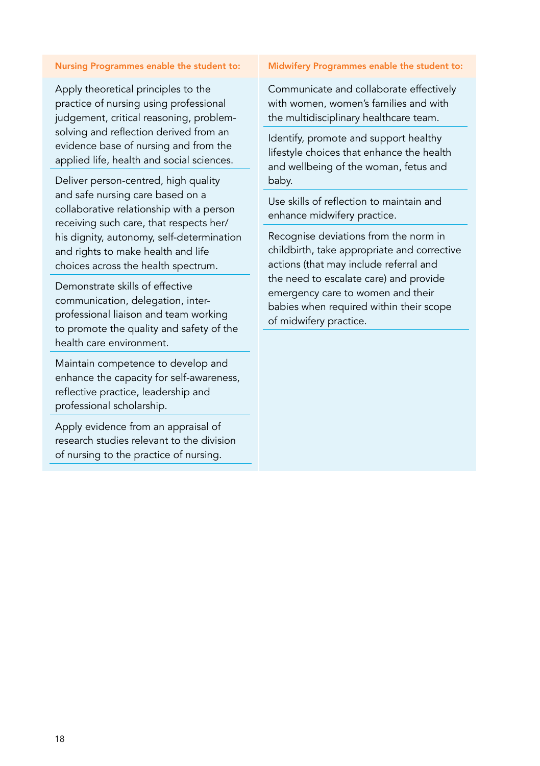| Nursing Programmes enable the student to: | Midwifery Programmes enable the student to: |
|---|---|
| Apply theoretical principles to the practice of nursing using professional judgement, critical reasoning, problem-solving and reflection derived from an evidence base of nursing and from the applied life, health and social sciences. | Communicate and collaborate effectively with women, women's families and with the multidisciplinary healthcare team. |
| Deliver person-centred, high quality and safe nursing care based on a collaborative relationship with a person receiving such care, that respects her/his dignity, autonomy, self-determination and rights to make health and life choices across the health spectrum. | Identify, promote and support healthy lifestyle choices that enhance the health and wellbeing of the woman, fetus and baby. |
| Demonstrate skills of effective communication, delegation, inter-professional liaison and team working to promote the quality and safety of the health care environment. | Use skills of reflection to maintain and enhance midwifery practice. |
| Maintain competence to develop and enhance the capacity for self-awareness, reflective practice, leadership and professional scholarship. | Recognise deviations from the norm in childbirth, take appropriate and corrective actions (that may include referral and the need to escalate care) and provide emergency care to women and their babies when required within their scope of midwifery practice. |
| Apply evidence from an appraisal of research studies relevant to the division of nursing to the practice of nursing. | |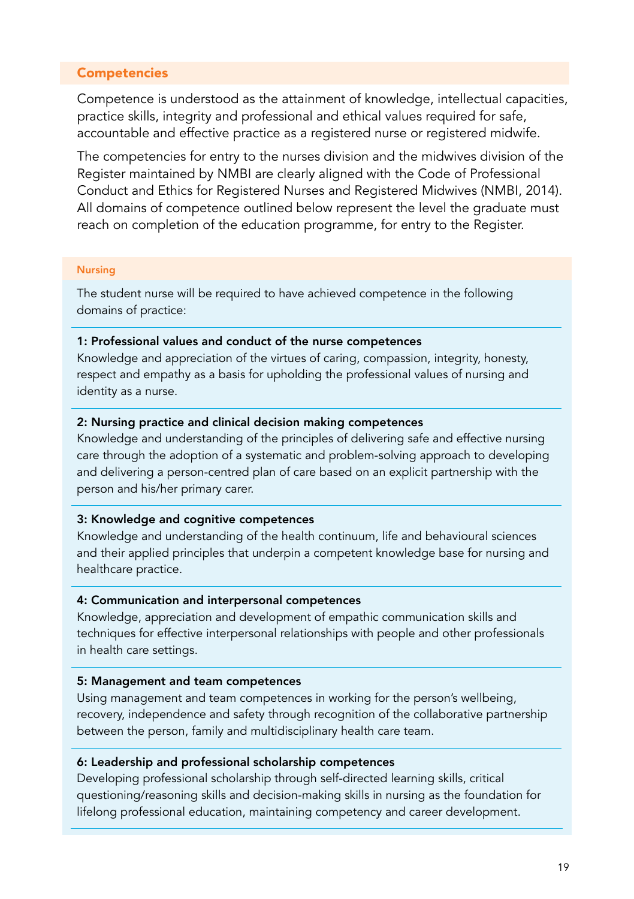## Competencies

Competence is understood as the attainment of knowledge, intellectual capacities, practice skills, integrity and professional and ethical values required for safe, accountable and effective practice as a registered nurse or registered midwife.

The competencies for entry to the nurses division and the midwives division of the Register maintained by NMBI are clearly aligned with the Code of Professional Conduct and Ethics for Registered Nurses and Registered Midwives (NMBI, 2014). All domains of competence outlined below represent the level the graduate must reach on completion of the education programme, for entry to the Register.

### Nursing

The student nurse will be required to have achieved competence in the following domains of practice:

**1: Professional values and conduct of the nurse competences**
Knowledge and appreciation of the virtues of caring, compassion, integrity, honesty, respect and empathy as a basis for upholding the professional values of nursing and identity as a nurse.

**2: Nursing practice and clinical decision making competences**
Knowledge and understanding of the principles of delivering safe and effective nursing care through the adoption of a systematic and problem-solving approach to developing and delivering a person-centred plan of care based on an explicit partnership with the person and his/her primary carer.

**3: Knowledge and cognitive competences**
Knowledge and understanding of the health continuum, life and behavioural sciences and their applied principles that underpin a competent knowledge base for nursing and healthcare practice.

**4: Communication and interpersonal competences**
Knowledge, appreciation and development of empathic communication skills and techniques for effective interpersonal relationships with people and other professionals in health care settings.

**5: Management and team competences**
Using management and team competences in working for the person's wellbeing, recovery, independence and safety through recognition of the collaborative partnership between the person, family and multidisciplinary health care team.

**6: Leadership and professional scholarship competences**
Developing professional scholarship through self-directed learning skills, critical questioning/reasoning skills and decision-making skills in nursing as the foundation for lifelong professional education, maintaining competency and career development.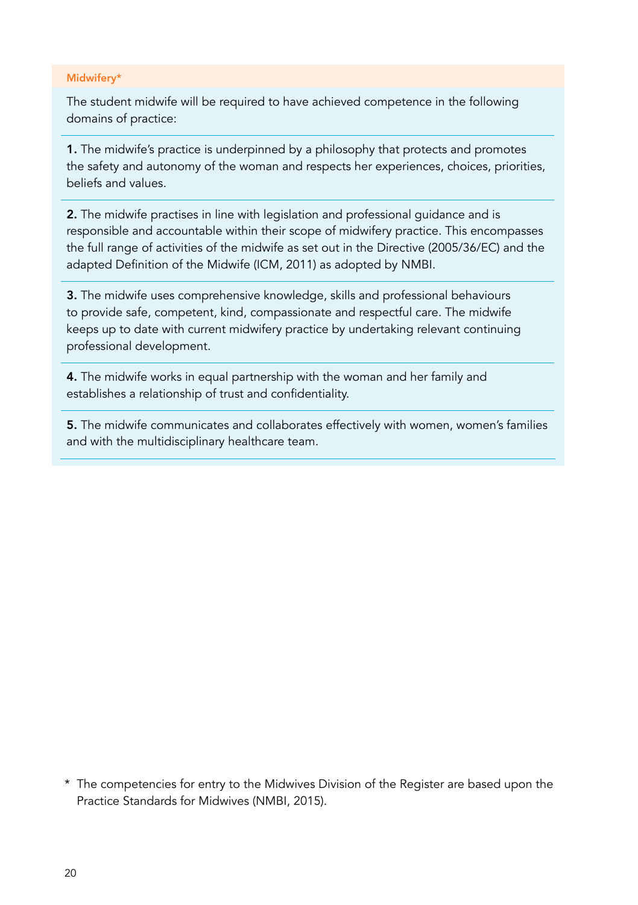### Midwifery*

The student midwife will be required to have achieved competence in the following domains of practice:

**1.** The midwife's practice is underpinned by a philosophy that protects and promotes the safety and autonomy of the woman and respects her experiences, choices, priorities, beliefs and values.

**2.** The midwife practises in line with legislation and professional guidance and is responsible and accountable within their scope of midwifery practice. This encompasses the full range of activities of the midwife as set out in the Directive (2005/36/EC) and the adapted Definition of the Midwife (ICM, 2011) as adopted by NMBI.

**3.** The midwife uses comprehensive knowledge, skills and professional behaviours to provide safe, competent, kind, compassionate and respectful care. The midwife keeps up to date with current midwifery practice by undertaking relevant continuing professional development.

**4.** The midwife works in equal partnership with the woman and her family and establishes a relationship of trust and confidentiality.

**5.** The midwife communicates and collaborates effectively with women, women's families and with the multidisciplinary healthcare team.

\* The competencies for entry to the Midwives Division of the Register are based upon the Practice Standards for Midwives (NMBI, 2015).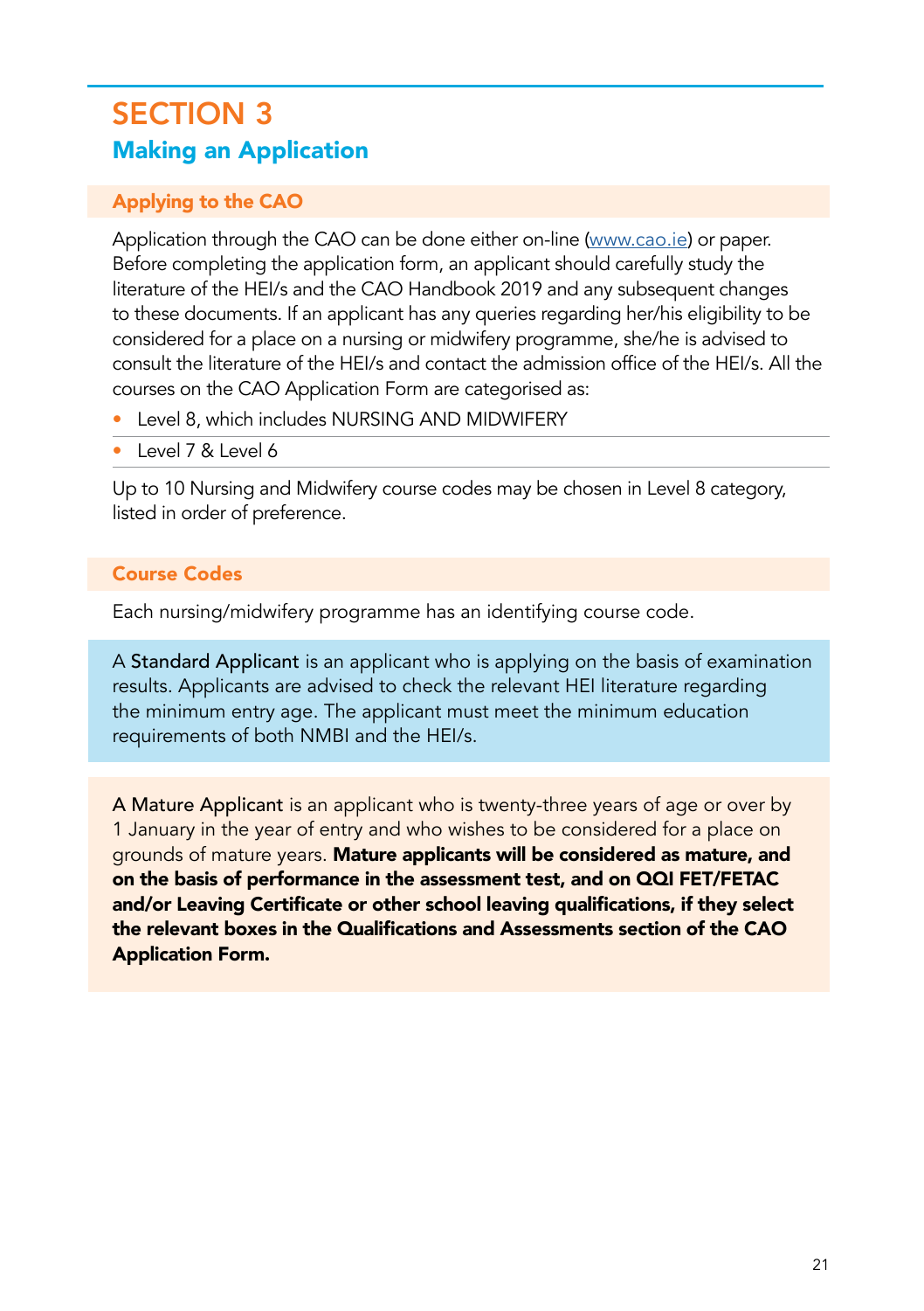# SECTION 3

## Making an Application

### Applying to the CAO

Application through the CAO can be done either on-line (www.cao.ie) or paper. Before completing the application form, an applicant should carefully study the literature of the HEI/s and the CAO Handbook 2019 and any subsequent changes to these documents. If an applicant has any queries regarding her/his eligibility to be considered for a place on a nursing or midwifery programme, she/he is advised to consult the literature of the HEI/s and contact the admission office of the HEI/s. All the courses on the CAO Application Form are categorised as:

- Level 8, which includes NURSING AND MIDWIFERY
- Level 7 & Level 6

Up to 10 Nursing and Midwifery course codes may be chosen in Level 8 category, listed in order of preference.

### Course Codes

Each nursing/midwifery programme has an identifying course code.

A Standard Applicant is an applicant who is applying on the basis of examination results. Applicants are advised to check the relevant HEI literature regarding the minimum entry age. The applicant must meet the minimum education requirements of both NMBI and the HEI/s.

A Mature Applicant is an applicant who is twenty-three years of age or over by 1 January in the year of entry and who wishes to be considered for a place on grounds of mature years. **Mature applicants will be considered as mature, and on the basis of performance in the assessment test, and on QQI FET/FETAC and/or Leaving Certificate or other school leaving qualifications, if they select the relevant boxes in the Qualifications and Assessments section of the CAO Application Form.**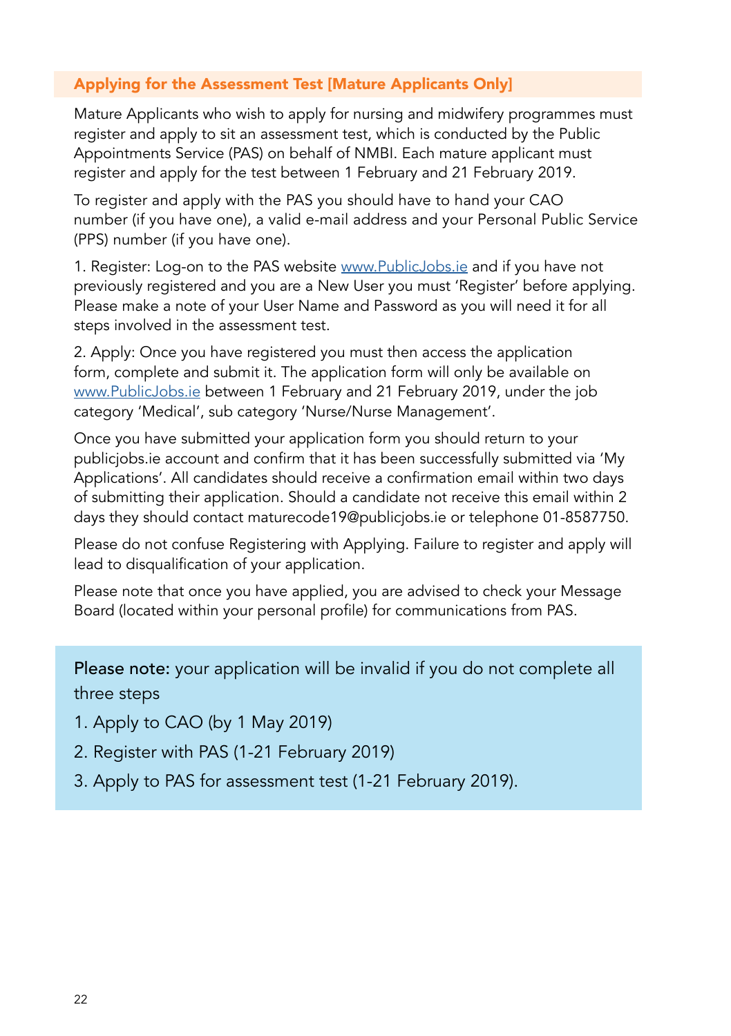## Applying for the Assessment Test [Mature Applicants Only]

Mature Applicants who wish to apply for nursing and midwifery programmes must register and apply to sit an assessment test, which is conducted by the Public Appointments Service (PAS) on behalf of NMBI. Each mature applicant must register and apply for the test between 1 February and 21 February 2019.

To register and apply with the PAS you should have to hand your CAO number (if you have one), a valid e-mail address and your Personal Public Service (PPS) number (if you have one).

1. Register: Log-on to the PAS website [www.PublicJobs.ie](http://www.PublicJobs.ie) and if you have not previously registered and you are a New User you must 'Register' before applying. Please make a note of your User Name and Password as you will need it for all steps involved in the assessment test.

2. Apply: Once you have registered you must then access the application form, complete and submit it. The application form will only be available on [www.PublicJobs.ie](http://www.PublicJobs.ie) between 1 February and 21 February 2019, under the job category 'Medical', sub category 'Nurse/Nurse Management'.

Once you have submitted your application form you should return to your publicjobs.ie account and confirm that it has been successfully submitted via 'My Applications'. All candidates should receive a confirmation email within two days of submitting their application. Should a candidate not receive this email within 2 days they should contact maturecode19@publicjobs.ie or telephone 01-8587750.

Please do not confuse Registering with Applying. Failure to register and apply will lead to disqualification of your application.

Please note that once you have applied, you are advised to check your Message Board (located within your personal profile) for communications from PAS.

**Please note:** your application will be invalid if you do not complete all three steps

1. Apply to CAO (by 1 May 2019)
2. Register with PAS (1-21 February 2019)
3. Apply to PAS for assessment test (1-21 February 2019).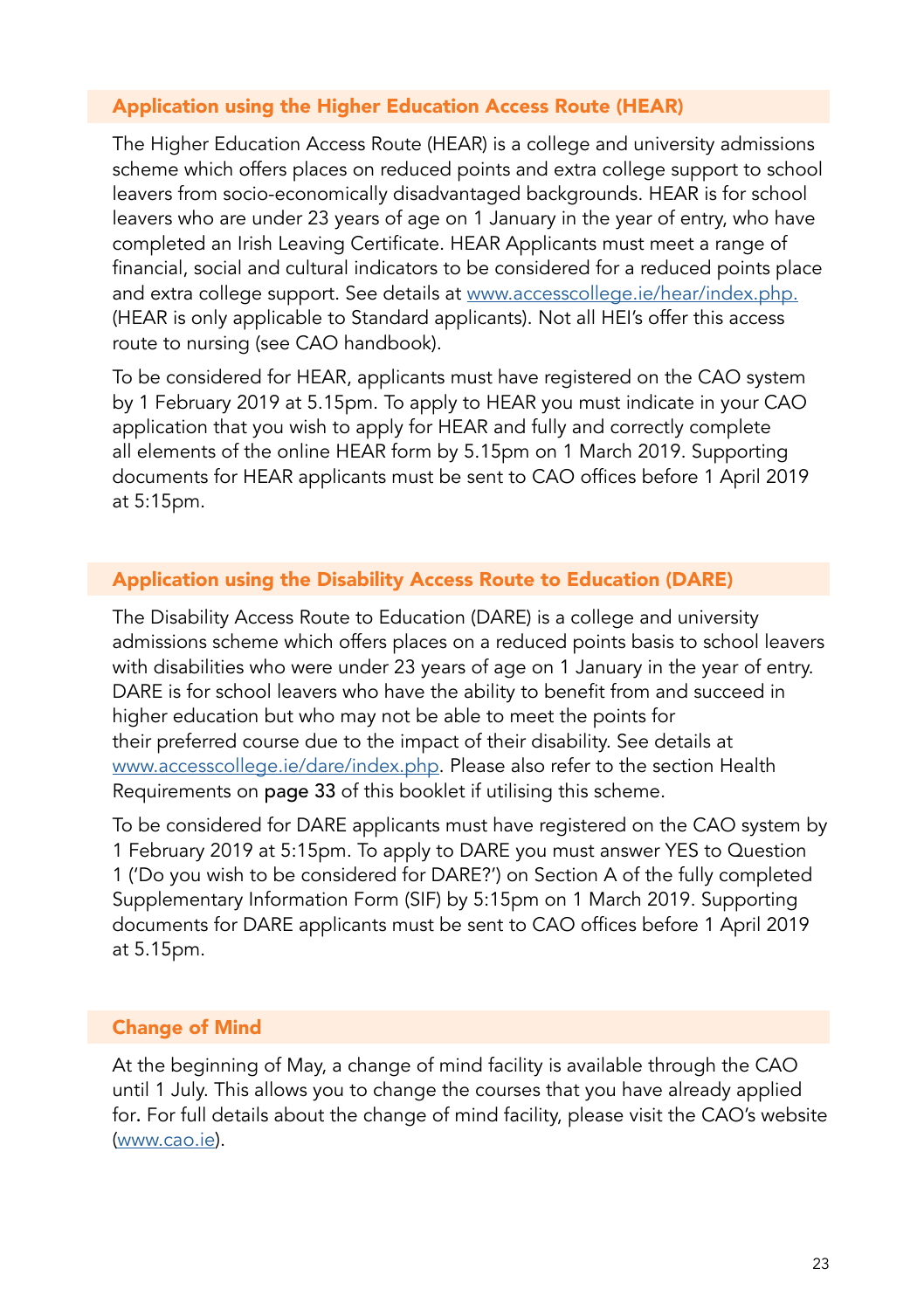## Application using the Higher Education Access Route (HEAR)

The Higher Education Access Route (HEAR) is a college and university admissions scheme which offers places on reduced points and extra college support to school leavers from socio-economically disadvantaged backgrounds. HEAR is for school leavers who are under 23 years of age on 1 January in the year of entry, who have completed an Irish Leaving Certificate. HEAR Applicants must meet a range of financial, social and cultural indicators to be considered for a reduced points place and extra college support. See details at www.accesscollege.ie/hear/index.php. (HEAR is only applicable to Standard applicants). Not all HEI's offer this access route to nursing (see CAO handbook).

To be considered for HEAR, applicants must have registered on the CAO system by 1 February 2019 at 5.15pm. To apply to HEAR you must indicate in your CAO application that you wish to apply for HEAR and fully and correctly complete all elements of the online HEAR form by 5.15pm on 1 March 2019. Supporting documents for HEAR applicants must be sent to CAO offices before 1 April 2019 at 5:15pm.

## Application using the Disability Access Route to Education (DARE)

The Disability Access Route to Education (DARE) is a college and university admissions scheme which offers places on a reduced points basis to school leavers with disabilities who were under 23 years of age on 1 January in the year of entry. DARE is for school leavers who have the ability to benefit from and succeed in higher education but who may not be able to meet the points for their preferred course due to the impact of their disability. See details at www.accesscollege.ie/dare/index.php. Please also refer to the section Health Requirements on **page 33** of this booklet if utilising this scheme.

To be considered for DARE applicants must have registered on the CAO system by 1 February 2019 at 5:15pm. To apply to DARE you must answer YES to Question 1 ('Do you wish to be considered for DARE?') on Section A of the fully completed Supplementary Information Form (SIF) by 5:15pm on 1 March 2019. Supporting documents for DARE applicants must be sent to CAO offices before 1 April 2019 at 5.15pm.

## Change of Mind

At the beginning of May, a change of mind facility is available through the CAO until 1 July. This allows you to change the courses that you have already applied for. For full details about the change of mind facility, please visit the CAO's website (www.cao.ie).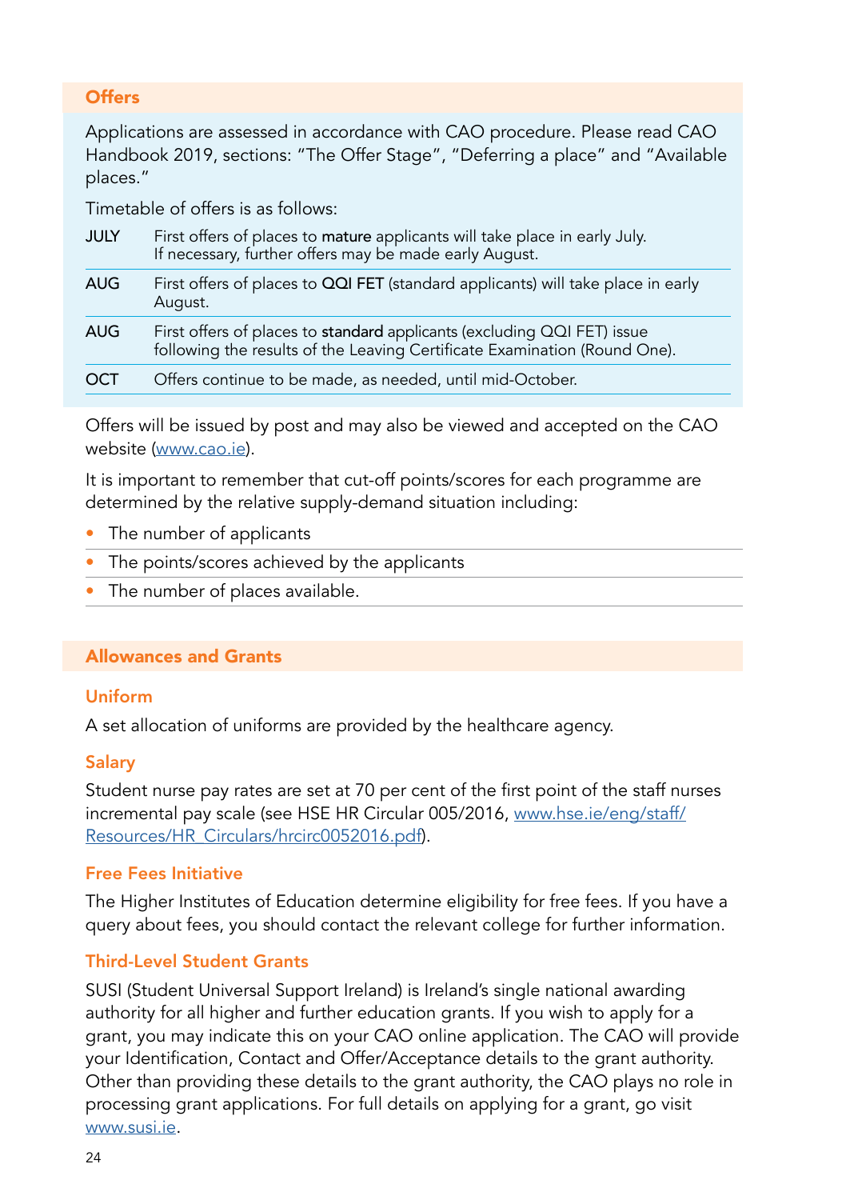## Offers

Applications are assessed in accordance with CAO procedure. Please read CAO Handbook 2019, sections: "The Offer Stage", "Deferring a place" and "Available places."

Timetable of offers is as follows:

| | |
|---|---|
| JULY | First offers of places to **mature** applicants will take place in early July. If necessary, further offers may be made early August. |
| AUG | First offers of places to **QQI FET** (standard applicants) will take place in early August. |
| AUG | First offers of places to **standard** applicants (excluding QQI FET) issue following the results of the Leaving Certificate Examination (Round One). |
| OCT | Offers continue to be made, as needed, until mid-October. |

Offers will be issued by post and may also be viewed and accepted on the CAO website (www.cao.ie).

It is important to remember that cut-off points/scores for each programme are determined by the relative supply-demand situation including:

- The number of applicants
- The points/scores achieved by the applicants
- The number of places available.

## Allowances and Grants

### Uniform

A set allocation of uniforms are provided by the healthcare agency.

### Salary

Student nurse pay rates are set at 70 per cent of the first point of the staff nurses incremental pay scale (see HSE HR Circular 005/2016, www.hse.ie/eng/staff/Resources/HR_Circulars/hrcirc0052016.pdf).

### Free Fees Initiative

The Higher Institutes of Education determine eligibility for free fees. If you have a query about fees, you should contact the relevant college for further information.

### Third-Level Student Grants

SUSI (Student Universal Support Ireland) is Ireland's single national awarding authority for all higher and further education grants. If you wish to apply for a grant, you may indicate this on your CAO online application. The CAO will provide your Identification, Contact and Offer/Acceptance details to the grant authority. Other than providing these details to the grant authority, the CAO plays no role in processing grant applications. For full details on applying for a grant, go visit www.susi.ie.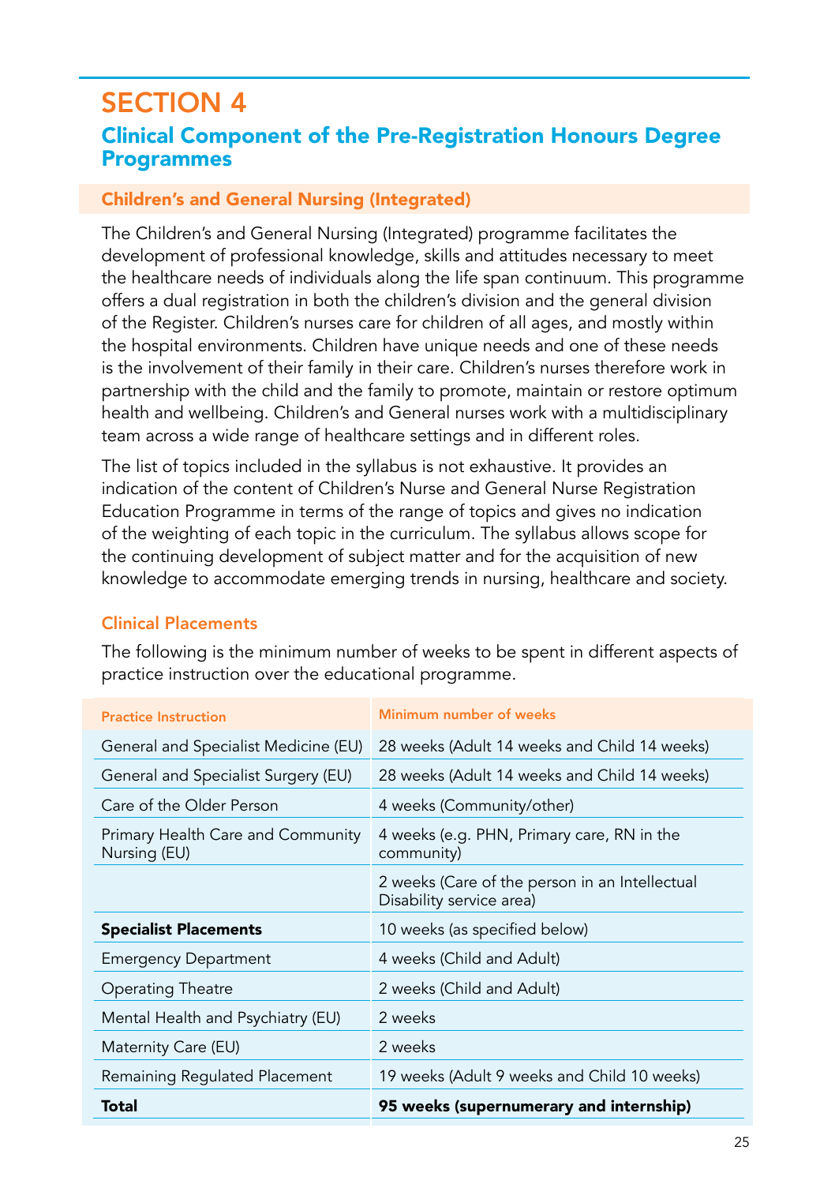# SECTION 4

## Clinical Component of the Pre-Registration Honours Degree Programmes

### Children's and General Nursing (Integrated)

The Children's and General Nursing (Integrated) programme facilitates the development of professional knowledge, skills and attitudes necessary to meet the healthcare needs of individuals along the life span continuum. This programme offers a dual registration in both the children's division and the general division of the Register. Children's nurses care for children of all ages, and mostly within the hospital environments. Children have unique needs and one of these needs is the involvement of their family in their care. Children's nurses therefore work in partnership with the child and the family to promote, maintain or restore optimum health and wellbeing. Children's and General nurses work with a multidisciplinary team across a wide range of healthcare settings and in different roles.

The list of topics included in the syllabus is not exhaustive. It provides an indication of the content of Children's Nurse and General Nurse Registration Education Programme in terms of the range of topics and gives no indication of the weighting of each topic in the curriculum. The syllabus allows scope for the continuing development of subject matter and for the acquisition of new knowledge to accommodate emerging trends in nursing, healthcare and society.

### Clinical Placements

The following is the minimum number of weeks to be spent in different aspects of practice instruction over the educational programme.

| Practice Instruction | Minimum number of weeks |
|---|---|
| General and Specialist Medicine (EU) | 28 weeks (Adult 14 weeks and Child 14 weeks) |
| General and Specialist Surgery (EU) | 28 weeks (Adult 14 weeks and Child 14 weeks) |
| Care of the Older Person | 4 weeks (Community/other) |
| Primary Health Care and Community Nursing (EU) | 4 weeks (e.g. PHN, Primary care, RN in the community) |
| | 2 weeks (Care of the person in an Intellectual Disability service area) |
| **Specialist Placements** | 10 weeks (as specified below) |
| Emergency Department | 4 weeks (Child and Adult) |
| Operating Theatre | 2 weeks (Child and Adult) |
| Mental Health and Psychiatry (EU) | 2 weeks |
| Maternity Care (EU) | 2 weeks |
| Remaining Regulated Placement | 19 weeks (Adult 9 weeks and Child 10 weeks) |
| **Total** | **95 weeks (supernumerary and internship)** |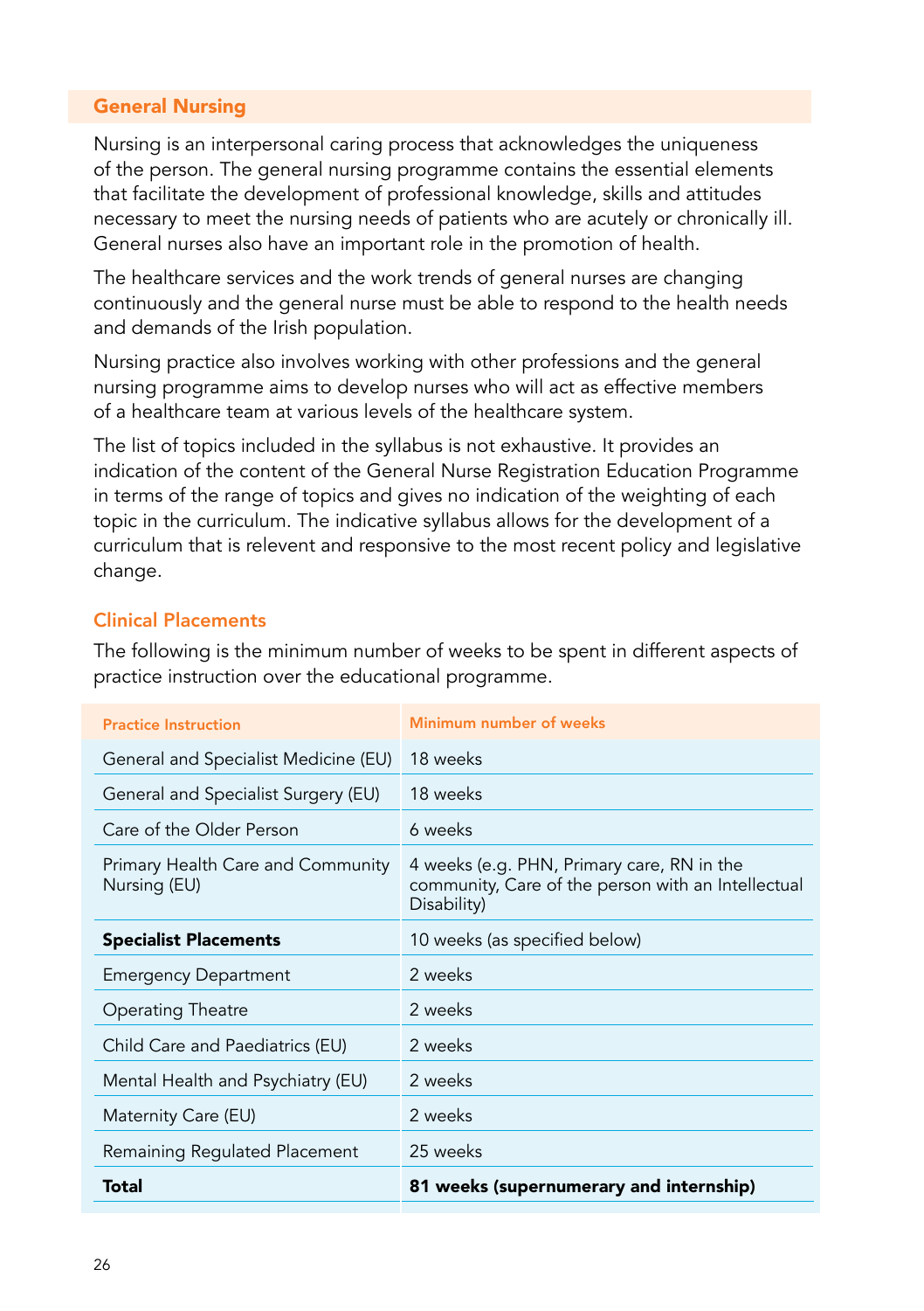## General Nursing

Nursing is an interpersonal caring process that acknowledges the uniqueness of the person. The general nursing programme contains the essential elements that facilitate the development of professional knowledge, skills and attitudes necessary to meet the nursing needs of patients who are acutely or chronically ill. General nurses also have an important role in the promotion of health.

The healthcare services and the work trends of general nurses are changing continuously and the general nurse must be able to respond to the health needs and demands of the Irish population.

Nursing practice also involves working with other professions and the general nursing programme aims to develop nurses who will act as effective members of a healthcare team at various levels of the healthcare system.

The list of topics included in the syllabus is not exhaustive. It provides an indication of the content of the General Nurse Registration Education Programme in terms of the range of topics and gives no indication of the weighting of each topic in the curriculum. The indicative syllabus allows for the development of a curriculum that is relevent and responsive to the most recent policy and legislative change.

### Clinical Placements

The following is the minimum number of weeks to be spent in different aspects of practice instruction over the educational programme.

| Practice Instruction | Minimum number of weeks |
|---|---|
| General and Specialist Medicine (EU) | 18 weeks |
| General and Specialist Surgery (EU) | 18 weeks |
| Care of the Older Person | 6 weeks |
| Primary Health Care and Community Nursing (EU) | 4 weeks (e.g. PHN, Primary care, RN in the community, Care of the person with an Intellectual Disability) |
| **Specialist Placements** | 10 weeks (as specified below) |
| Emergency Department | 2 weeks |
| Operating Theatre | 2 weeks |
| Child Care and Paediatrics (EU) | 2 weeks |
| Mental Health and Psychiatry (EU) | 2 weeks |
| Maternity Care (EU) | 2 weeks |
| Remaining Regulated Placement | 25 weeks |
| **Total** | **81 weeks (supernumerary and internship)** |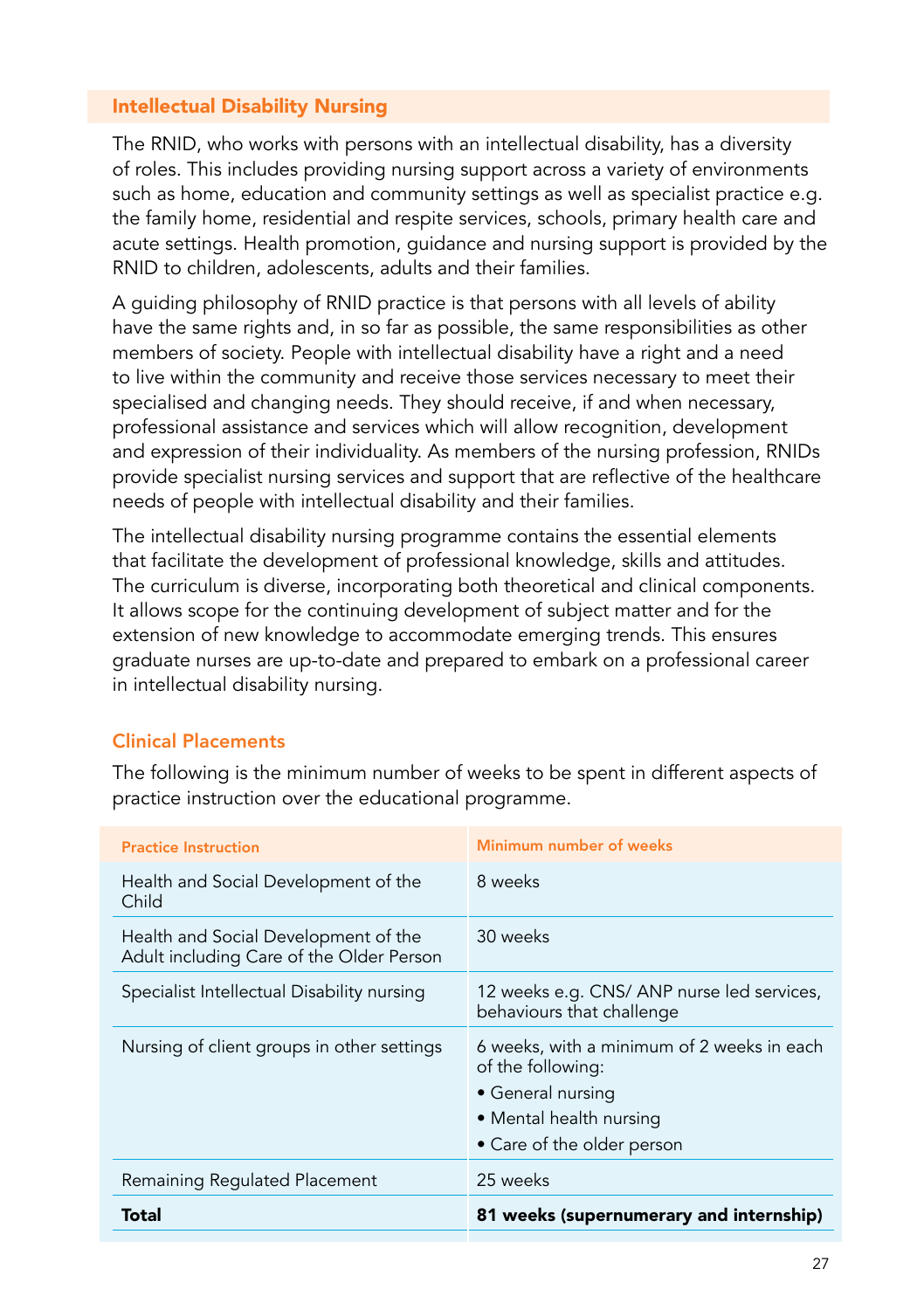## Intellectual Disability Nursing

The RNID, who works with persons with an intellectual disability, has a diversity of roles. This includes providing nursing support across a variety of environments such as home, education and community settings as well as specialist practice e.g. the family home, residential and respite services, schools, primary health care and acute settings. Health promotion, guidance and nursing support is provided by the RNID to children, adolescents, adults and their families.

A guiding philosophy of RNID practice is that persons with all levels of ability have the same rights and, in so far as possible, the same responsibilities as other members of society. People with intellectual disability have a right and a need to live within the community and receive those services necessary to meet their specialised and changing needs. They should receive, if and when necessary, professional assistance and services which will allow recognition, development and expression of their individuality. As members of the nursing profession, RNIDs provide specialist nursing services and support that are reflective of the healthcare needs of people with intellectual disability and their families.

The intellectual disability nursing programme contains the essential elements that facilitate the development of professional knowledge, skills and attitudes. The curriculum is diverse, incorporating both theoretical and clinical components. It allows scope for the continuing development of subject matter and for the extension of new knowledge to accommodate emerging trends. This ensures graduate nurses are up-to-date and prepared to embark on a professional career in intellectual disability nursing.

### Clinical Placements

The following is the minimum number of weeks to be spent in different aspects of practice instruction over the educational programme.

| Practice Instruction | Minimum number of weeks |
|---|---|
| Health and Social Development of the Child | 8 weeks |
| Health and Social Development of the Adult including Care of the Older Person | 30 weeks |
| Specialist Intellectual Disability nursing | 12 weeks e.g. CNS/ ANP nurse led services, behaviours that challenge |
| Nursing of client groups in other settings | 6 weeks, with a minimum of 2 weeks in each of the following:<br>• General nursing<br>• Mental health nursing<br>• Care of the older person |
| Remaining Regulated Placement | 25 weeks |
| **Total** | **81 weeks (supernumerary and internship)** |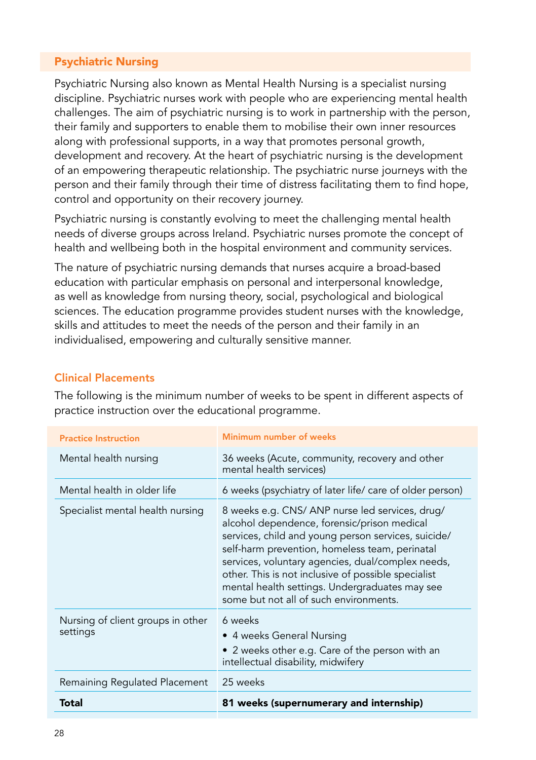## Psychiatric Nursing

Psychiatric Nursing also known as Mental Health Nursing is a specialist nursing discipline. Psychiatric nurses work with people who are experiencing mental health challenges. The aim of psychiatric nursing is to work in partnership with the person, their family and supporters to enable them to mobilise their own inner resources along with professional supports, in a way that promotes personal growth, development and recovery. At the heart of psychiatric nursing is the development of an empowering therapeutic relationship. The psychiatric nurse journeys with the person and their family through their time of distress facilitating them to find hope, control and opportunity on their recovery journey.

Psychiatric nursing is constantly evolving to meet the challenging mental health needs of diverse groups across Ireland. Psychiatric nurses promote the concept of health and wellbeing both in the hospital environment and community services.

The nature of psychiatric nursing demands that nurses acquire a broad-based education with particular emphasis on personal and interpersonal knowledge, as well as knowledge from nursing theory, social, psychological and biological sciences. The education programme provides student nurses with the knowledge, skills and attitudes to meet the needs of the person and their family in an individualised, empowering and culturally sensitive manner.

### Clinical Placements

The following is the minimum number of weeks to be spent in different aspects of practice instruction over the educational programme.

| Practice Instruction | Minimum number of weeks |
|---|---|
| Mental health nursing | 36 weeks (Acute, community, recovery and other mental health services) |
| Mental health in older life | 6 weeks (psychiatry of later life/ care of older person) |
| Specialist mental health nursing | 8 weeks e.g. CNS/ ANP nurse led services, drug/ alcohol dependence, forensic/prison medical services, child and young person services, suicide/ self-harm prevention, homeless team, perinatal services, voluntary agencies, dual/complex needs, other. This is not inclusive of possible specialist mental health settings. Undergraduates may see some but not all of such environments. |
| Nursing of client groups in other settings | 6 weeks<br>• 4 weeks General Nursing<br>• 2 weeks other e.g. Care of the person with an intellectual disability, midwifery |
| Remaining Regulated Placement | 25 weeks |
| **Total** | **81 weeks (supernumerary and internship)** |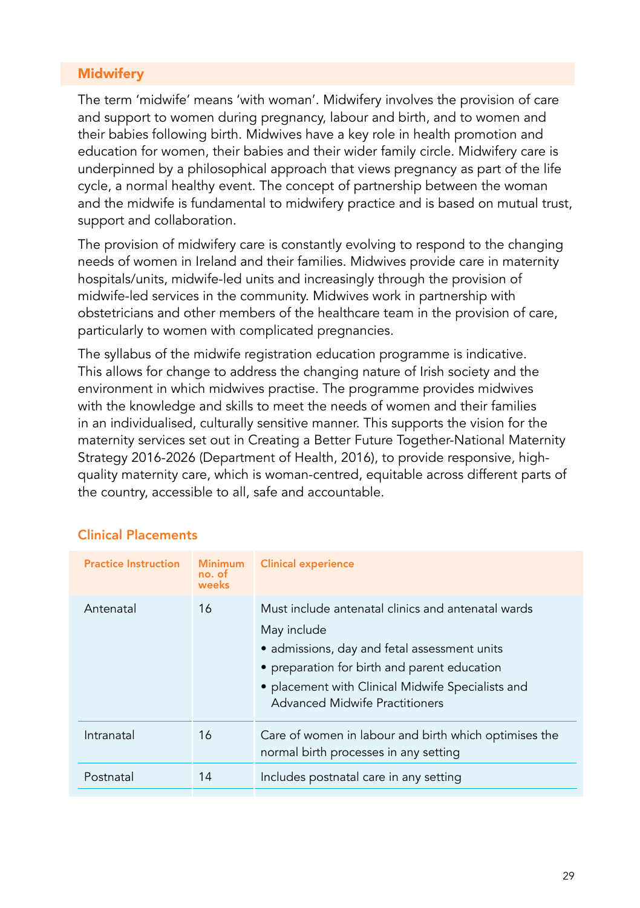## Midwifery

The term 'midwife' means 'with woman'. Midwifery involves the provision of care and support to women during pregnancy, labour and birth, and to women and their babies following birth. Midwives have a key role in health promotion and education for women, their babies and their wider family circle. Midwifery care is underpinned by a philosophical approach that views pregnancy as part of the life cycle, a normal healthy event. The concept of partnership between the woman and the midwife is fundamental to midwifery practice and is based on mutual trust, support and collaboration.

The provision of midwifery care is constantly evolving to respond to the changing needs of women in Ireland and their families. Midwives provide care in maternity hospitals/units, midwife-led units and increasingly through the provision of midwife-led services in the community. Midwives work in partnership with obstetricians and other members of the healthcare team in the provision of care, particularly to women with complicated pregnancies.

The syllabus of the midwife registration education programme is indicative. This allows for change to address the changing nature of Irish society and the environment in which midwives practise. The programme provides midwives with the knowledge and skills to meet the needs of women and their families in an individualised, culturally sensitive manner. This supports the vision for the maternity services set out in Creating a Better Future Together-National Maternity Strategy 2016-2026 (Department of Health, 2016), to provide responsive, high-quality maternity care, which is woman-centred, equitable across different parts of the country, accessible to all, safe and accountable.

### Clinical Placements

| Practice Instruction | Minimum no. of weeks | Clinical experience |
|---|---|---|
| Antenatal | 16 | Must include antenatal clinics and antenatal wards<br>May include<br>• admissions, day and fetal assessment units<br>• preparation for birth and parent education<br>• placement with Clinical Midwife Specialists and Advanced Midwife Practitioners |
| Intranatal | 16 | Care of women in labour and birth which optimises the normal birth processes in any setting |
| Postnatal | 14 | Includes postnatal care in any setting |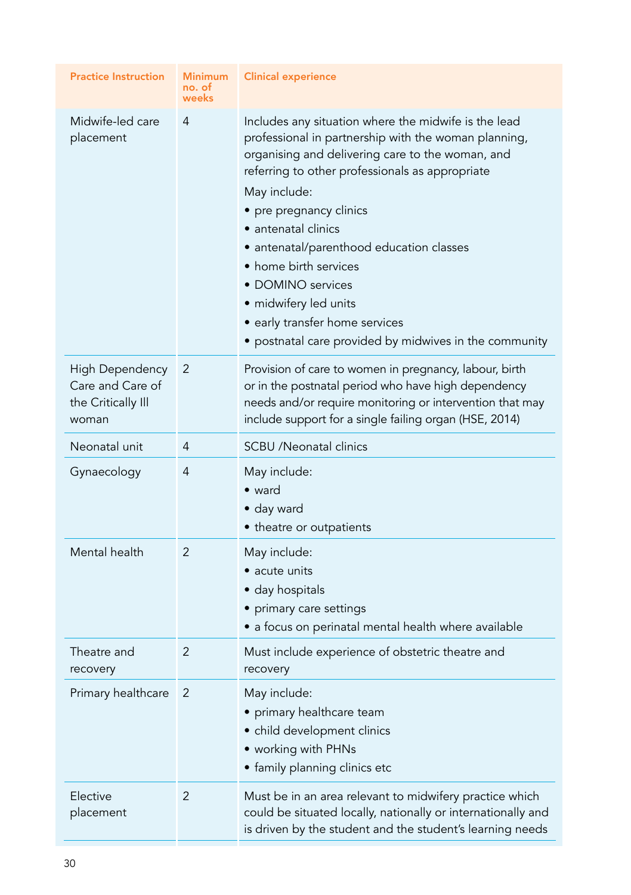| Practice Instruction | Minimum no. of weeks | Clinical experience |
|---|---|---|
| Midwife-led care placement | 4 | Includes any situation where the midwife is the lead professional in partnership with the woman planning, organising and delivering care to the woman, and referring to other professionals as appropriate<br>May include:<br>• pre pregnancy clinics<br>• antenatal clinics<br>• antenatal/parenthood education classes<br>• home birth services<br>• DOMINO services<br>• midwifery led units<br>• early transfer home services<br>• postnatal care provided by midwives in the community |
| High Dependency Care and Care of the Critically Ill woman | 2 | Provision of care to women in pregnancy, labour, birth or in the postnatal period who have high dependency needs and/or require monitoring or intervention that may include support for a single failing organ (HSE, 2014) |
| Neonatal unit | 4 | SCBU /Neonatal clinics |
| Gynaecology | 4 | May include:<br>• ward<br>• day ward<br>• theatre or outpatients |
| Mental health | 2 | May include:<br>• acute units<br>• day hospitals<br>• primary care settings<br>• a focus on perinatal mental health where available |
| Theatre and recovery | 2 | Must include experience of obstetric theatre and recovery |
| Primary healthcare | 2 | May include:<br>• primary healthcare team<br>• child development clinics<br>• working with PHNs<br>• family planning clinics etc |
| Elective placement | 2 | Must be in an area relevant to midwifery practice which could be situated locally, nationally or internationally and is driven by the student and the student's learning needs |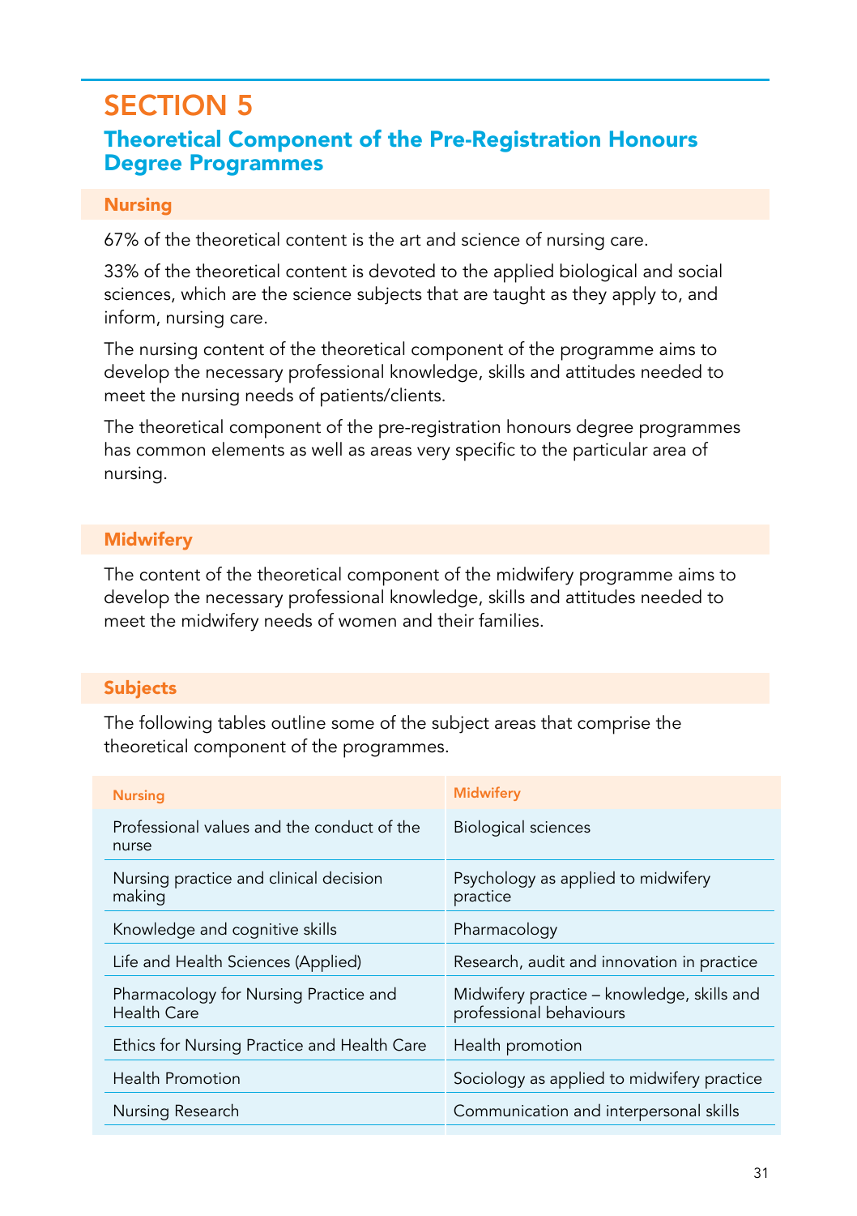# SECTION 5

## Theoretical Component of the Pre-Registration Honours Degree Programmes

### Nursing

67% of the theoretical content is the art and science of nursing care.

33% of the theoretical content is devoted to the applied biological and social sciences, which are the science subjects that are taught as they apply to, and inform, nursing care.

The nursing content of the theoretical component of the programme aims to develop the necessary professional knowledge, skills and attitudes needed to meet the nursing needs of patients/clients.

The theoretical component of the pre-registration honours degree programmes has common elements as well as areas very specific to the particular area of nursing.

### Midwifery

The content of the theoretical component of the midwifery programme aims to develop the necessary professional knowledge, skills and attitudes needed to meet the midwifery needs of women and their families.

### Subjects

The following tables outline some of the subject areas that comprise the theoretical component of the programmes.

| Nursing | Midwifery |
|---|---|
| Professional values and the conduct of the nurse | Biological sciences |
| Nursing practice and clinical decision making | Psychology as applied to midwifery practice |
| Knowledge and cognitive skills | Pharmacology |
| Life and Health Sciences (Applied) | Research, audit and innovation in practice |
| Pharmacology for Nursing Practice and Health Care | Midwifery practice – knowledge, skills and professional behaviours |
| Ethics for Nursing Practice and Health Care | Health promotion |
| Health Promotion | Sociology as applied to midwifery practice |
| Nursing Research | Communication and interpersonal skills |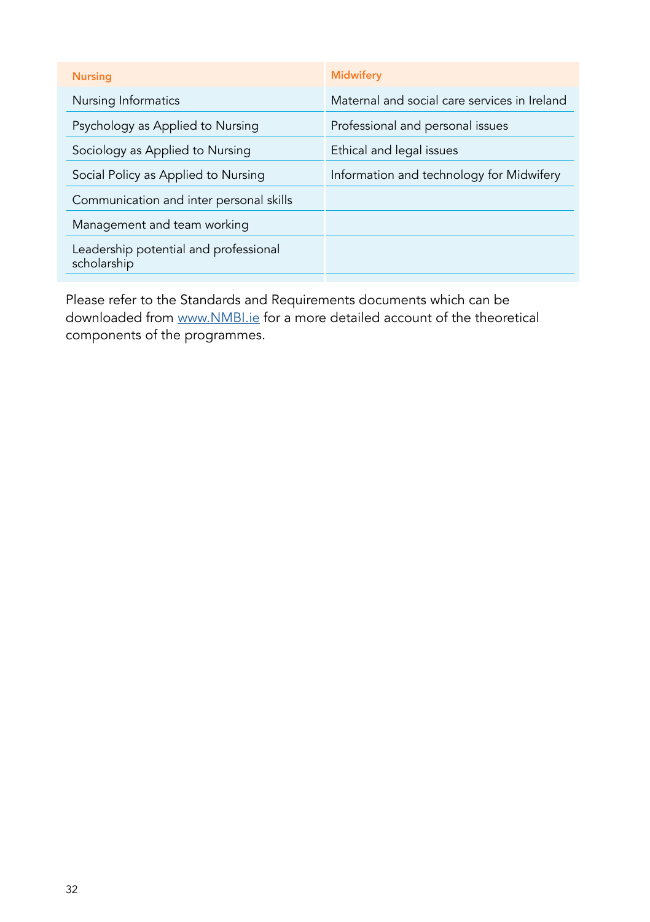| Nursing | Midwifery |
|---|---|
| Nursing Informatics | Maternal and social care services in Ireland |
| Psychology as Applied to Nursing | Professional and personal issues |
| Sociology as Applied to Nursing | Ethical and legal issues |
| Social Policy as Applied to Nursing | Information and technology for Midwifery |
| Communication and inter personal skills | |
| Management and team working | |
| Leadership potential and professional scholarship | |

Please refer to the Standards and Requirements documents which can be downloaded from www.NMBI.ie for a more detailed account of the theoretical components of the programmes.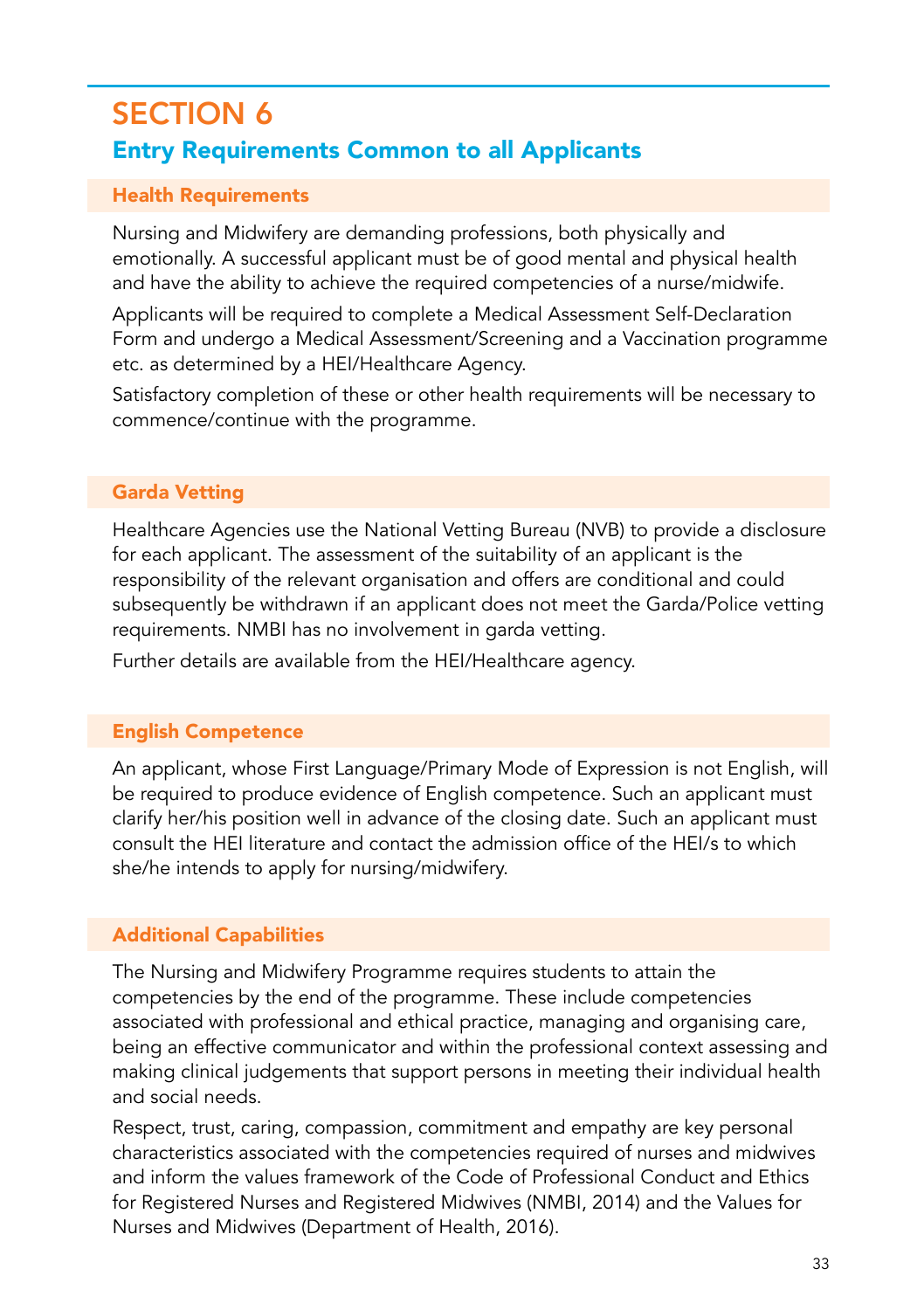# SECTION 6

## Entry Requirements Common to all Applicants

### Health Requirements

Nursing and Midwifery are demanding professions, both physically and emotionally. A successful applicant must be of good mental and physical health and have the ability to achieve the required competencies of a nurse/midwife.

Applicants will be required to complete a Medical Assessment Self-Declaration Form and undergo a Medical Assessment/Screening and a Vaccination programme etc. as determined by a HEI/Healthcare Agency.

Satisfactory completion of these or other health requirements will be necessary to commence/continue with the programme.

### Garda Vetting

Healthcare Agencies use the National Vetting Bureau (NVB) to provide a disclosure for each applicant. The assessment of the suitability of an applicant is the responsibility of the relevant organisation and offers are conditional and could subsequently be withdrawn if an applicant does not meet the Garda/Police vetting requirements. NMBI has no involvement in garda vetting.

Further details are available from the HEI/Healthcare agency.

### English Competence

An applicant, whose First Language/Primary Mode of Expression is not English, will be required to produce evidence of English competence. Such an applicant must clarify her/his position well in advance of the closing date. Such an applicant must consult the HEI literature and contact the admission office of the HEI/s to which she/he intends to apply for nursing/midwifery.

### Additional Capabilities

The Nursing and Midwifery Programme requires students to attain the competencies by the end of the programme. These include competencies associated with professional and ethical practice, managing and organising care, being an effective communicator and within the professional context assessing and making clinical judgements that support persons in meeting their individual health and social needs.

Respect, trust, caring, compassion, commitment and empathy are key personal characteristics associated with the competencies required of nurses and midwives and inform the values framework of the Code of Professional Conduct and Ethics for Registered Nurses and Registered Midwives (NMBI, 2014) and the Values for Nurses and Midwives (Department of Health, 2016).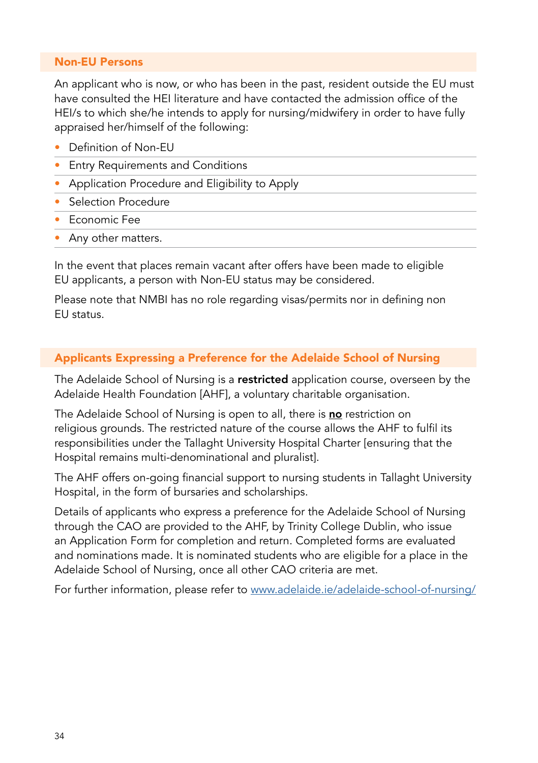## Non-EU Persons

An applicant who is now, or who has been in the past, resident outside the EU must have consulted the HEI literature and have contacted the admission office of the HEI/s to which she/he intends to apply for nursing/midwifery in order to have fully appraised her/himself of the following:

- Definition of Non-EU
- Entry Requirements and Conditions
- Application Procedure and Eligibility to Apply
- Selection Procedure
- Economic Fee
- Any other matters.

In the event that places remain vacant after offers have been made to eligible EU applicants, a person with Non-EU status may be considered.

Please note that NMBI has no role regarding visas/permits nor in defining non EU status.

## Applicants Expressing a Preference for the Adelaide School of Nursing

The Adelaide School of Nursing is a **restricted** application course, overseen by the Adelaide Health Foundation [AHF], a voluntary charitable organisation.

The Adelaide School of Nursing is open to all, there is **no** restriction on religious grounds. The restricted nature of the course allows the AHF to fulfil its responsibilities under the Tallaght University Hospital Charter [ensuring that the Hospital remains multi-denominational and pluralist].

The AHF offers on-going financial support to nursing students in Tallaght University Hospital, in the form of bursaries and scholarships.

Details of applicants who express a preference for the Adelaide School of Nursing through the CAO are provided to the AHF, by Trinity College Dublin, who issue an Application Form for completion and return. Completed forms are evaluated and nominations made. It is nominated students who are eligible for a place in the Adelaide School of Nursing, once all other CAO criteria are met.

For further information, please refer to www.adelaide.ie/adelaide-school-of-nursing/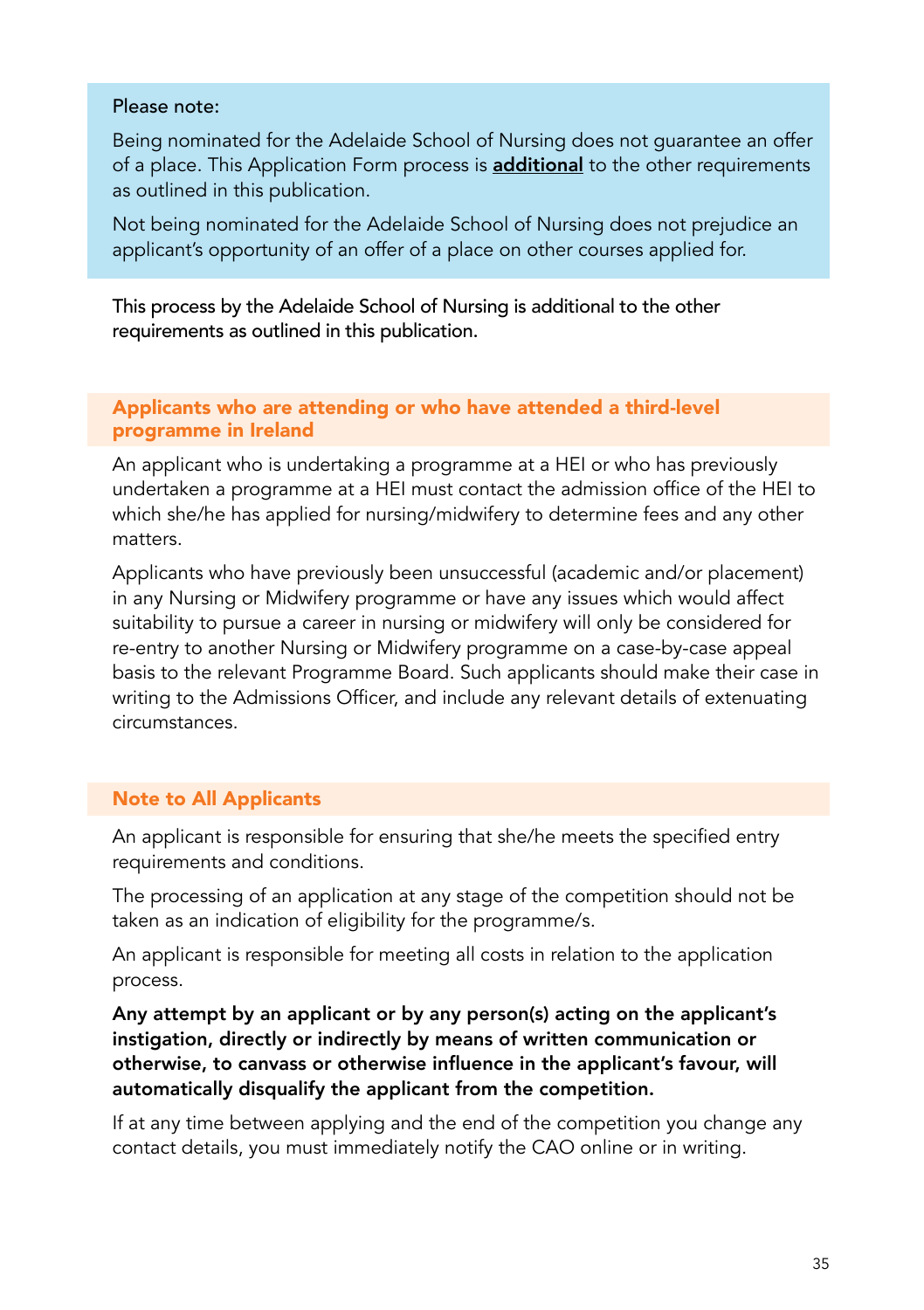Please note:

Being nominated for the Adelaide School of Nursing does not guarantee an offer of a place. This Application Form process is **additional** to the other requirements as outlined in this publication.

Not being nominated for the Adelaide School of Nursing does not prejudice an applicant's opportunity of an offer of a place on other courses applied for.

This process by the Adelaide School of Nursing is additional to the other requirements as outlined in this publication.

## Applicants who are attending or who have attended a third-level programme in Ireland

An applicant who is undertaking a programme at a HEI or who has previously undertaken a programme at a HEI must contact the admission office of the HEI to which she/he has applied for nursing/midwifery to determine fees and any other matters.

Applicants who have previously been unsuccessful (academic and/or placement) in any Nursing or Midwifery programme or have any issues which would affect suitability to pursue a career in nursing or midwifery will only be considered for re-entry to another Nursing or Midwifery programme on a case-by-case appeal basis to the relevant Programme Board. Such applicants should make their case in writing to the Admissions Officer, and include any relevant details of extenuating circumstances.

## Note to All Applicants

An applicant is responsible for ensuring that she/he meets the specified entry requirements and conditions.

The processing of an application at any stage of the competition should not be taken as an indication of eligibility for the programme/s.

An applicant is responsible for meeting all costs in relation to the application process.

**Any attempt by an applicant or by any person(s) acting on the applicant's instigation, directly or indirectly by means of written communication or otherwise, to canvass or otherwise influence in the applicant's favour, will automatically disqualify the applicant from the competition.**

If at any time between applying and the end of the competition you change any contact details, you must immediately notify the CAO online or in writing.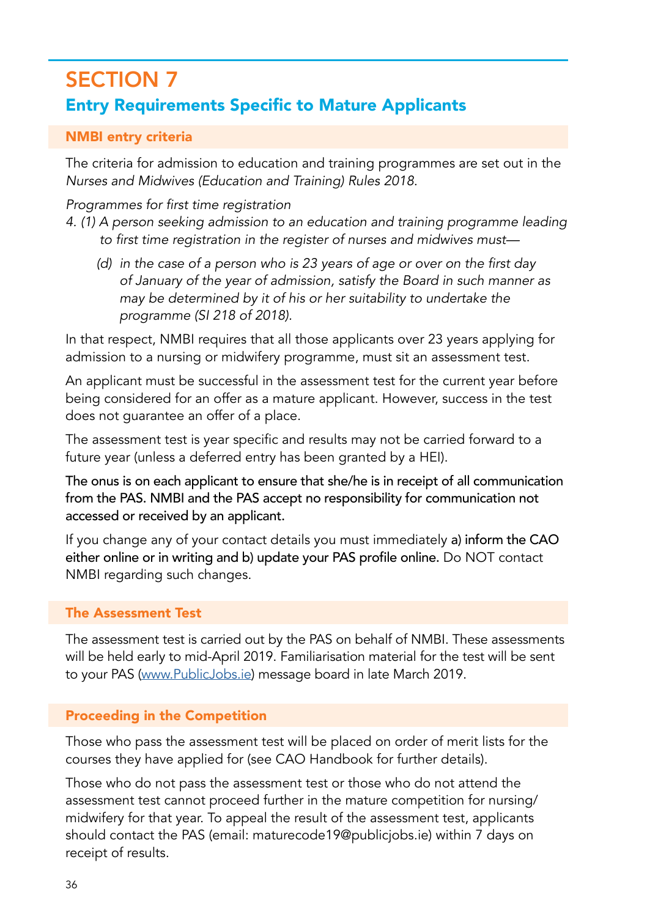# SECTION 7

## Entry Requirements Specific to Mature Applicants

### NMBI entry criteria

The criteria for admission to education and training programmes are set out in the *Nurses and Midwives (Education and Training) Rules 2018.*

*Programmes for first time registration*

*4. (1) A person seeking admission to an education and training programme leading to first time registration in the register of nurses and midwives must—*

*(d) in the case of a person who is 23 years of age or over on the first day of January of the year of admission, satisfy the Board in such manner as may be determined by it of his or her suitability to undertake the programme (SI 218 of 2018).*

In that respect, NMBI requires that all those applicants over 23 years applying for admission to a nursing or midwifery programme, must sit an assessment test.

An applicant must be successful in the assessment test for the current year before being considered for an offer as a mature applicant. However, success in the test does not guarantee an offer of a place.

The assessment test is year specific and results may not be carried forward to a future year (unless a deferred entry has been granted by a HEI).

**The onus is on each applicant to ensure that she/he is in receipt of all communication from the PAS. NMBI and the PAS accept no responsibility for communication not accessed or received by an applicant.**

If you change any of your contact details you must immediately **a) inform the CAO either online or in writing and b) update your PAS profile online.** Do NOT contact NMBI regarding such changes.

### The Assessment Test

The assessment test is carried out by the PAS on behalf of NMBI. These assessments will be held early to mid-April 2019. Familiarisation material for the test will be sent to your PAS (www.PublicJobs.ie) message board in late March 2019.

### Proceeding in the Competition

Those who pass the assessment test will be placed on order of merit lists for the courses they have applied for (see CAO Handbook for further details).

Those who do not pass the assessment test or those who do not attend the assessment test cannot proceed further in the mature competition for nursing/midwifery for that year. To appeal the result of the assessment test, applicants should contact the PAS (email: maturecode19@publicjobs.ie) within 7 days on receipt of results.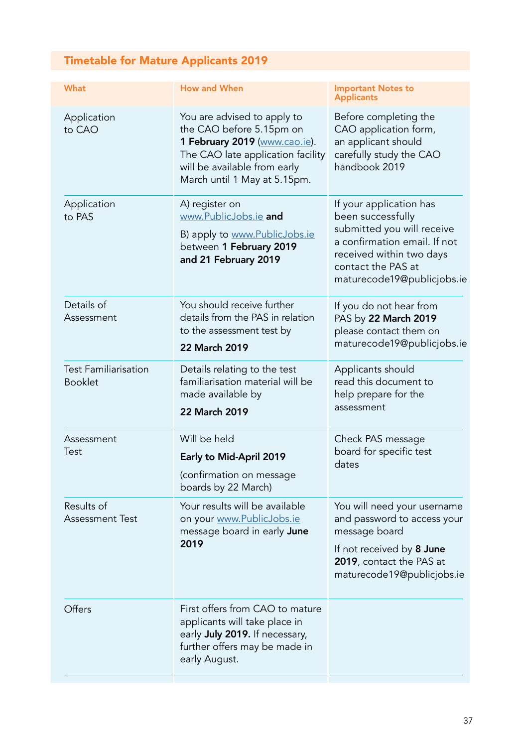## Timetable for Mature Applicants 2019

| What | How and When | Important Notes to Applicants |
|---|---|---|
| Application to CAO | You are advised to apply to the CAO before 5.15pm on **1 February 2019** (www.cao.ie). The CAO late application facility will be available from early March until 1 May at 5.15pm. | Before completing the CAO application form, an applicant should carefully study the CAO handbook 2019 |
| Application to PAS | A) register on www.PublicJobs.ie **and**<br><br>B) apply to www.PublicJobs.ie between **1 February 2019 and 21 February 2019** | If your application has been successfully submitted you will receive a confirmation email. If not received within two days contact the PAS at maturecode19@publicjobs.ie |
| Details of Assessment | You should receive further details from the PAS in relation to the assessment test by<br><br>**22 March 2019** | If you do not hear from PAS by **22 March 2019** please contact them on maturecode19@publicjobs.ie |
| Test Familiarisation Booklet | Details relating to the test familiarisation material will be made available by<br><br>**22 March 2019** | Applicants should read this document to help prepare for the assessment |
| Assessment Test | Will be held<br><br>**Early to Mid-April 2019**<br><br>(confirmation on message boards by 22 March) | Check PAS message board for specific test dates |
| Results of Assessment Test | Your results will be available on your www.PublicJobs.ie message board in early **June 2019** | You will need your username and password to access your message board<br><br>If not received by **8 June 2019**, contact the PAS at maturecode19@publicjobs.ie |
| Offers | First offers from CAO to mature applicants will take place in early **July 2019.** If necessary, further offers may be made in early August. | |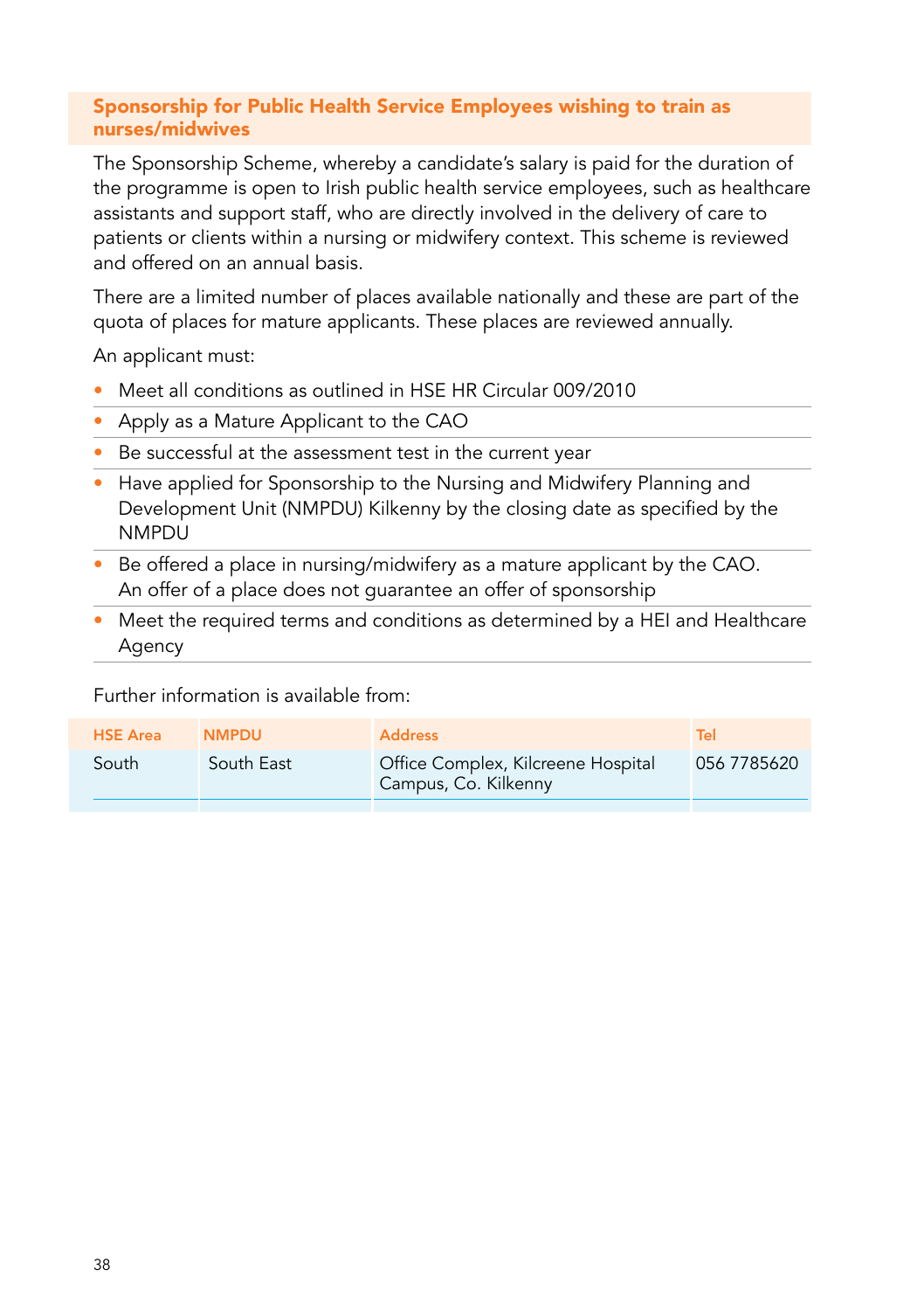## Sponsorship for Public Health Service Employees wishing to train as nurses/midwives

The Sponsorship Scheme, whereby a candidate's salary is paid for the duration of the programme is open to Irish public health service employees, such as healthcare assistants and support staff, who are directly involved in the delivery of care to patients or clients within a nursing or midwifery context. This scheme is reviewed and offered on an annual basis.

There are a limited number of places available nationally and these are part of the quota of places for mature applicants. These places are reviewed annually.

An applicant must:

- Meet all conditions as outlined in HSE HR Circular 009/2010
- Apply as a Mature Applicant to the CAO
- Be successful at the assessment test in the current year
- Have applied for Sponsorship to the Nursing and Midwifery Planning and Development Unit (NMPDU) Kilkenny by the closing date as specified by the NMPDU
- Be offered a place in nursing/midwifery as a mature applicant by the CAO. An offer of a place does not guarantee an offer of sponsorship
- Meet the required terms and conditions as determined by a HEI and Healthcare Agency

Further information is available from:

| HSE Area | NMPDU | Address | Tel |
|---|---|---|---|
| South | South East | Office Complex, Kilcreene Hospital Campus, Co. Kilkenny | 056 7785620 |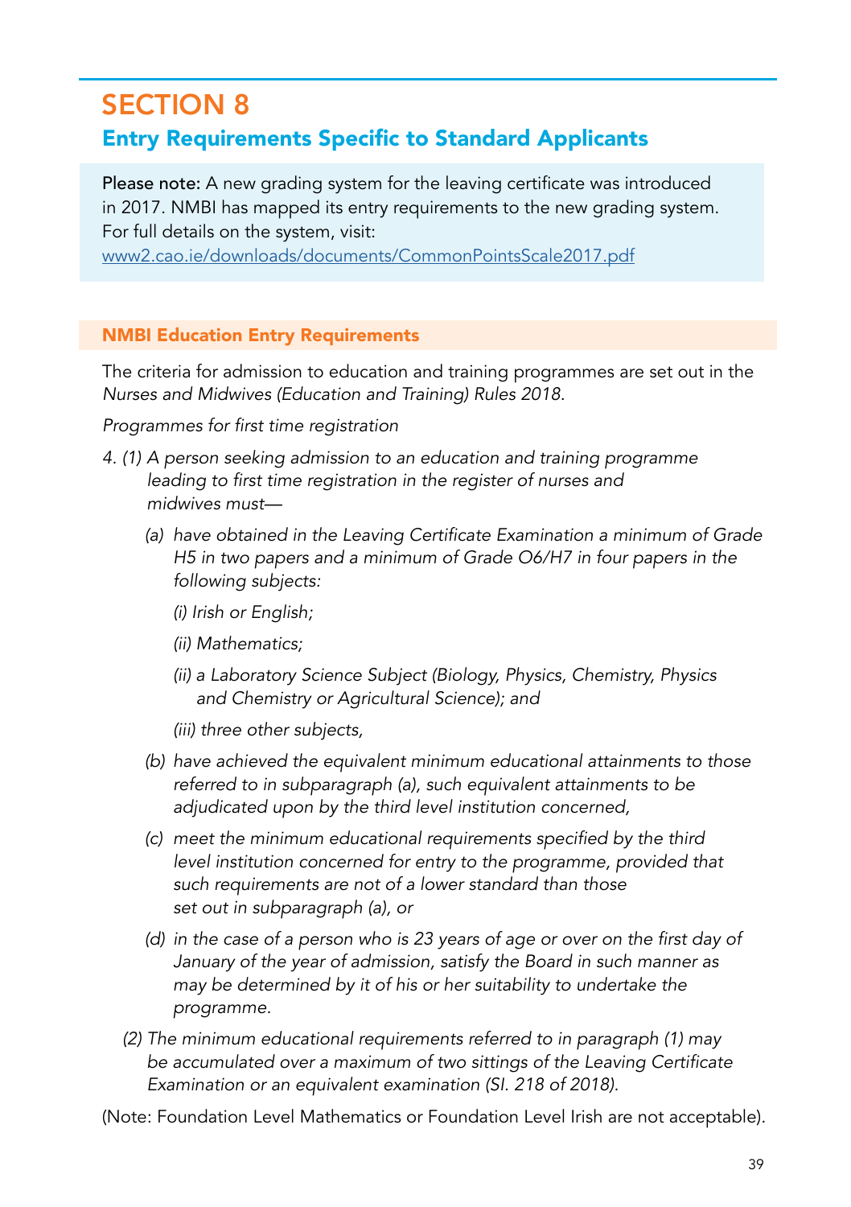# SECTION 8

## Entry Requirements Specific to Standard Applicants

**Please note:** A new grading system for the leaving certificate was introduced in 2017. NMBI has mapped its entry requirements to the new grading system. For full details on the system, visit: www2.cao.ie/downloads/documents/CommonPointsScale2017.pdf

### NMBI Education Entry Requirements

The criteria for admission to education and training programmes are set out in the *Nurses and Midwives (Education and Training) Rules 2018.*

*Programmes for first time registration*

*4. (1) A person seeking admission to an education and training programme leading to first time registration in the register of nurses and midwives must—*

*(a) have obtained in the Leaving Certificate Examination a minimum of Grade H5 in two papers and a minimum of Grade O6/H7 in four papers in the following subjects:*

*(i) Irish or English;*

*(ii) Mathematics;*

*(ii) a Laboratory Science Subject (Biology, Physics, Chemistry, Physics and Chemistry or Agricultural Science); and*

*(iii) three other subjects,*

*(b) have achieved the equivalent minimum educational attainments to those referred to in subparagraph (a), such equivalent attainments to be adjudicated upon by the third level institution concerned,*

*(c) meet the minimum educational requirements specified by the third level institution concerned for entry to the programme, provided that such requirements are not of a lower standard than those set out in subparagraph (a), or*

*(d) in the case of a person who is 23 years of age or over on the first day of January of the year of admission, satisfy the Board in such manner as may be determined by it of his or her suitability to undertake the programme.*

*(2) The minimum educational requirements referred to in paragraph (1) may be accumulated over a maximum of two sittings of the Leaving Certificate Examination or an equivalent examination (SI. 218 of 2018).*

(Note: Foundation Level Mathematics or Foundation Level Irish are not acceptable).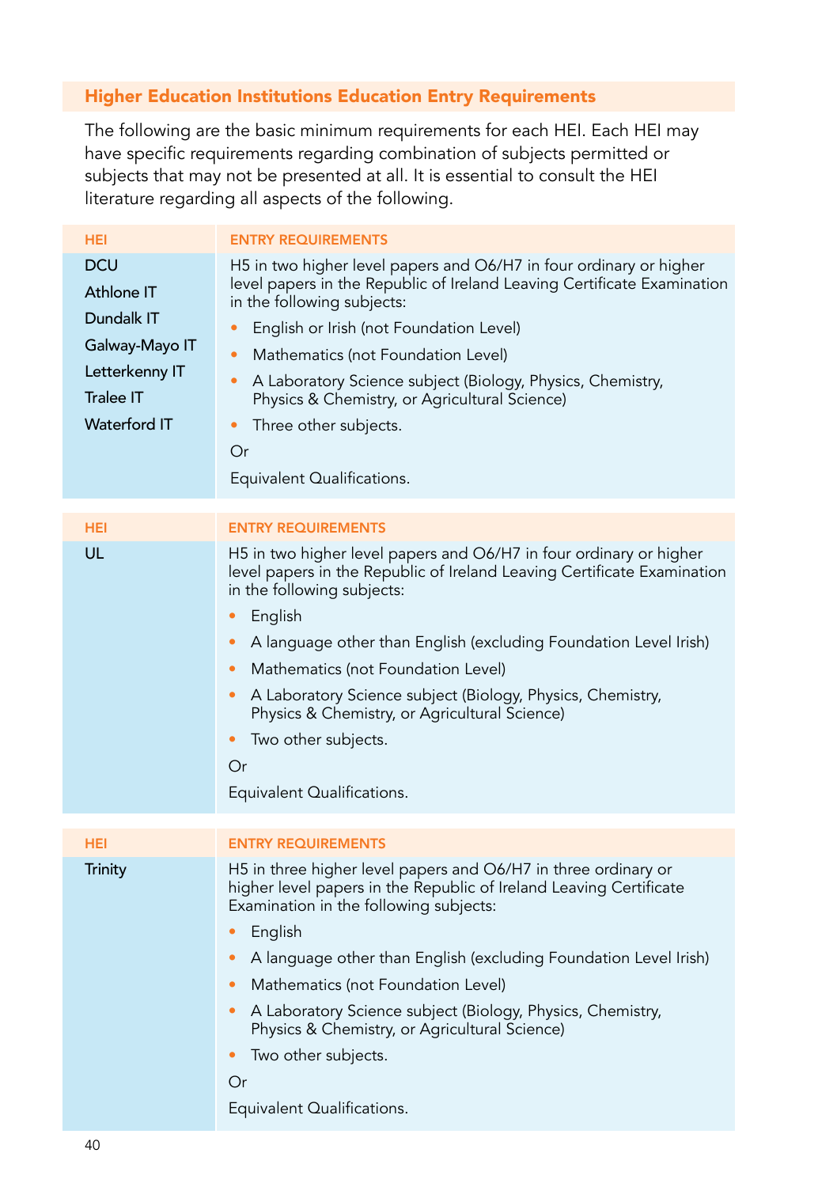## Higher Education Institutions Education Entry Requirements

The following are the basic minimum requirements for each HEI. Each HEI may have specific requirements regarding combination of subjects permitted or subjects that may not be presented at all. It is essential to consult the HEI literature regarding all aspects of the following.

| HEI | ENTRY REQUIREMENTS |
|---|---|
| DCU<br>Athlone IT<br>Dundalk IT<br>Galway-Mayo IT<br>Letterkenny IT<br>Tralee IT<br>Waterford IT | H5 in two higher level papers and O6/H7 in four ordinary or higher level papers in the Republic of Ireland Leaving Certificate Examination in the following subjects:<br>• English or Irish (not Foundation Level)<br>• Mathematics (not Foundation Level)<br>• A Laboratory Science subject (Biology, Physics, Chemistry, Physics & Chemistry, or Agricultural Science)<br>• Three other subjects.<br>Or<br>Equivalent Qualifications. |

| HEI | ENTRY REQUIREMENTS |
|---|---|
| UL | H5 in two higher level papers and O6/H7 in four ordinary or higher level papers in the Republic of Ireland Leaving Certificate Examination in the following subjects:<br>• English<br>• A language other than English (excluding Foundation Level Irish)<br>• Mathematics (not Foundation Level)<br>• A Laboratory Science subject (Biology, Physics, Chemistry, Physics & Chemistry, or Agricultural Science)<br>• Two other subjects.<br>Or<br>Equivalent Qualifications. |

| HEI | ENTRY REQUIREMENTS |
|---|---|
| Trinity | H5 in three higher level papers and O6/H7 in three ordinary or higher level papers in the Republic of Ireland Leaving Certificate Examination in the following subjects:<br>• English<br>• A language other than English (excluding Foundation Level Irish)<br>• Mathematics (not Foundation Level)<br>• A Laboratory Science subject (Biology, Physics, Chemistry, Physics & Chemistry, or Agricultural Science)<br>• Two other subjects.<br>Or<br>Equivalent Qualifications. |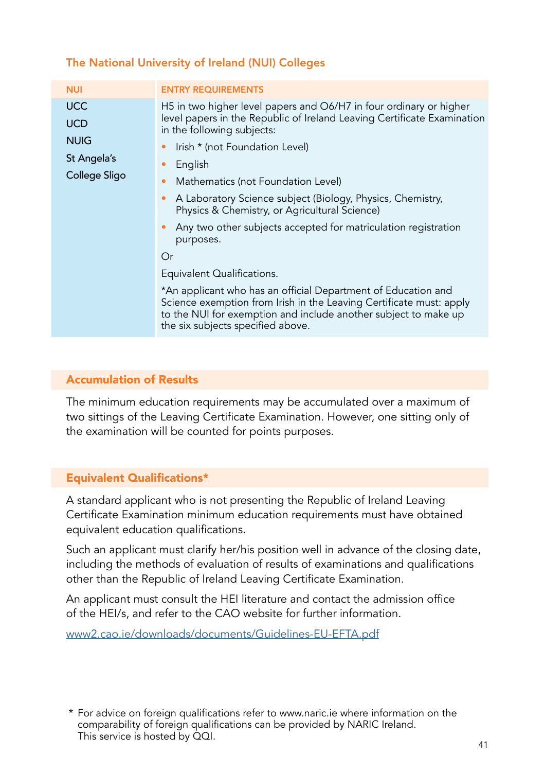## The National University of Ireland (NUI) Colleges

| NUI | ENTRY REQUIREMENTS |
|---|---|
| UCC<br>UCD<br>NUIG<br>St Angela's College Sligo | H5 in two higher level papers and O6/H7 in four ordinary or higher level papers in the Republic of Ireland Leaving Certificate Examination in the following subjects:<br>• Irish * (not Foundation Level)<br>• English<br>• Mathematics (not Foundation Level)<br>• A Laboratory Science subject (Biology, Physics, Chemistry, Physics & Chemistry, or Agricultural Science)<br>• Any two other subjects accepted for matriculation registration purposes.<br>Or<br>Equivalent Qualifications.<br>*An applicant who has an official Department of Education and Science exemption from Irish in the Leaving Certificate must: apply to the NUI for exemption and include another subject to make up the six subjects specified above. |

### Accumulation of Results

The minimum education requirements may be accumulated over a maximum of two sittings of the Leaving Certificate Examination. However, one sitting only of the examination will be counted for points purposes.

### Equivalent Qualifications*

A standard applicant who is not presenting the Republic of Ireland Leaving Certificate Examination minimum education requirements must have obtained equivalent education qualifications.

Such an applicant must clarify her/his position well in advance of the closing date, including the methods of evaluation of results of examinations and qualifications other than the Republic of Ireland Leaving Certificate Examination.

An applicant must consult the HEI literature and contact the admission office of the HEI/s, and refer to the CAO website for further information.

www2.cao.ie/downloads/documents/Guidelines-EU-EFTA.pdf

\* For advice on foreign qualifications refer to www.naric.ie where information on the comparability of foreign qualifications can be provided by NARIC Ireland. This service is hosted by QQI.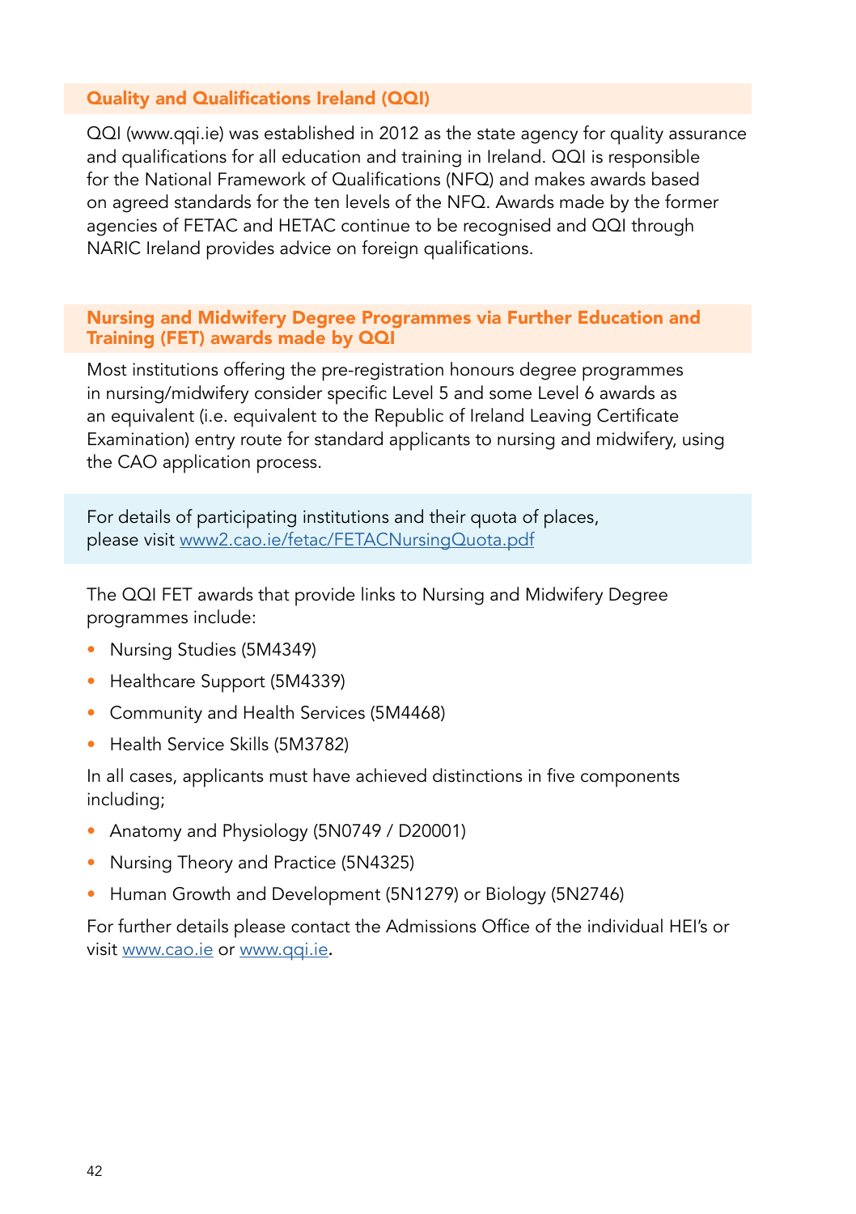## Quality and Qualifications Ireland (QQI)

QQI (www.qqi.ie) was established in 2012 as the state agency for quality assurance and qualifications for all education and training in Ireland. QQI is responsible for the National Framework of Qualifications (NFQ) and makes awards based on agreed standards for the ten levels of the NFQ. Awards made by the former agencies of FETAC and HETAC continue to be recognised and QQI through NARIC Ireland provides advice on foreign qualifications.

## Nursing and Midwifery Degree Programmes via Further Education and Training (FET) awards made by QQI

Most institutions offering the pre-registration honours degree programmes in nursing/midwifery consider specific Level 5 and some Level 6 awards as an equivalent (i.e. equivalent to the Republic of Ireland Leaving Certificate Examination) entry route for standard applicants to nursing and midwifery, using the CAO application process.

For details of participating institutions and their quota of places, please visit [www2.cao.ie/fetac/FETACNursingQuota.pdf](www2.cao.ie/fetac/FETACNursingQuota.pdf)

The QQI FET awards that provide links to Nursing and Midwifery Degree programmes include:

- Nursing Studies (5M4349)
- Healthcare Support (5M4339)
- Community and Health Services (5M4468)
- Health Service Skills (5M3782)

In all cases, applicants must have achieved distinctions in five components including;

- Anatomy and Physiology (5N0749 / D20001)
- Nursing Theory and Practice (5N4325)
- Human Growth and Development (5N1279) or Biology (5N2746)

For further details please contact the Admissions Office of the individual HEI's or visit [www.cao.ie](www.cao.ie) or [www.qqi.ie](www.qqi.ie).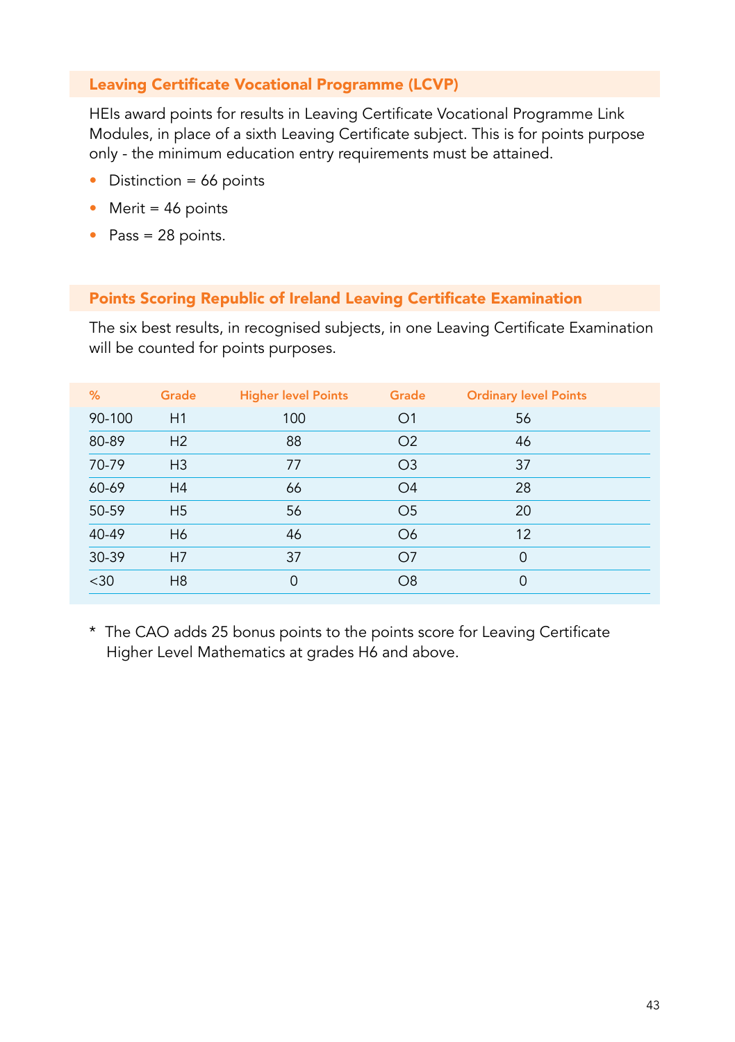## Leaving Certificate Vocational Programme (LCVP)

HEIs award points for results in Leaving Certificate Vocational Programme Link Modules, in place of a sixth Leaving Certificate subject. This is for points purpose only - the minimum education entry requirements must be attained.

- Distinction = 66 points
- Merit = 46 points
- Pass = 28 points.

## Points Scoring Republic of Ireland Leaving Certificate Examination

The six best results, in recognised subjects, in one Leaving Certificate Examination will be counted for points purposes.

| % | Grade | Higher level Points | Grade | Ordinary level Points |
|---|---|---|---|---|
| 90-100 | H1 | 100 | O1 | 56 |
| 80-89 | H2 | 88 | O2 | 46 |
| 70-79 | H3 | 77 | O3 | 37 |
| 60-69 | H4 | 66 | O4 | 28 |
| 50-59 | H5 | 56 | O5 | 20 |
| 40-49 | H6 | 46 | O6 | 12 |
| 30-39 | H7 | 37 | O7 | 0 |
| <30 | H8 | 0 | O8 | 0 |

* The CAO adds 25 bonus points to the points score for Leaving Certificate Higher Level Mathematics at grades H6 and above.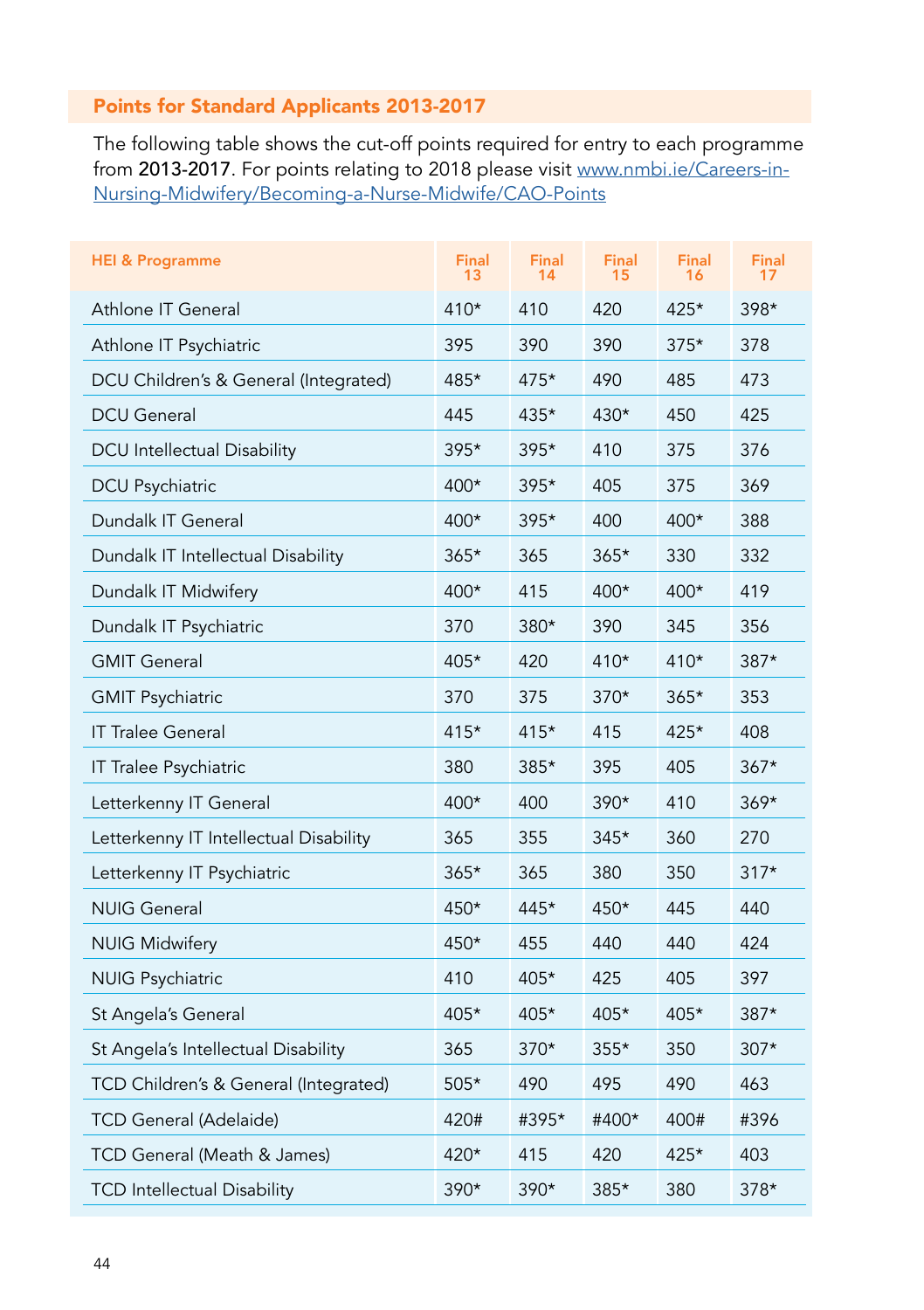## Points for Standard Applicants 2013-2017

The following table shows the cut-off points required for entry to each programme from **2013-2017**. For points relating to 2018 please visit [www.nmbi.ie/Careers-in-Nursing-Midwifery/Becoming-a-Nurse-Midwife/CAO-Points](www.nmbi.ie/Careers-in-Nursing-Midwifery/Becoming-a-Nurse-Midwife/CAO-Points)

| HEI & Programme | Final 13 | Final 14 | Final 15 | Final 16 | Final 17 |
|---|---|---|---|---|---|
| Athlone IT General | 410* | 410 | 420 | 425* | 398* |
| Athlone IT Psychiatric | 395 | 390 | 390 | 375* | 378 |
| DCU Children's & General (Integrated) | 485* | 475* | 490 | 485 | 473 |
| DCU General | 445 | 435* | 430* | 450 | 425 |
| DCU Intellectual Disability | 395* | 395* | 410 | 375 | 376 |
| DCU Psychiatric | 400* | 395* | 405 | 375 | 369 |
| Dundalk IT General | 400* | 395* | 400 | 400* | 388 |
| Dundalk IT Intellectual Disability | 365* | 365 | 365* | 330 | 332 |
| Dundalk IT Midwifery | 400* | 415 | 400* | 400* | 419 |
| Dundalk IT Psychiatric | 370 | 380* | 390 | 345 | 356 |
| GMIT General | 405* | 420 | 410* | 410* | 387* |
| GMIT Psychiatric | 370 | 375 | 370* | 365* | 353 |
| IT Tralee General | 415* | 415* | 415 | 425* | 408 |
| IT Tralee Psychiatric | 380 | 385* | 395 | 405 | 367* |
| Letterkenny IT General | 400* | 400 | 390* | 410 | 369* |
| Letterkenny IT Intellectual Disability | 365 | 355 | 345* | 360 | 270 |
| Letterkenny IT Psychiatric | 365* | 365 | 380 | 350 | 317* |
| NUIG General | 450* | 445* | 450* | 445 | 440 |
| NUIG Midwifery | 450* | 455 | 440 | 440 | 424 |
| NUIG Psychiatric | 410 | 405* | 425 | 405 | 397 |
| St Angela's General | 405* | 405* | 405* | 405* | 387* |
| St Angela's Intellectual Disability | 365 | 370* | 355* | 350 | 307* |
| TCD Children's & General (Integrated) | 505* | 490 | 495 | 490 | 463 |
| TCD General (Adelaide) | 420# | #395* | #400* | 400# | #396 |
| TCD General (Meath & James) | 420* | 415 | 420 | 425* | 403 |
| TCD Intellectual Disability | 390* | 390* | 385* | 380 | 378* |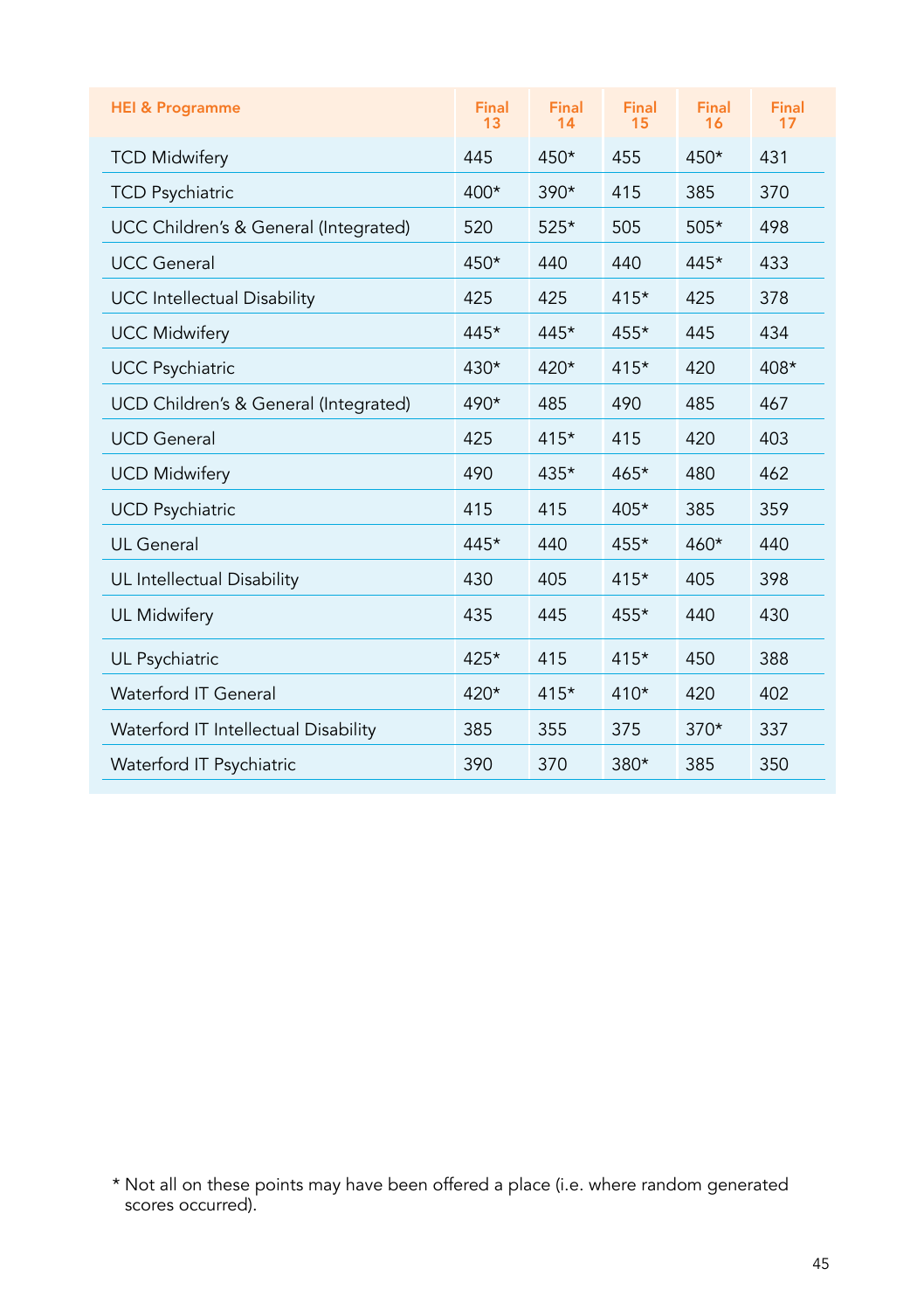| HEI & Programme | Final 13 | Final 14 | Final 15 | Final 16 | Final 17 |
|---|---|---|---|---|---|
| TCD Midwifery | 445 | 450* | 455 | 450* | 431 |
| TCD Psychiatric | 400* | 390* | 415 | 385 | 370 |
| UCC Children's & General (Integrated) | 520 | 525* | 505 | 505* | 498 |
| UCC General | 450* | 440 | 440 | 445* | 433 |
| UCC Intellectual Disability | 425 | 425 | 415* | 425 | 378 |
| UCC Midwifery | 445* | 445* | 455* | 445 | 434 |
| UCC Psychiatric | 430* | 420* | 415* | 420 | 408* |
| UCD Children's & General (Integrated) | 490* | 485 | 490 | 485 | 467 |
| UCD General | 425 | 415* | 415 | 420 | 403 |
| UCD Midwifery | 490 | 435* | 465* | 480 | 462 |
| UCD Psychiatric | 415 | 415 | 405* | 385 | 359 |
| UL General | 445* | 440 | 455* | 460* | 440 |
| UL Intellectual Disability | 430 | 405 | 415* | 405 | 398 |
| UL Midwifery | 435 | 445 | 455* | 440 | 430 |
| UL Psychiatric | 425* | 415 | 415* | 450 | 388 |
| Waterford IT General | 420* | 415* | 410* | 420 | 402 |
| Waterford IT Intellectual Disability | 385 | 355 | 375 | 370* | 337 |
| Waterford IT Psychiatric | 390 | 370 | 380* | 385 | 350 |

* Not all on these points may have been offered a place (i.e. where random generated scores occurred).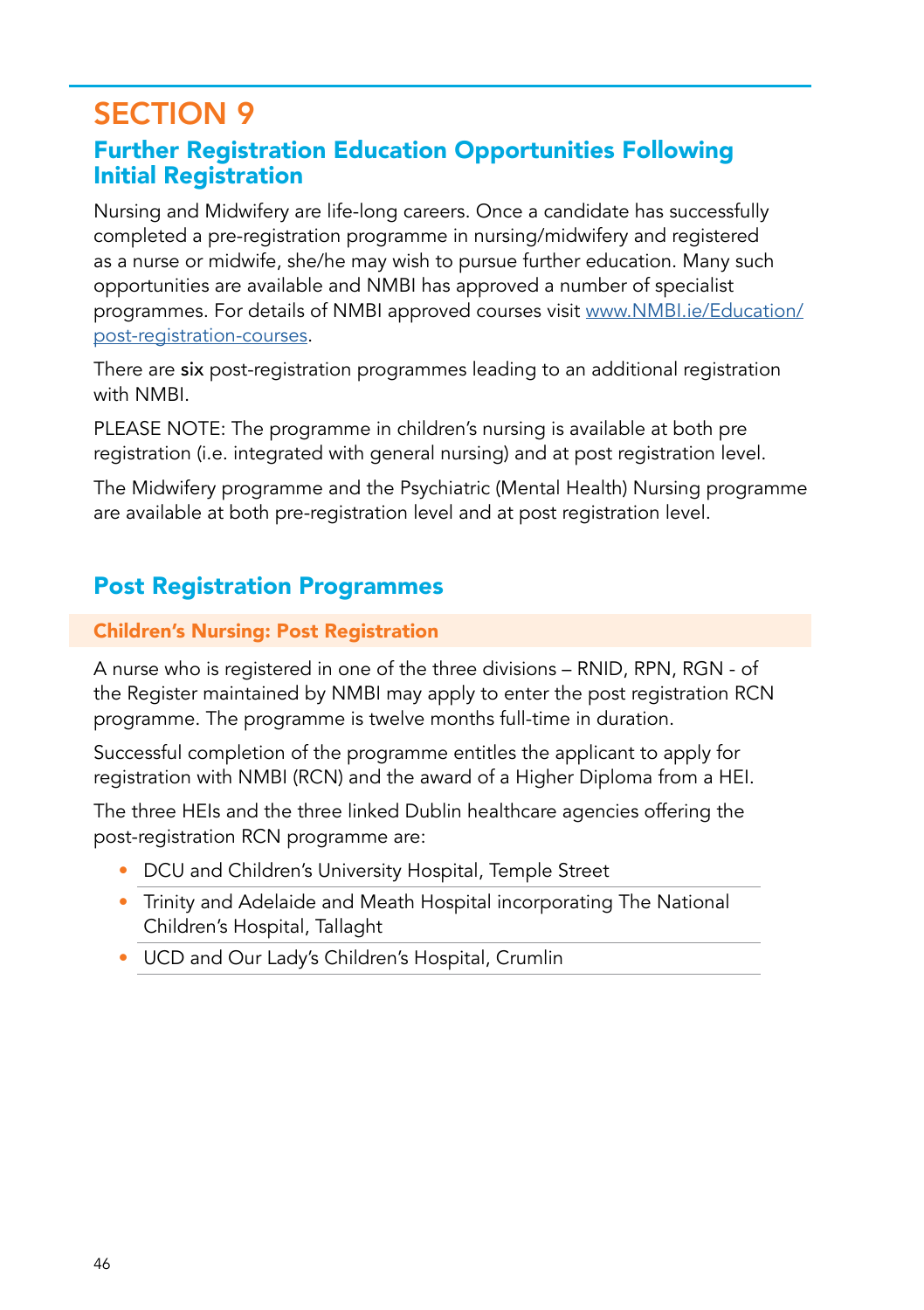# SECTION 9

## Further Registration Education Opportunities Following Initial Registration

Nursing and Midwifery are life-long careers. Once a candidate has successfully completed a pre-registration programme in nursing/midwifery and registered as a nurse or midwife, she/he may wish to pursue further education. Many such opportunities are available and NMBI has approved a number of specialist programmes. For details of NMBI approved courses visit [www.NMBI.ie/Education/post-registration-courses](www.NMBI.ie/Education/post-registration-courses).

There are six post-registration programmes leading to an additional registration with NMBI.

PLEASE NOTE: The programme in children's nursing is available at both pre registration (i.e. integrated with general nursing) and at post registration level.

The Midwifery programme and the Psychiatric (Mental Health) Nursing programme are available at both pre-registration level and at post registration level.

## Post Registration Programmes

### Children's Nursing: Post Registration

A nurse who is registered in one of the three divisions – RNID, RPN, RGN - of the Register maintained by NMBI may apply to enter the post registration RCN programme. The programme is twelve months full-time in duration.

Successful completion of the programme entitles the applicant to apply for registration with NMBI (RCN) and the award of a Higher Diploma from a HEI.

The three HEIs and the three linked Dublin healthcare agencies offering the post-registration RCN programme are:

- DCU and Children's University Hospital, Temple Street
- Trinity and Adelaide and Meath Hospital incorporating The National Children's Hospital, Tallaght
- UCD and Our Lady's Children's Hospital, Crumlin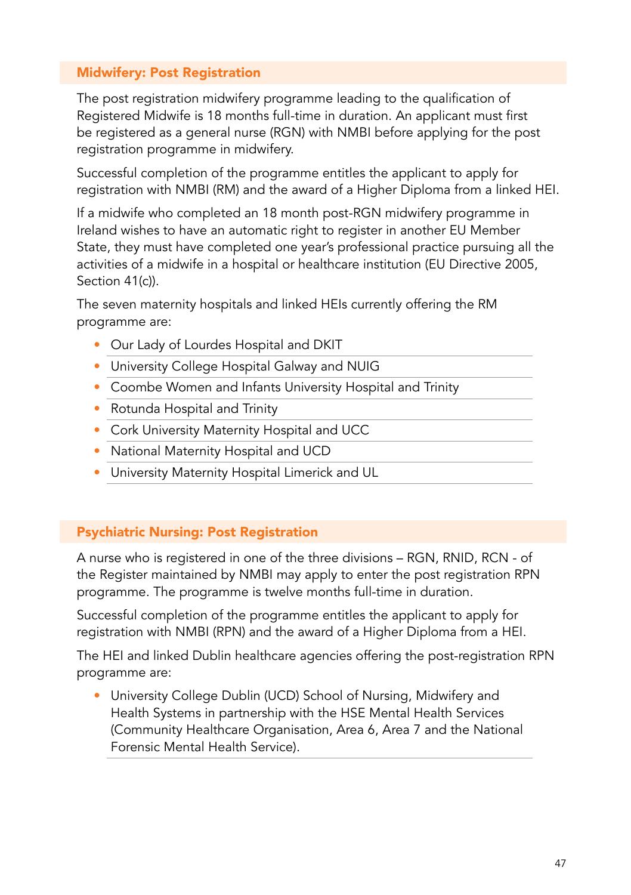## Midwifery: Post Registration

The post registration midwifery programme leading to the qualification of Registered Midwife is 18 months full-time in duration. An applicant must first be registered as a general nurse (RGN) with NMBI before applying for the post registration programme in midwifery.

Successful completion of the programme entitles the applicant to apply for registration with NMBI (RM) and the award of a Higher Diploma from a linked HEI.

If a midwife who completed an 18 month post-RGN midwifery programme in Ireland wishes to have an automatic right to register in another EU Member State, they must have completed one year's professional practice pursuing all the activities of a midwife in a hospital or healthcare institution (EU Directive 2005, Section 41(c)).

The seven maternity hospitals and linked HEIs currently offering the RM programme are:

- Our Lady of Lourdes Hospital and DKIT
- University College Hospital Galway and NUIG
- Coombe Women and Infants University Hospital and Trinity
- Rotunda Hospital and Trinity
- Cork University Maternity Hospital and UCC
- National Maternity Hospital and UCD
- University Maternity Hospital Limerick and UL

## Psychiatric Nursing: Post Registration

A nurse who is registered in one of the three divisions – RGN, RNID, RCN - of the Register maintained by NMBI may apply to enter the post registration RPN programme. The programme is twelve months full-time in duration.

Successful completion of the programme entitles the applicant to apply for registration with NMBI (RPN) and the award of a Higher Diploma from a HEI.

The HEI and linked Dublin healthcare agencies offering the post-registration RPN programme are:

- University College Dublin (UCD) School of Nursing, Midwifery and Health Systems in partnership with the HSE Mental Health Services (Community Healthcare Organisation, Area 6, Area 7 and the National Forensic Mental Health Service).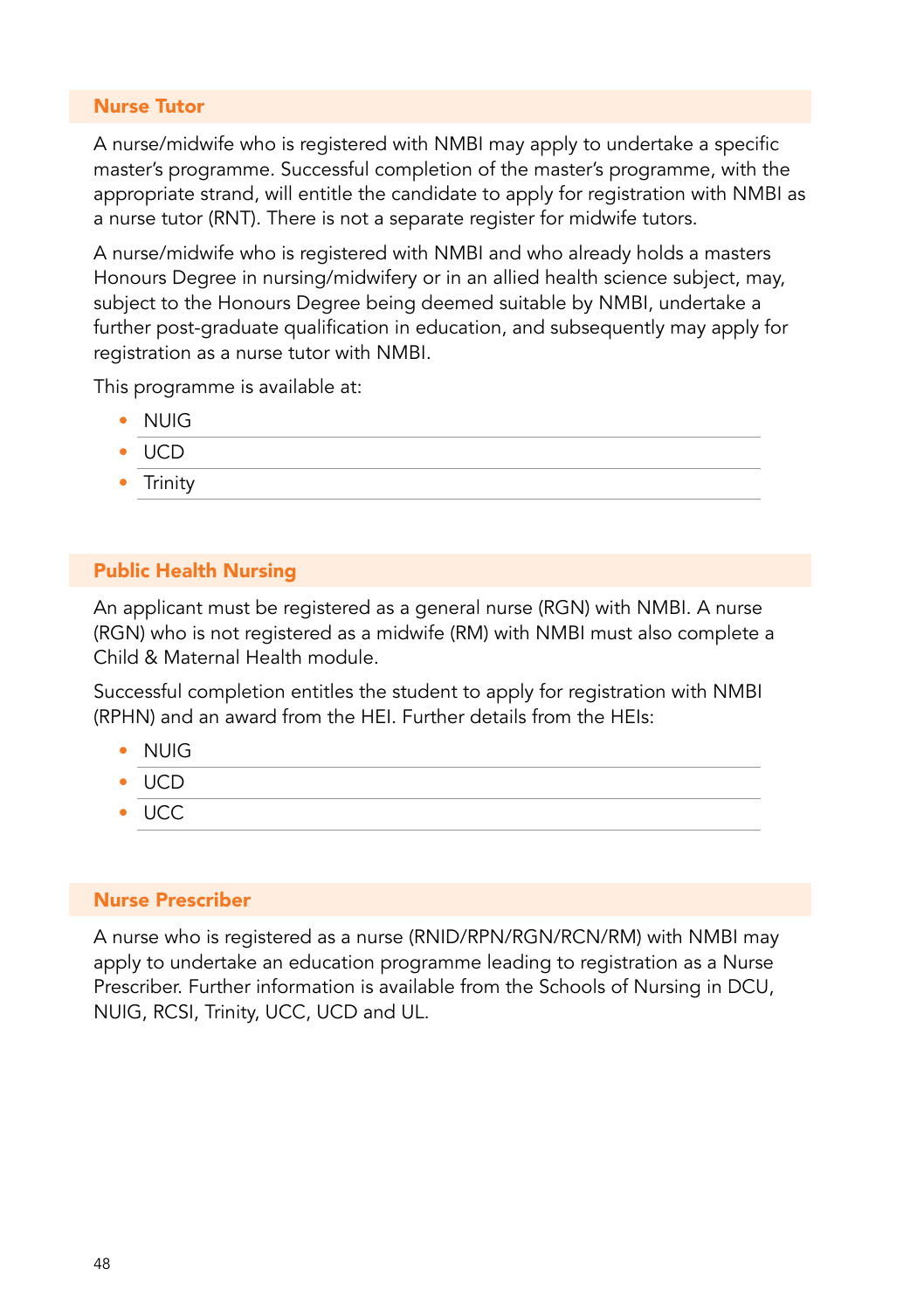## Nurse Tutor

A nurse/midwife who is registered with NMBI may apply to undertake a specific master's programme. Successful completion of the master's programme, with the appropriate strand, will entitle the candidate to apply for registration with NMBI as a nurse tutor (RNT). There is not a separate register for midwife tutors.

A nurse/midwife who is registered with NMBI and who already holds a masters Honours Degree in nursing/midwifery or in an allied health science subject, may, subject to the Honours Degree being deemed suitable by NMBI, undertake a further post-graduate qualification in education, and subsequently may apply for registration as a nurse tutor with NMBI.

This programme is available at:

- NUIG
- UCD
- Trinity

## Public Health Nursing

An applicant must be registered as a general nurse (RGN) with NMBI. A nurse (RGN) who is not registered as a midwife (RM) with NMBI must also complete a Child & Maternal Health module.

Successful completion entitles the student to apply for registration with NMBI (RPHN) and an award from the HEI. Further details from the HEIs:

- NUIG
- UCD
- UCC

## Nurse Prescriber

A nurse who is registered as a nurse (RNID/RPN/RGN/RCN/RM) with NMBI may apply to undertake an education programme leading to registration as a Nurse Prescriber. Further information is available from the Schools of Nursing in DCU, NUIG, RCSI, Trinity, UCC, UCD and UL.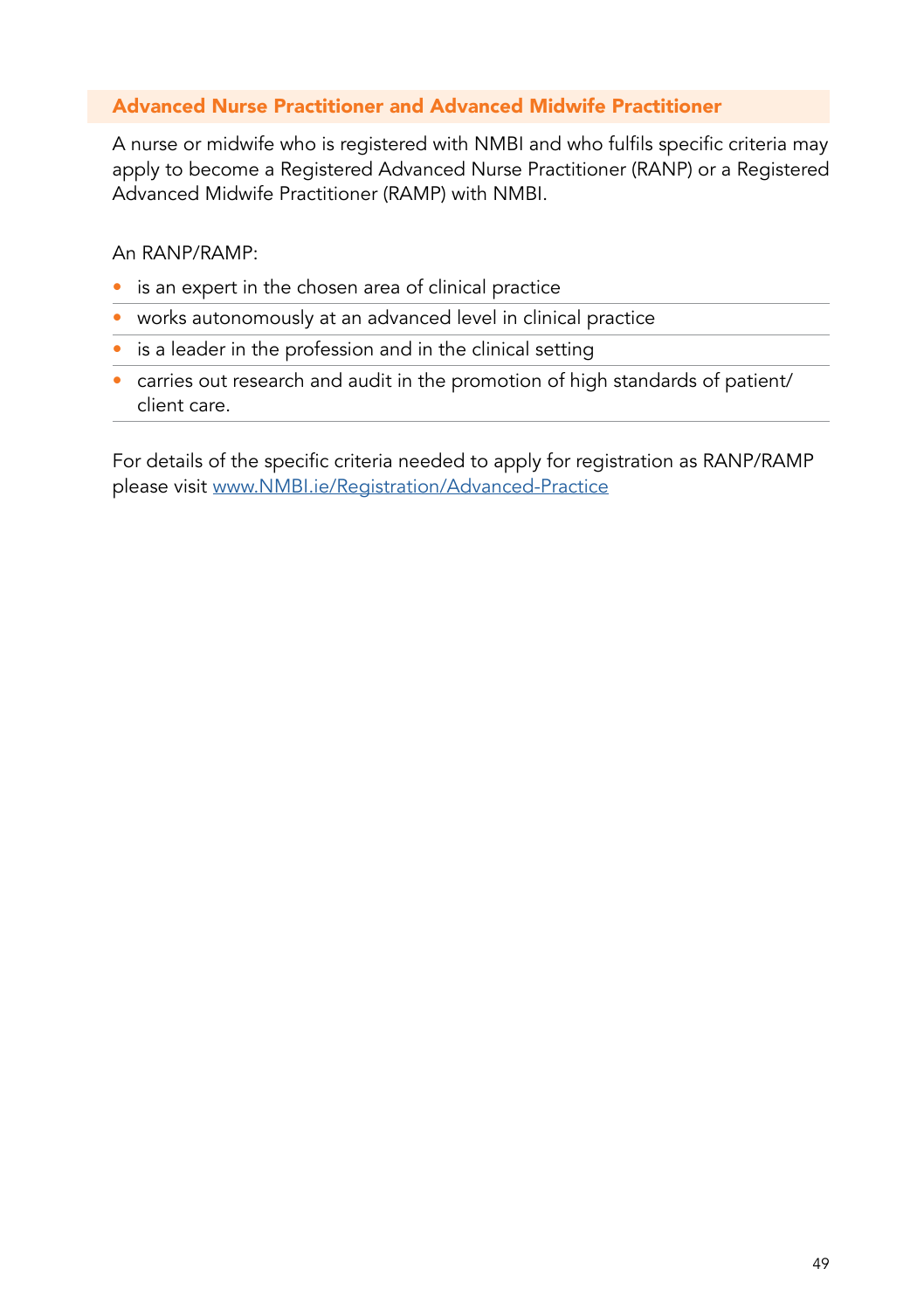## Advanced Nurse Practitioner and Advanced Midwife Practitioner

A nurse or midwife who is registered with NMBI and who fulfils specific criteria may apply to become a Registered Advanced Nurse Practitioner (RANP) or a Registered Advanced Midwife Practitioner (RAMP) with NMBI.

An RANP/RAMP:

- is an expert in the chosen area of clinical practice
- works autonomously at an advanced level in clinical practice
- is a leader in the profession and in the clinical setting
- carries out research and audit in the promotion of high standards of patient/client care.

For details of the specific criteria needed to apply for registration as RANP/RAMP please visit [www.NMBI.ie/Registration/Advanced-Practice](www.NMBI.ie/Registration/Advanced-Practice)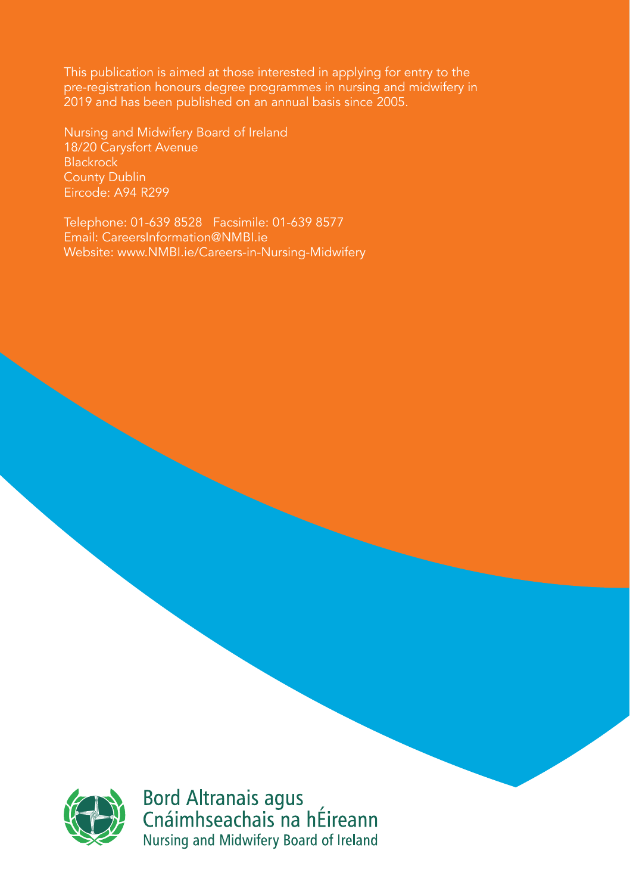This publication is aimed at those interested in applying for entry to the pre-registration honours degree programmes in nursing and midwifery in 2019 and has been published on an annual basis since 2005.

Nursing and Midwifery Board of Ireland
18/20 Carysfort Avenue
Blackrock
County Dublin
Eircode: A94 R299

Telephone: 01-639 8528 Facsimile: 01-639 8577
Email: CareersInformation@NMBI.ie
Website: www.NMBI.ie/Careers-in-Nursing-Midwifery

Bord Altranais agus Cnáimhseachais na hÉireann
Nursing and Midwifery Board of Ireland